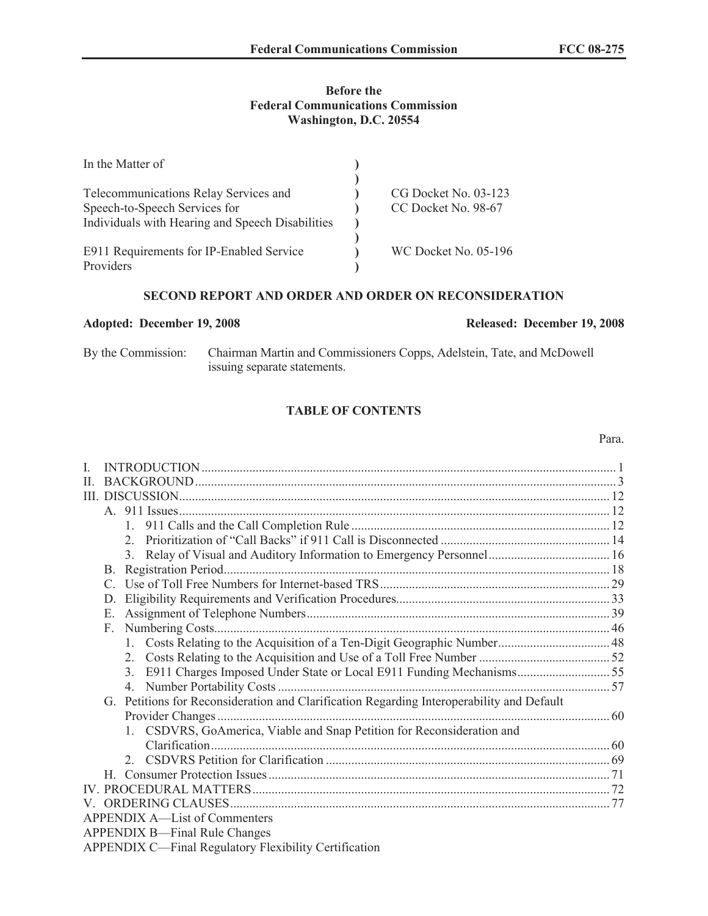**Before the**
**Federal Communications Commission**
**Washington, D.C. 20554**

| In the Matter of | | |
|---|---|---|
| Telecommunications Relay Services and Speech-to-Speech Services for Individuals with Hearing and Speech Disabilities | ) | CG Docket No. 03-123<br>CC Docket No. 98-67 |
| E911 Requirements for IP-Enabled Service Providers | ) | WC Docket No. 05-196 |

## SECOND REPORT AND ORDER AND ORDER ON RECONSIDERATION

**Adopted: December 19, 2008** **Released: December 19, 2008**

By the Commission: Chairman Martin and Commissioners Copps, Adelstein, Tate, and McDowell issuing separate statements.

## TABLE OF CONTENTS

| | Para. |
|---|---|
| I. INTRODUCTION | 1 |
| II. BACKGROUND | 3 |
| III. DISCUSSION | 12 |
| A. 911 Issues | 12 |
| 1. 911 Calls and the Call Completion Rule | 12 |
| 2. Prioritization of "Call Backs" if 911 Call is Disconnected | 14 |
| 3. Relay of Visual and Auditory Information to Emergency Personnel | 16 |
| B. Registration Period | 18 |
| C. Use of Toll Free Numbers for Internet-based TRS | 29 |
| D. Eligibility Requirements and Verification Procedures | 33 |
| E. Assignment of Telephone Numbers | 39 |
| F. Numbering Costs | 46 |
| 1. Costs Relating to the Acquisition of a Ten-Digit Geographic Number | 48 |
| 2. Costs Relating to the Acquisition and Use of a Toll Free Number | 52 |
| 3. E911 Charges Imposed Under State or Local E911 Funding Mechanisms | 55 |
| 4. Number Portability Costs | 57 |
| G. Petitions for Reconsideration and Clarification Regarding Interoperability and Default Provider Changes | 60 |
| 1. CSDVRS, GoAmerica, Viable and Snap Petition for Reconsideration and Clarification | 60 |
| 2. CSDVRS Petition for Clarification | 69 |
| H. Consumer Protection Issues | 71 |
| IV. PROCEDURAL MATTERS | 72 |
| V. ORDERING CLAUSES | 77 |
| APPENDIX A—List of Commenters | |
| APPENDIX B—Final Rule Changes | |
| APPENDIX C—Final Regulatory Flexibility Certification | |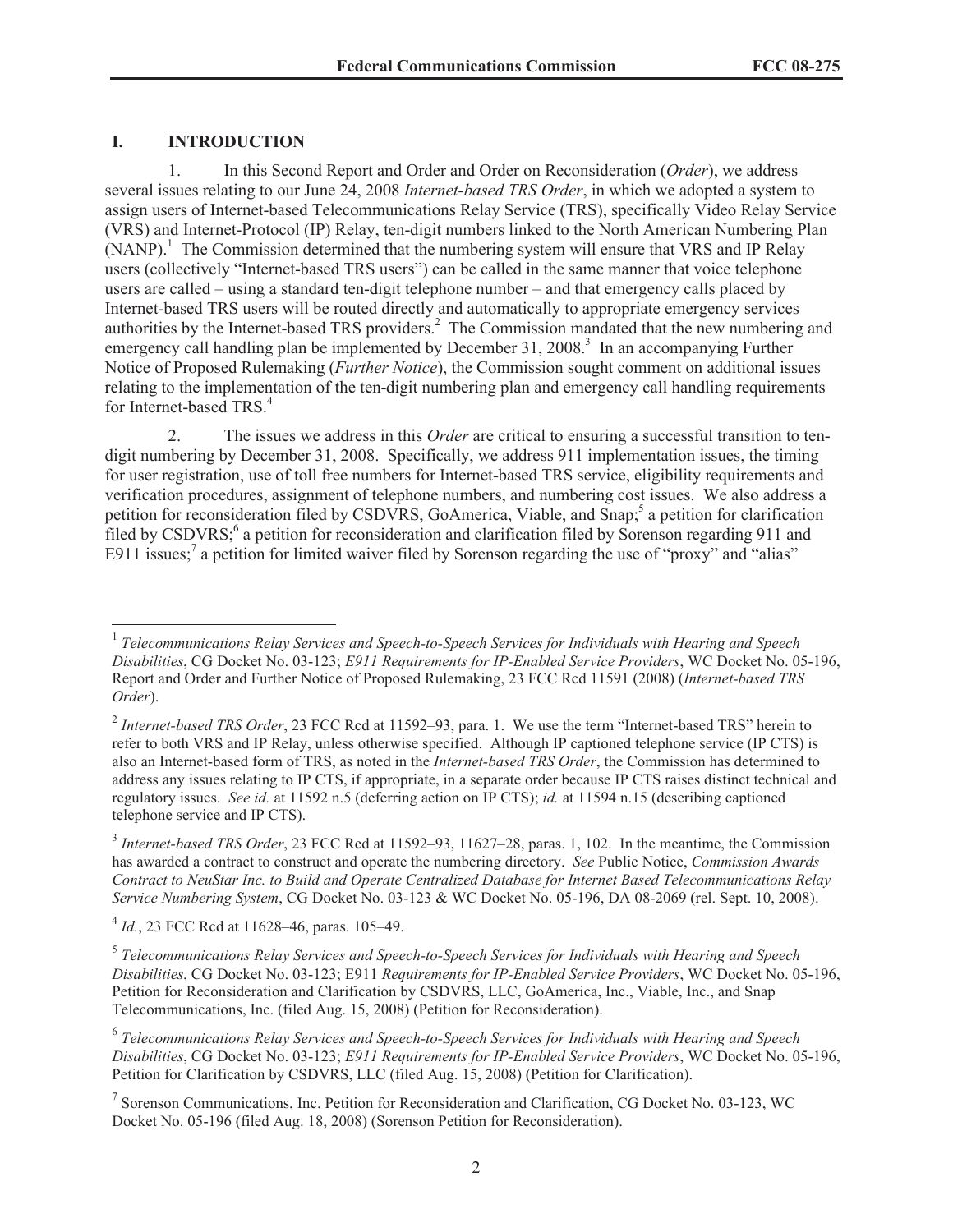## I. INTRODUCTION

1. In this Second Report and Order and Order on Reconsideration (*Order*), we address several issues relating to our June 24, 2008 *Internet-based TRS Order*, in which we adopted a system to assign users of Internet-based Telecommunications Relay Service (TRS), specifically Video Relay Service (VRS) and Internet-Protocol (IP) Relay, ten-digit numbers linked to the North American Numbering Plan (NANP).[1] The Commission determined that the numbering system will ensure that VRS and IP Relay users (collectively "Internet-based TRS users") can be called in the same manner that voice telephone users are called – using a standard ten-digit telephone number – and that emergency calls placed by Internet-based TRS users will be routed directly and automatically to appropriate emergency services authorities by the Internet-based TRS providers.[2] The Commission mandated that the new numbering and emergency call handling plan be implemented by December 31, 2008.[3] In an accompanying Further Notice of Proposed Rulemaking (*Further Notice*), the Commission sought comment on additional issues relating to the implementation of the ten-digit numbering plan and emergency call handling requirements for Internet-based TRS.[4]

2. The issues we address in this *Order* are critical to ensuring a successful transition to ten-digit numbering by December 31, 2008. Specifically, we address 911 implementation issues, the timing for user registration, use of toll free numbers for Internet-based TRS service, eligibility requirements and verification procedures, assignment of telephone numbers, and numbering cost issues. We also address a petition for reconsideration filed by CSDVRS, GoAmerica, Viable, and Snap;[5] a petition for clarification filed by CSDVRS;[6] a petition for reconsideration and clarification filed by Sorenson regarding 911 and E911 issues;[7] a petition for limited waiver filed by Sorenson regarding the use of "proxy" and "alias"

---

[1] *Telecommunications Relay Services and Speech-to-Speech Services for Individuals with Hearing and Speech Disabilities*, CG Docket No. 03-123; *E911 Requirements for IP-Enabled Service Providers*, WC Docket No. 05-196, Report and Order and Further Notice of Proposed Rulemaking, 23 FCC Rcd 11591 (2008) (*Internet-based TRS Order*).

[2] *Internet-based TRS Order*, 23 FCC Rcd at 11592–93, para. 1. We use the term "Internet-based TRS" herein to refer to both VRS and IP Relay, unless otherwise specified. Although IP captioned telephone service (IP CTS) is also an Internet-based form of TRS, as noted in the *Internet-based TRS Order*, the Commission has determined to address any issues relating to IP CTS, if appropriate, in a separate order because IP CTS raises distinct technical and regulatory issues. *See id.* at 11592 n.5 (deferring action on IP CTS); *id.* at 11594 n.15 (describing captioned telephone service and IP CTS).

[3] *Internet-based TRS Order*, 23 FCC Rcd at 11592–93, 11627–28, paras. 1, 102. In the meantime, the Commission has awarded a contract to construct and operate the numbering directory. *See* Public Notice, *Commission Awards Contract to NeuStar Inc. to Build and Operate Centralized Database for Internet Based Telecommunications Relay Service Numbering System*, CG Docket No. 03-123 & WC Docket No. 05-196, DA 08-2069 (rel. Sept. 10, 2008).

[4] *Id.*, 23 FCC Rcd at 11628–46, paras. 105–49.

[5] *Telecommunications Relay Services and Speech-to-Speech Services for Individuals with Hearing and Speech Disabilities*, CG Docket No. 03-123; E911 *Requirements for IP-Enabled Service Providers*, WC Docket No. 05-196, Petition for Reconsideration and Clarification by CSDVRS, LLC, GoAmerica, Inc., Viable, Inc., and Snap Telecommunications, Inc. (filed Aug. 15, 2008) (Petition for Reconsideration).

[6] *Telecommunications Relay Services and Speech-to-Speech Services for Individuals with Hearing and Speech Disabilities*, CG Docket No. 03-123; *E911 Requirements for IP-Enabled Service Providers*, WC Docket No. 05-196, Petition for Clarification by CSDVRS, LLC (filed Aug. 15, 2008) (Petition for Clarification).

[7] Sorenson Communications, Inc. Petition for Reconsideration and Clarification, CG Docket No. 03-123, WC Docket No. 05-196 (filed Aug. 18, 2008) (Sorenson Petition for Reconsideration).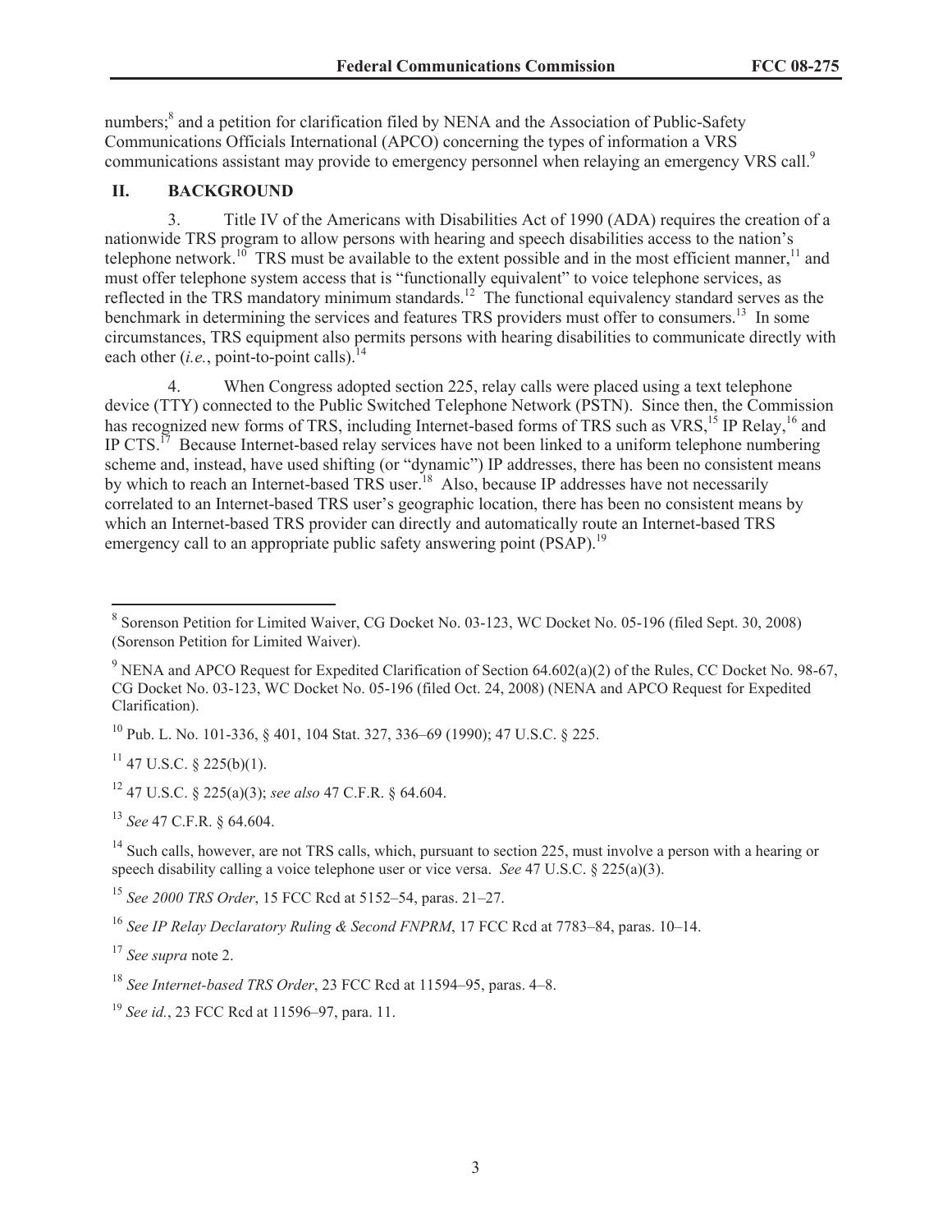numbers;[8] and a petition for clarification filed by NENA and the Association of Public-Safety Communications Officials International (APCO) concerning the types of information a VRS communications assistant may provide to emergency personnel when relaying an emergency VRS call.[9]

## II. BACKGROUND

3. Title IV of the Americans with Disabilities Act of 1990 (ADA) requires the creation of a nationwide TRS program to allow persons with hearing and speech disabilities access to the nation's telephone network.[10] TRS must be available to the extent possible and in the most efficient manner,[11] and must offer telephone system access that is "functionally equivalent" to voice telephone services, as reflected in the TRS mandatory minimum standards.[12] The functional equivalency standard serves as the benchmark in determining the services and features TRS providers must offer to consumers.[13] In some circumstances, TRS equipment also permits persons with hearing disabilities to communicate directly with each other (*i.e.*, point-to-point calls).[14]

4. When Congress adopted section 225, relay calls were placed using a text telephone device (TTY) connected to the Public Switched Telephone Network (PSTN). Since then, the Commission has recognized new forms of TRS, including Internet-based forms of TRS such as VRS,[15] IP Relay,[16] and IP CTS.[17] Because Internet-based relay services have not been linked to a uniform telephone numbering scheme and, instead, have used shifting (or "dynamic") IP addresses, there has been no consistent means by which to reach an Internet-based TRS user.[18] Also, because IP addresses have not necessarily correlated to an Internet-based TRS user's geographic location, there has been no consistent means by which an Internet-based TRS provider can directly and automatically route an Internet-based TRS emergency call to an appropriate public safety answering point (PSAP).[19]

---

[8] Sorenson Petition for Limited Waiver, CG Docket No. 03-123, WC Docket No. 05-196 (filed Sept. 30, 2008) (Sorenson Petition for Limited Waiver).

[9] NENA and APCO Request for Expedited Clarification of Section 64.602(a)(2) of the Rules, CC Docket No. 98-67, CG Docket No. 03-123, WC Docket No. 05-196 (filed Oct. 24, 2008) (NENA and APCO Request for Expedited Clarification).

[10] Pub. L. No. 101-336, § 401, 104 Stat. 327, 336–69 (1990); 47 U.S.C. § 225.

[11] 47 U.S.C. § 225(b)(1).

[12] 47 U.S.C. § 225(a)(3); *see also* 47 C.F.R. § 64.604.

[13] *See* 47 C.F.R. § 64.604.

[14] Such calls, however, are not TRS calls, which, pursuant to section 225, must involve a person with a hearing or speech disability calling a voice telephone user or vice versa. *See* 47 U.S.C. § 225(a)(3).

[15] *See 2000 TRS Order*, 15 FCC Rcd at 5152–54, paras. 21–27.

[16] *See IP Relay Declaratory Ruling & Second FNPRM*, 17 FCC Rcd at 7783–84, paras. 10–14.

[17] *See supra* note 2.

[18] *See Internet-based TRS Order*, 23 FCC Rcd at 11594–95, paras. 4–8.

[19] *See id.*, 23 FCC Rcd at 11596–97, para. 11.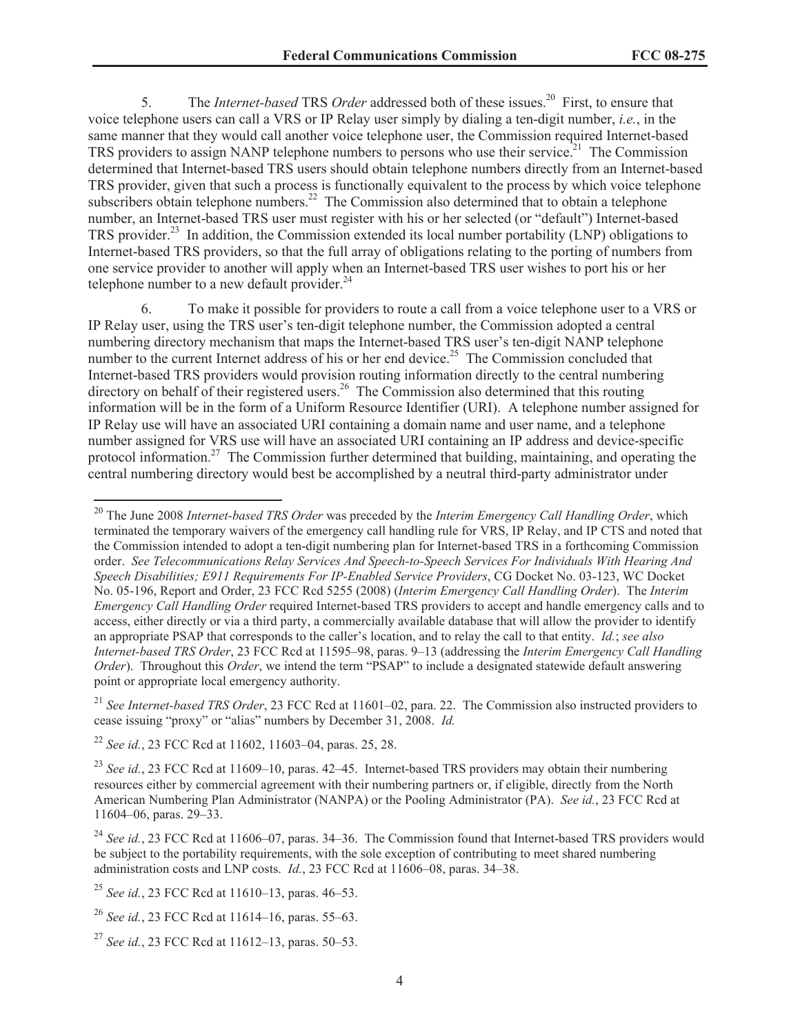5. The *Internet-based* TRS *Order* addressed both of these issues.[20] First, to ensure that voice telephone users can call a VRS or IP Relay user simply by dialing a ten-digit number, *i.e.*, in the same manner that they would call another voice telephone user, the Commission required Internet-based TRS providers to assign NANP telephone numbers to persons who use their service.[21] The Commission determined that Internet-based TRS users should obtain telephone numbers directly from an Internet-based TRS provider, given that such a process is functionally equivalent to the process by which voice telephone subscribers obtain telephone numbers.[22] The Commission also determined that to obtain a telephone number, an Internet-based TRS user must register with his or her selected (or "default") Internet-based TRS provider.[23] In addition, the Commission extended its local number portability (LNP) obligations to Internet-based TRS providers, so that the full array of obligations relating to the porting of numbers from one service provider to another will apply when an Internet-based TRS user wishes to port his or her telephone number to a new default provider.[24]

6. To make it possible for providers to route a call from a voice telephone user to a VRS or IP Relay user, using the TRS user's ten-digit telephone number, the Commission adopted a central numbering directory mechanism that maps the Internet-based TRS user's ten-digit NANP telephone number to the current Internet address of his or her end device.[25] The Commission concluded that Internet-based TRS providers would provision routing information directly to the central numbering directory on behalf of their registered users.[26] The Commission also determined that this routing information will be in the form of a Uniform Resource Identifier (URI). A telephone number assigned for IP Relay use will have an associated URI containing a domain name and user name, and a telephone number assigned for VRS use will have an associated URI containing an IP address and device-specific protocol information.[27] The Commission further determined that building, maintaining, and operating the central numbering directory would best be accomplished by a neutral third-party administrator under

---

[20] The June 2008 *Internet-based TRS Order* was preceded by the *Interim Emergency Call Handling Order*, which terminated the temporary waivers of the emergency call handling rule for VRS, IP Relay, and IP CTS and noted that the Commission intended to adopt a ten-digit numbering plan for Internet-based TRS in a forthcoming Commission order. *See Telecommunications Relay Services And Speech-to-Speech Services For Individuals With Hearing And Speech Disabilities; E911 Requirements For IP-Enabled Service Providers*, CG Docket No. 03-123, WC Docket No. 05-196, Report and Order, 23 FCC Rcd 5255 (2008) (*Interim Emergency Call Handling Order*). The *Interim Emergency Call Handling Order* required Internet-based TRS providers to accept and handle emergency calls and to access, either directly or via a third party, a commercially available database that will allow the provider to identify an appropriate PSAP that corresponds to the caller's location, and to relay the call to that entity. *Id.*; *see also Internet-based TRS Order*, 23 FCC Rcd at 11595–98, paras. 9–13 (addressing the *Interim Emergency Call Handling Order*). Throughout this *Order*, we intend the term "PSAP" to include a designated statewide default answering point or appropriate local emergency authority.

[21] *See Internet-based TRS Order*, 23 FCC Rcd at 11601–02, para. 22. The Commission also instructed providers to cease issuing "proxy" or "alias" numbers by December 31, 2008. *Id.*

[22] *See id.*, 23 FCC Rcd at 11602, 11603–04, paras. 25, 28.

[23] *See id.*, 23 FCC Rcd at 11609–10, paras. 42–45. Internet-based TRS providers may obtain their numbering resources either by commercial agreement with their numbering partners or, if eligible, directly from the North American Numbering Plan Administrator (NANPA) or the Pooling Administrator (PA). *See id.*, 23 FCC Rcd at 11604–06, paras. 29–33.

[24] *See id.*, 23 FCC Rcd at 11606–07, paras. 34–36. The Commission found that Internet-based TRS providers would be subject to the portability requirements, with the sole exception of contributing to meet shared numbering administration costs and LNP costs. *Id.*, 23 FCC Rcd at 11606–08, paras. 34–38.

[25] *See id.*, 23 FCC Rcd at 11610–13, paras. 46–53.

[26] *See id.*, 23 FCC Rcd at 11614–16, paras. 55–63.

[27] *See id.*, 23 FCC Rcd at 11612–13, paras. 50–53.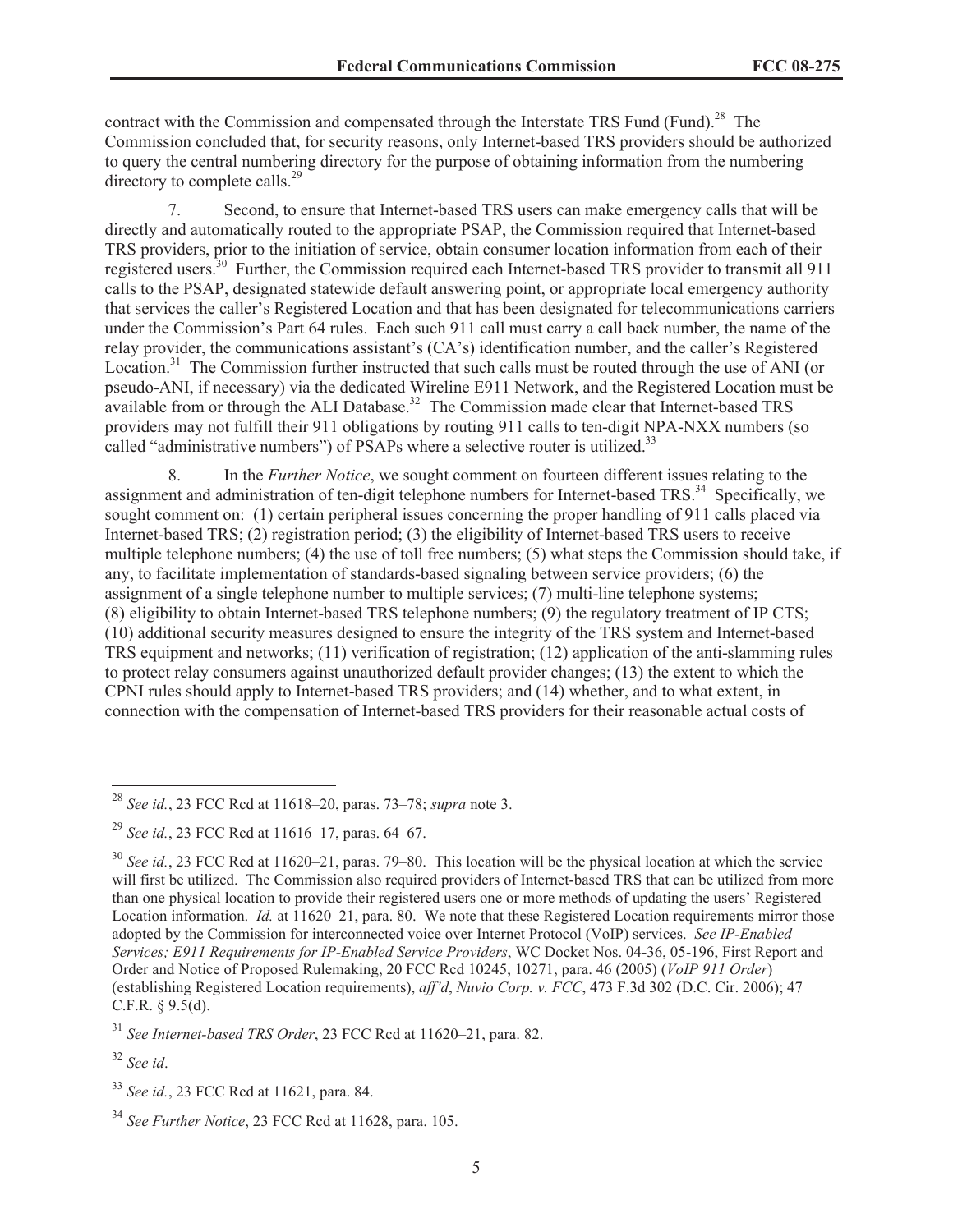contract with the Commission and compensated through the Interstate TRS Fund (Fund).[28] The Commission concluded that, for security reasons, only Internet-based TRS providers should be authorized to query the central numbering directory for the purpose of obtaining information from the numbering directory to complete calls.[29]

7. Second, to ensure that Internet-based TRS users can make emergency calls that will be directly and automatically routed to the appropriate PSAP, the Commission required that Internet-based TRS providers, prior to the initiation of service, obtain consumer location information from each of their registered users.[30] Further, the Commission required each Internet-based TRS provider to transmit all 911 calls to the PSAP, designated statewide default answering point, or appropriate local emergency authority that services the caller's Registered Location and that has been designated for telecommunications carriers under the Commission's Part 64 rules. Each such 911 call must carry a call back number, the name of the relay provider, the communications assistant's (CA's) identification number, and the caller's Registered Location.[31] The Commission further instructed that such calls must be routed through the use of ANI (or pseudo-ANI, if necessary) via the dedicated Wireline E911 Network, and the Registered Location must be available from or through the ALI Database.[32] The Commission made clear that Internet-based TRS providers may not fulfill their 911 obligations by routing 911 calls to ten-digit NPA-NXX numbers (so called "administrative numbers") of PSAPs where a selective router is utilized.[33]

8. In the *Further Notice*, we sought comment on fourteen different issues relating to the assignment and administration of ten-digit telephone numbers for Internet-based TRS.[34] Specifically, we sought comment on: (1) certain peripheral issues concerning the proper handling of 911 calls placed via Internet-based TRS; (2) registration period; (3) the eligibility of Internet-based TRS users to receive multiple telephone numbers; (4) the use of toll free numbers; (5) what steps the Commission should take, if any, to facilitate implementation of standards-based signaling between service providers; (6) the assignment of a single telephone number to multiple services; (7) multi-line telephone systems; (8) eligibility to obtain Internet-based TRS telephone numbers; (9) the regulatory treatment of IP CTS; (10) additional security measures designed to ensure the integrity of the TRS system and Internet-based TRS equipment and networks; (11) verification of registration; (12) application of the anti-slamming rules to protect relay consumers against unauthorized default provider changes; (13) the extent to which the CPNI rules should apply to Internet-based TRS providers; and (14) whether, and to what extent, in connection with the compensation of Internet-based TRS providers for their reasonable actual costs of

---

[28] *See id.*, 23 FCC Rcd at 11618–20, paras. 73–78; *supra* note 3.

[29] *See id.*, 23 FCC Rcd at 11616–17, paras. 64–67.

[30] *See id.*, 23 FCC Rcd at 11620–21, paras. 79–80. This location will be the physical location at which the service will first be utilized. The Commission also required providers of Internet-based TRS that can be utilized from more than one physical location to provide their registered users one or more methods of updating the users' Registered Location information. *Id.* at 11620–21, para. 80. We note that these Registered Location requirements mirror those adopted by the Commission for interconnected voice over Internet Protocol (VoIP) services. *See IP-Enabled Services; E911 Requirements for IP-Enabled Service Providers*, WC Docket Nos. 04-36, 05-196, First Report and Order and Notice of Proposed Rulemaking, 20 FCC Rcd 10245, 10271, para. 46 (2005) (*VoIP 911 Order*) (establishing Registered Location requirements), *aff'd*, *Nuvio Corp. v. FCC*, 473 F.3d 302 (D.C. Cir. 2006); 47 C.F.R. § 9.5(d).

[31] *See Internet-based TRS Order*, 23 FCC Rcd at 11620–21, para. 82.

[32] *See id*.

[33] *See id.*, 23 FCC Rcd at 11621, para. 84.

[34] *See Further Notice*, 23 FCC Rcd at 11628, para. 105.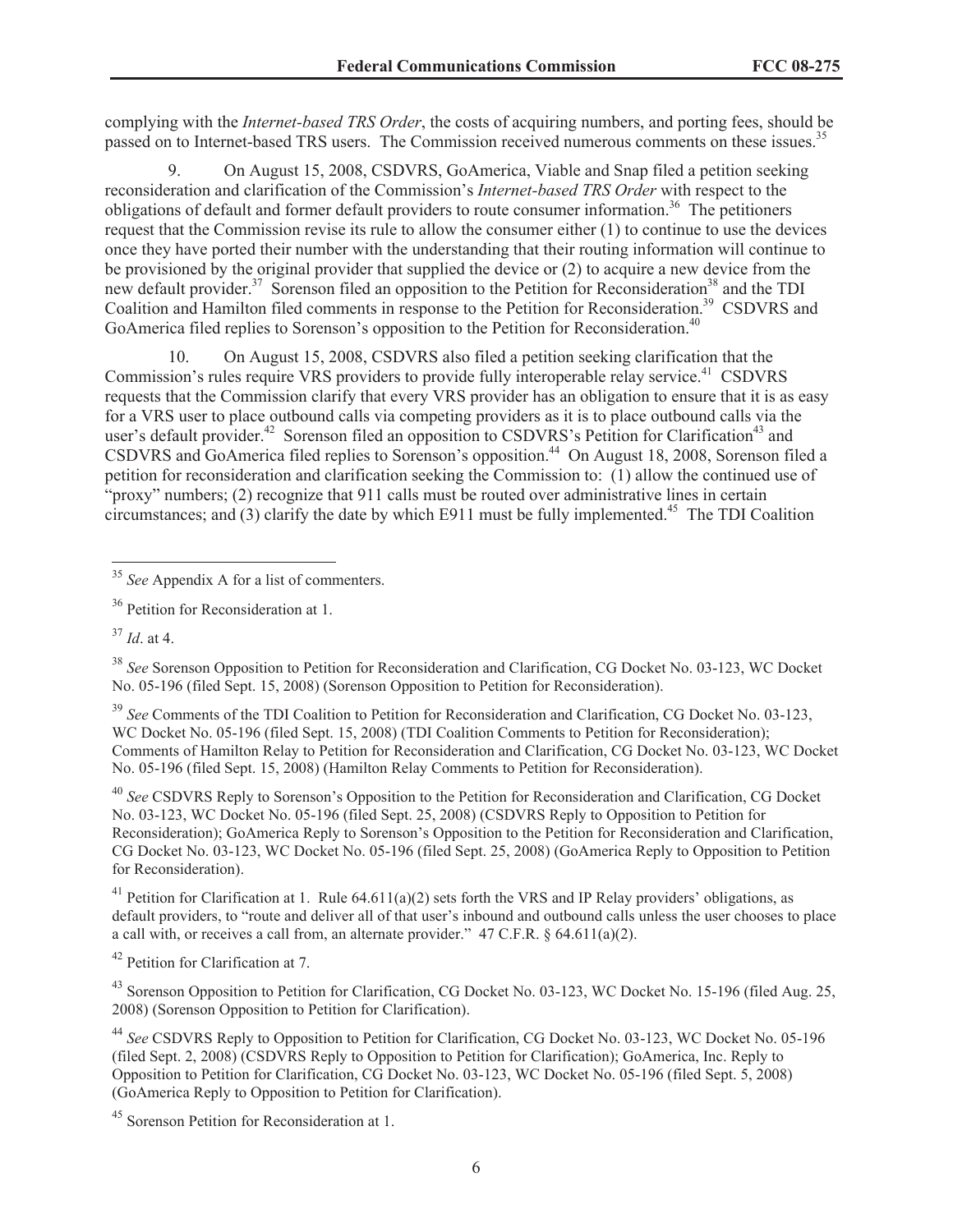complying with the *Internet-based TRS Order*, the costs of acquiring numbers, and porting fees, should be passed on to Internet-based TRS users. The Commission received numerous comments on these issues.[35]

9. On August 15, 2008, CSDVRS, GoAmerica, Viable and Snap filed a petition seeking reconsideration and clarification of the Commission's *Internet-based TRS Order* with respect to the obligations of default and former default providers to route consumer information.[36] The petitioners request that the Commission revise its rule to allow the consumer either (1) to continue to use the devices once they have ported their number with the understanding that their routing information will continue to be provisioned by the original provider that supplied the device or (2) to acquire a new device from the new default provider.[37] Sorenson filed an opposition to the Petition for Reconsideration[38] and the TDI Coalition and Hamilton filed comments in response to the Petition for Reconsideration.[39] CSDVRS and GoAmerica filed replies to Sorenson's opposition to the Petition for Reconsideration.[40]

10. On August 15, 2008, CSDVRS also filed a petition seeking clarification that the Commission's rules require VRS providers to provide fully interoperable relay service.[41] CSDVRS requests that the Commission clarify that every VRS provider has an obligation to ensure that it is as easy for a VRS user to place outbound calls via competing providers as it is to place outbound calls via the user's default provider.[42] Sorenson filed an opposition to CSDVRS's Petition for Clarification[43] and CSDVRS and GoAmerica filed replies to Sorenson's opposition.[44] On August 18, 2008, Sorenson filed a petition for reconsideration and clarification seeking the Commission to: (1) allow the continued use of "proxy" numbers; (2) recognize that 911 calls must be routed over administrative lines in certain circumstances; and (3) clarify the date by which E911 must be fully implemented.[45] The TDI Coalition

---

[35] *See* Appendix A for a list of commenters.

[36] Petition for Reconsideration at 1.

[37] *Id*. at 4.

[38] *See* Sorenson Opposition to Petition for Reconsideration and Clarification, CG Docket No. 03-123, WC Docket No. 05-196 (filed Sept. 15, 2008) (Sorenson Opposition to Petition for Reconsideration).

[39] *See* Comments of the TDI Coalition to Petition for Reconsideration and Clarification, CG Docket No. 03-123, WC Docket No. 05-196 (filed Sept. 15, 2008) (TDI Coalition Comments to Petition for Reconsideration); Comments of Hamilton Relay to Petition for Reconsideration and Clarification, CG Docket No. 03-123, WC Docket No. 05-196 (filed Sept. 15, 2008) (Hamilton Relay Comments to Petition for Reconsideration).

[40] *See* CSDVRS Reply to Sorenson's Opposition to the Petition for Reconsideration and Clarification, CG Docket No. 03-123, WC Docket No. 05-196 (filed Sept. 25, 2008) (CSDVRS Reply to Opposition to Petition for Reconsideration); GoAmerica Reply to Sorenson's Opposition to the Petition for Reconsideration and Clarification, CG Docket No. 03-123, WC Docket No. 05-196 (filed Sept. 25, 2008) (GoAmerica Reply to Opposition to Petition for Reconsideration).

[41] Petition for Clarification at 1. Rule 64.611(a)(2) sets forth the VRS and IP Relay providers' obligations, as default providers, to "route and deliver all of that user's inbound and outbound calls unless the user chooses to place a call with, or receives a call from, an alternate provider." 47 C.F.R. § 64.611(a)(2).

[42] Petition for Clarification at 7.

[43] Sorenson Opposition to Petition for Clarification, CG Docket No. 03-123, WC Docket No. 15-196 (filed Aug. 25, 2008) (Sorenson Opposition to Petition for Clarification).

[44] *See* CSDVRS Reply to Opposition to Petition for Clarification, CG Docket No. 03-123, WC Docket No. 05-196 (filed Sept. 2, 2008) (CSDVRS Reply to Opposition to Petition for Clarification); GoAmerica, Inc. Reply to Opposition to Petition for Clarification, CG Docket No. 03-123, WC Docket No. 05-196 (filed Sept. 5, 2008) (GoAmerica Reply to Opposition to Petition for Clarification).

[45] Sorenson Petition for Reconsideration at 1.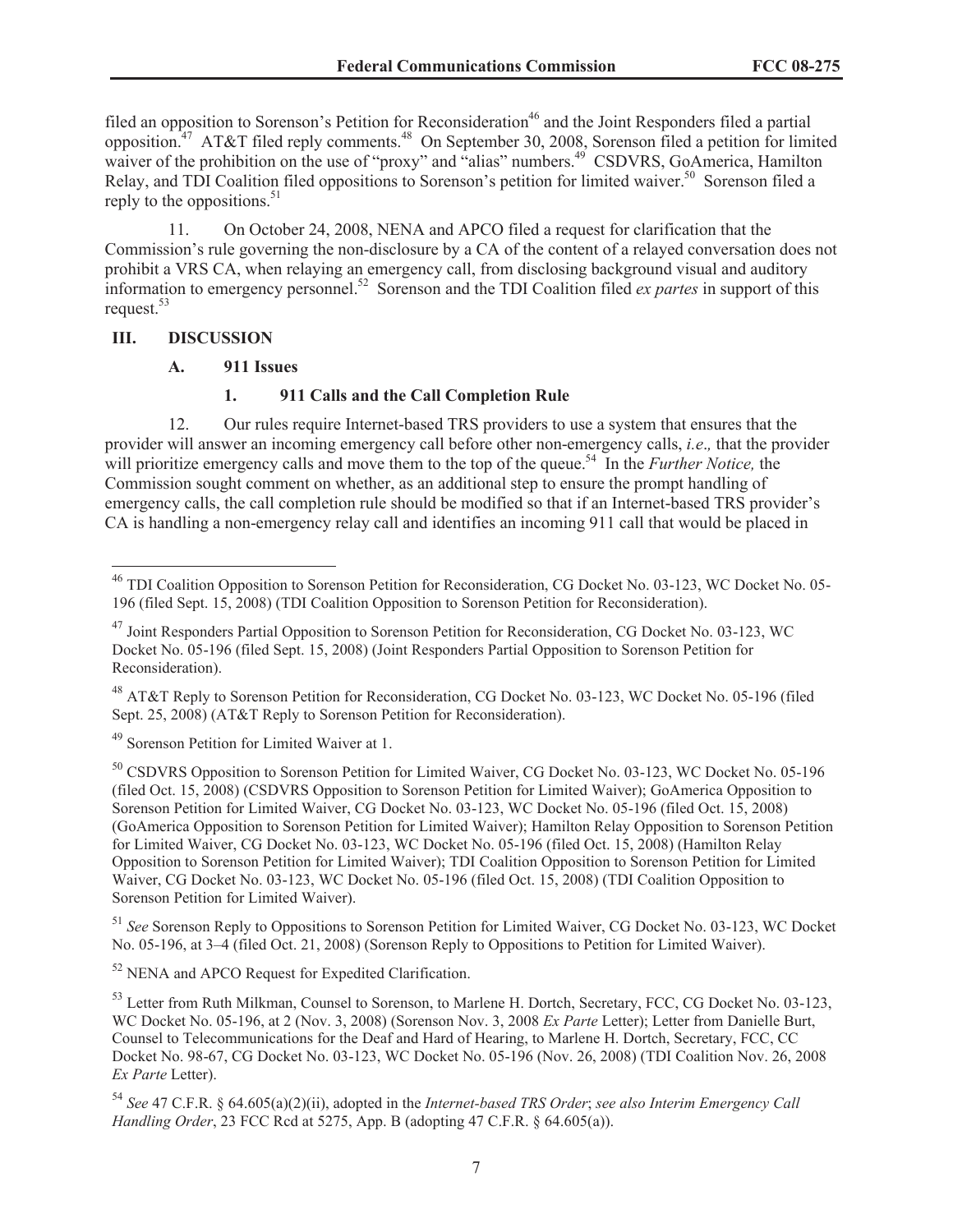filed an opposition to Sorenson's Petition for Reconsideration[46] and the Joint Responders filed a partial opposition.[47] AT&T filed reply comments.[48] On September 30, 2008, Sorenson filed a petition for limited waiver of the prohibition on the use of "proxy" and "alias" numbers.[49] CSDVRS, GoAmerica, Hamilton Relay, and TDI Coalition filed oppositions to Sorenson's petition for limited waiver.[50] Sorenson filed a reply to the oppositions.[51]

11. On October 24, 2008, NENA and APCO filed a request for clarification that the Commission's rule governing the non-disclosure by a CA of the content of a relayed conversation does not prohibit a VRS CA, when relaying an emergency call, from disclosing background visual and auditory information to emergency personnel.[52] Sorenson and the TDI Coalition filed *ex partes* in support of this request.[53]

## III. DISCUSSION

### A. 911 Issues

#### 1. 911 Calls and the Call Completion Rule

12. Our rules require Internet-based TRS providers to use a system that ensures that the provider will answer an incoming emergency call before other non-emergency calls, *i.e.,* that the provider will prioritize emergency calls and move them to the top of the queue.[54] In the *Further Notice,* the Commission sought comment on whether, as an additional step to ensure the prompt handling of emergency calls, the call completion rule should be modified so that if an Internet-based TRS provider's CA is handling a non-emergency relay call and identifies an incoming 911 call that would be placed in

---

[46] TDI Coalition Opposition to Sorenson Petition for Reconsideration, CG Docket No. 03-123, WC Docket No. 05-196 (filed Sept. 15, 2008) (TDI Coalition Opposition to Sorenson Petition for Reconsideration).

[47] Joint Responders Partial Opposition to Sorenson Petition for Reconsideration, CG Docket No. 03-123, WC Docket No. 05-196 (filed Sept. 15, 2008) (Joint Responders Partial Opposition to Sorenson Petition for Reconsideration).

[48] AT&T Reply to Sorenson Petition for Reconsideration, CG Docket No. 03-123, WC Docket No. 05-196 (filed Sept. 25, 2008) (AT&T Reply to Sorenson Petition for Reconsideration).

[49] Sorenson Petition for Limited Waiver at 1.

[50] CSDVRS Opposition to Sorenson Petition for Limited Waiver, CG Docket No. 03-123, WC Docket No. 05-196 (filed Oct. 15, 2008) (CSDVRS Opposition to Sorenson Petition for Limited Waiver); GoAmerica Opposition to Sorenson Petition for Limited Waiver, CG Docket No. 03-123, WC Docket No. 05-196 (filed Oct. 15, 2008) (GoAmerica Opposition to Sorenson Petition for Limited Waiver); Hamilton Relay Opposition to Sorenson Petition for Limited Waiver, CG Docket No. 03-123, WC Docket No. 05-196 (filed Oct. 15, 2008) (Hamilton Relay Opposition to Sorenson Petition for Limited Waiver); TDI Coalition Opposition to Sorenson Petition for Limited Waiver, CG Docket No. 03-123, WC Docket No. 05-196 (filed Oct. 15, 2008) (TDI Coalition Opposition to Sorenson Petition for Limited Waiver).

[51] *See* Sorenson Reply to Oppositions to Sorenson Petition for Limited Waiver, CG Docket No. 03-123, WC Docket No. 05-196, at 3–4 (filed Oct. 21, 2008) (Sorenson Reply to Oppositions to Petition for Limited Waiver).

[52] NENA and APCO Request for Expedited Clarification.

[53] Letter from Ruth Milkman, Counsel to Sorenson, to Marlene H. Dortch, Secretary, FCC, CG Docket No. 03-123, WC Docket No. 05-196, at 2 (Nov. 3, 2008) (Sorenson Nov. 3, 2008 *Ex Parte* Letter); Letter from Danielle Burt, Counsel to Telecommunications for the Deaf and Hard of Hearing, to Marlene H. Dortch, Secretary, FCC, CC Docket No. 98-67, CG Docket No. 03-123, WC Docket No. 05-196 (Nov. 26, 2008) (TDI Coalition Nov. 26, 2008 *Ex Parte* Letter).

[54] *See* 47 C.F.R. § 64.605(a)(2)(ii), adopted in the *Internet-based TRS Order*; *see also Interim Emergency Call Handling Order*, 23 FCC Rcd at 5275, App. B (adopting 47 C.F.R. § 64.605(a)).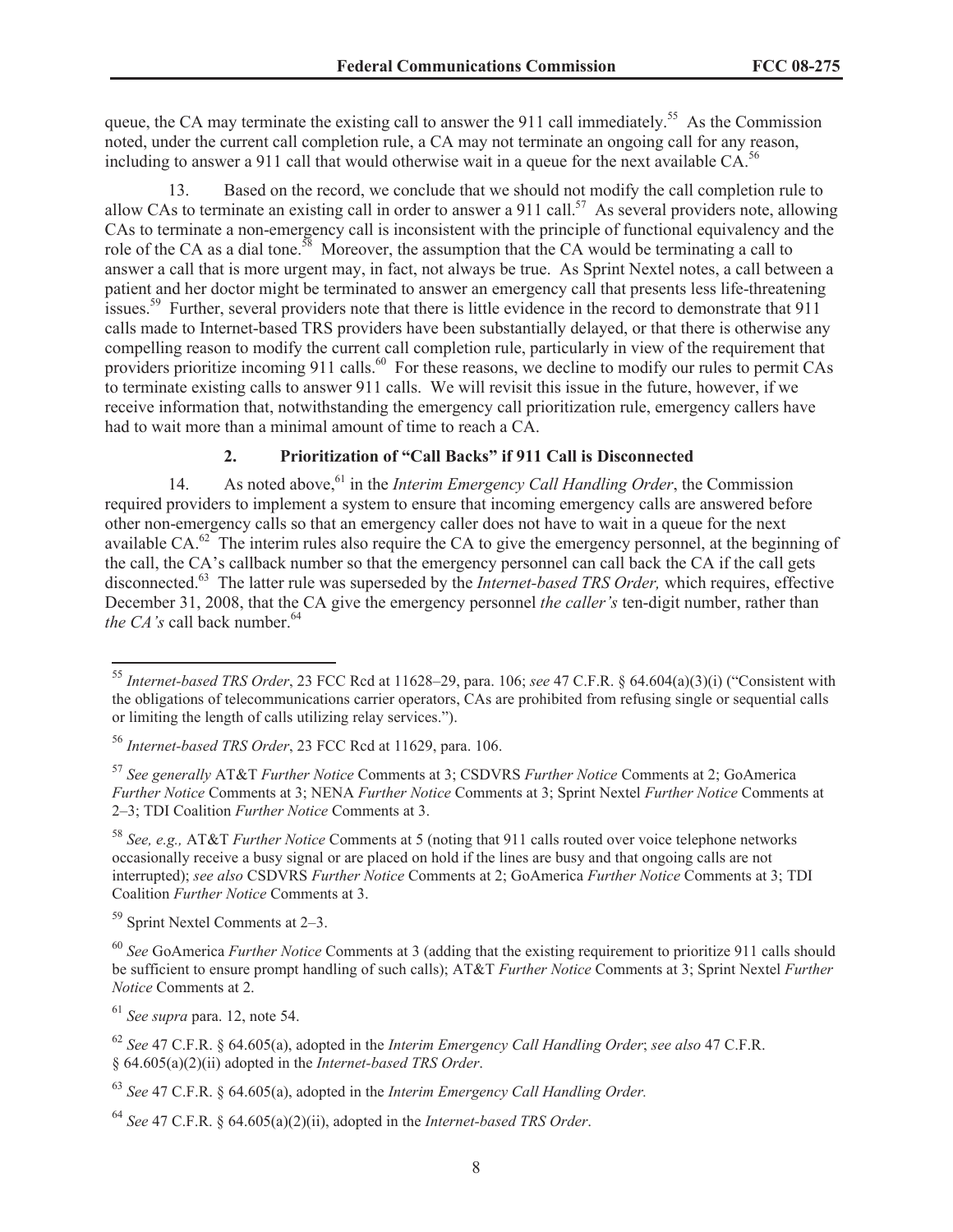queue, the CA may terminate the existing call to answer the 911 call immediately.[55] As the Commission noted, under the current call completion rule, a CA may not terminate an ongoing call for any reason, including to answer a 911 call that would otherwise wait in a queue for the next available CA.[56]

13. Based on the record, we conclude that we should not modify the call completion rule to allow CAs to terminate an existing call in order to answer a 911 call.[57] As several providers note, allowing CAs to terminate a non-emergency call is inconsistent with the principle of functional equivalency and the role of the CA as a dial tone.[58] Moreover, the assumption that the CA would be terminating a call to answer a call that is more urgent may, in fact, not always be true. As Sprint Nextel notes, a call between a patient and her doctor might be terminated to answer an emergency call that presents less life-threatening issues.[59] Further, several providers note that there is little evidence in the record to demonstrate that 911 calls made to Internet-based TRS providers have been substantially delayed, or that there is otherwise any compelling reason to modify the current call completion rule, particularly in view of the requirement that providers prioritize incoming 911 calls.[60] For these reasons, we decline to modify our rules to permit CAs to terminate existing calls to answer 911 calls. We will revisit this issue in the future, however, if we receive information that, notwithstanding the emergency call prioritization rule, emergency callers have had to wait more than a minimal amount of time to reach a CA.

### 2. Prioritization of "Call Backs" if 911 Call is Disconnected

14. As noted above,[61] in the *Interim Emergency Call Handling Order*, the Commission required providers to implement a system to ensure that incoming emergency calls are answered before other non-emergency calls so that an emergency caller does not have to wait in a queue for the next available CA.[62] The interim rules also require the CA to give the emergency personnel, at the beginning of the call, the CA's callback number so that the emergency personnel can call back the CA if the call gets disconnected.[63] The latter rule was superseded by the *Internet-based TRS Order,* which requires, effective December 31, 2008, that the CA give the emergency personnel *the caller's* ten-digit number, rather than *the CA's* call back number.[64]

---

[55] *Internet-based TRS Order*, 23 FCC Rcd at 11628–29, para. 106; *see* 47 C.F.R. § 64.604(a)(3)(i) ("Consistent with the obligations of telecommunications carrier operators, CAs are prohibited from refusing single or sequential calls or limiting the length of calls utilizing relay services.").

[56] *Internet-based TRS Order*, 23 FCC Rcd at 11629, para. 106.

[57] *See generally* AT&T *Further Notice* Comments at 3; CSDVRS *Further Notice* Comments at 2; GoAmerica *Further Notice* Comments at 3; NENA *Further Notice* Comments at 3; Sprint Nextel *Further Notice* Comments at 2–3; TDI Coalition *Further Notice* Comments at 3.

[58] *See, e.g.,* AT&T *Further Notice* Comments at 5 (noting that 911 calls routed over voice telephone networks occasionally receive a busy signal or are placed on hold if the lines are busy and that ongoing calls are not interrupted); *see also* CSDVRS *Further Notice* Comments at 2; GoAmerica *Further Notice* Comments at 3; TDI Coalition *Further Notice* Comments at 3.

[59] Sprint Nextel Comments at 2–3.

[60] *See* GoAmerica *Further Notice* Comments at 3 (adding that the existing requirement to prioritize 911 calls should be sufficient to ensure prompt handling of such calls); AT&T *Further Notice* Comments at 3; Sprint Nextel *Further Notice* Comments at 2.

[61] *See supra* para. 12, note 54.

[62] *See* 47 C.F.R. § 64.605(a), adopted in the *Interim Emergency Call Handling Order*; *see also* 47 C.F.R. § 64.605(a)(2)(ii) adopted in the *Internet-based TRS Order*.

[63] *See* 47 C.F.R. § 64.605(a), adopted in the *Interim Emergency Call Handling Order.*

[64] *See* 47 C.F.R. § 64.605(a)(2)(ii), adopted in the *Internet-based TRS Order*.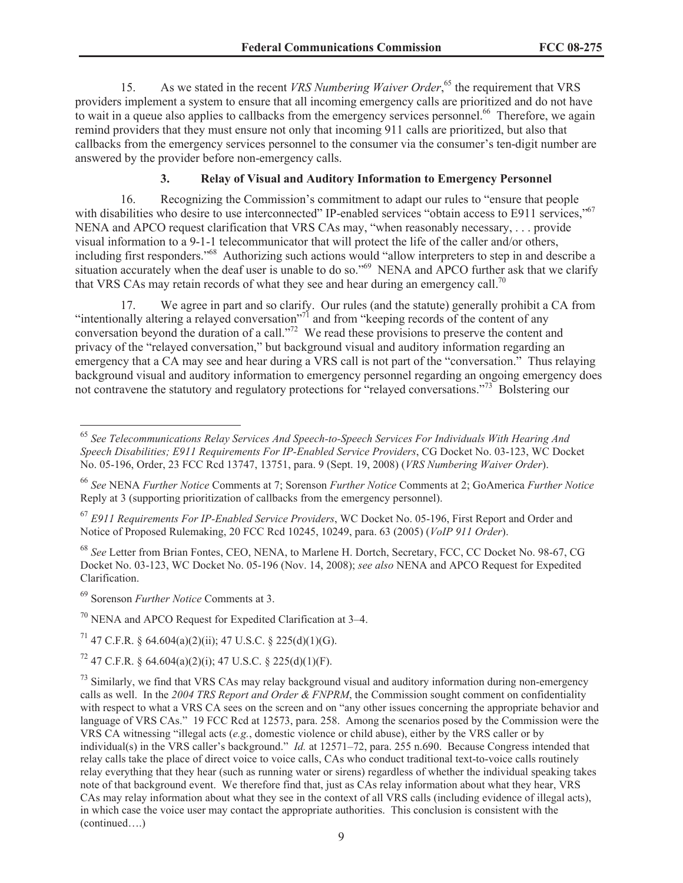15. As we stated in the recent *VRS Numbering Waiver Order*,[65] the requirement that VRS providers implement a system to ensure that all incoming emergency calls are prioritized and do not have to wait in a queue also applies to callbacks from the emergency services personnel.[66] Therefore, we again remind providers that they must ensure not only that incoming 911 calls are prioritized, but also that callbacks from the emergency services personnel to the consumer via the consumer's ten-digit number are answered by the provider before non-emergency calls.

### 3. Relay of Visual and Auditory Information to Emergency Personnel

16. Recognizing the Commission's commitment to adapt our rules to "ensure that people with disabilities who desire to use interconnected" IP-enabled services "obtain access to E911 services,"[67] NENA and APCO request clarification that VRS CAs may, "when reasonably necessary, . . . provide visual information to a 9-1-1 telecommunicator that will protect the life of the caller and/or others, including first responders."[68] Authorizing such actions would "allow interpreters to step in and describe a situation accurately when the deaf user is unable to do so."[69] NENA and APCO further ask that we clarify that VRS CAs may retain records of what they see and hear during an emergency call.[70]

17. We agree in part and so clarify. Our rules (and the statute) generally prohibit a CA from "intentionally altering a relayed conversation"[71] and from "keeping records of the content of any conversation beyond the duration of a call."[72] We read these provisions to preserve the content and privacy of the "relayed conversation," but background visual and auditory information regarding an emergency that a CA may see and hear during a VRS call is not part of the "conversation." Thus relaying background visual and auditory information to emergency personnel regarding an ongoing emergency does not contravene the statutory and regulatory protections for "relayed conversations."[73] Bolstering our

---

[65] *See Telecommunications Relay Services And Speech-to-Speech Services For Individuals With Hearing And Speech Disabilities; E911 Requirements For IP-Enabled Service Providers*, CG Docket No. 03-123, WC Docket No. 05-196, Order, 23 FCC Rcd 13747, 13751, para. 9 (Sept. 19, 2008) (*VRS Numbering Waiver Order*).

[66] *See* NENA *Further Notice* Comments at 7; Sorenson *Further Notice* Comments at 2; GoAmerica *Further Notice* Reply at 3 (supporting prioritization of callbacks from the emergency personnel).

[67] *E911 Requirements For IP-Enabled Service Providers*, WC Docket No. 05-196, First Report and Order and Notice of Proposed Rulemaking, 20 FCC Rcd 10245, 10249, para. 63 (2005) (*VoIP 911 Order*).

[68] *See* Letter from Brian Fontes, CEO, NENA, to Marlene H. Dortch, Secretary, FCC, CC Docket No. 98-67, CG Docket No. 03-123, WC Docket No. 05-196 (Nov. 14, 2008); *see also* NENA and APCO Request for Expedited Clarification.

[69] Sorenson *Further Notice* Comments at 3.

[70] NENA and APCO Request for Expedited Clarification at 3–4.

[71] 47 C.F.R. § 64.604(a)(2)(ii); 47 U.S.C. § 225(d)(1)(G).

[72] 47 C.F.R. § 64.604(a)(2)(i); 47 U.S.C. § 225(d)(1)(F).

[73] Similarly, we find that VRS CAs may relay background visual and auditory information during non-emergency calls as well. In the *2004 TRS Report and Order & FNPRM*, the Commission sought comment on confidentiality with respect to what a VRS CA sees on the screen and on "any other issues concerning the appropriate behavior and language of VRS CAs." 19 FCC Rcd at 12573, para. 258. Among the scenarios posed by the Commission were the VRS CA witnessing "illegal acts (*e.g.*, domestic violence or child abuse), either by the VRS caller or by individual(s) in the VRS caller's background." *Id.* at 12571–72, para. 255 n.690. Because Congress intended that relay calls take the place of direct voice to voice calls, CAs who conduct traditional text-to-voice calls routinely relay everything that they hear (such as running water or sirens) regardless of whether the individual speaking takes note of that background event. We therefore find that, just as CAs relay information about what they hear, VRS CAs may relay information about what they see in the context of all VRS calls (including evidence of illegal acts), in which case the voice user may contact the appropriate authorities. This conclusion is consistent with the (continued….)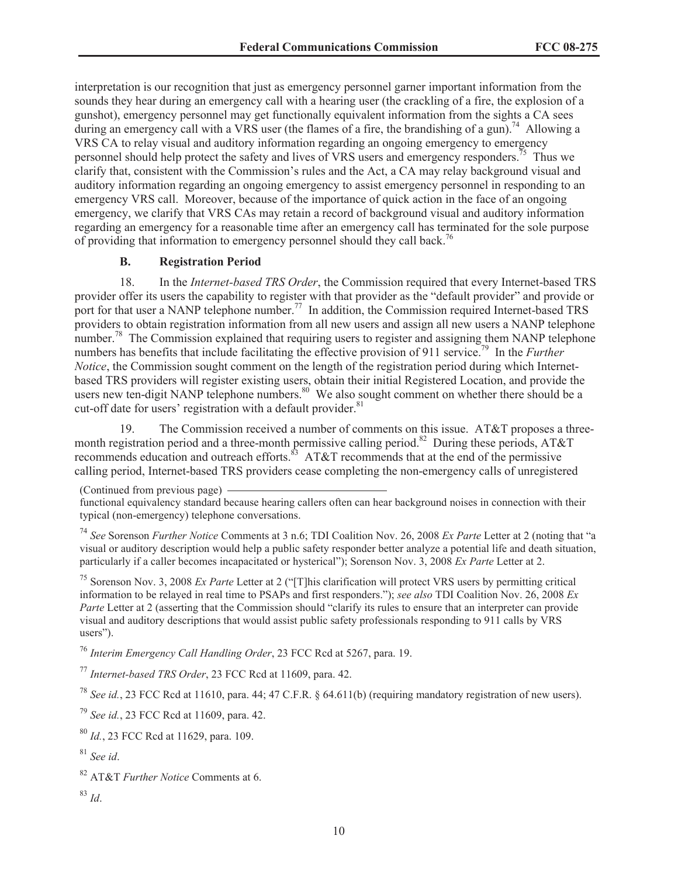interpretation is our recognition that just as emergency personnel garner important information from the sounds they hear during an emergency call with a hearing user (the crackling of a fire, the explosion of a gunshot), emergency personnel may get functionally equivalent information from the sights a CA sees during an emergency call with a VRS user (the flames of a fire, the brandishing of a gun).[74] Allowing a VRS CA to relay visual and auditory information regarding an ongoing emergency to emergency personnel should help protect the safety and lives of VRS users and emergency responders.[75] Thus we clarify that, consistent with the Commission's rules and the Act, a CA may relay background visual and auditory information regarding an ongoing emergency to assist emergency personnel in responding to an emergency VRS call. Moreover, because of the importance of quick action in the face of an ongoing emergency, we clarify that VRS CAs may retain a record of background visual and auditory information regarding an emergency for a reasonable time after an emergency call has terminated for the sole purpose of providing that information to emergency personnel should they call back.[76]

### B. Registration Period

18. In the *Internet-based TRS Order*, the Commission required that every Internet-based TRS provider offer its users the capability to register with that provider as the "default provider" and provide or port for that user a NANP telephone number.[77] In addition, the Commission required Internet-based TRS providers to obtain registration information from all new users and assign all new users a NANP telephone number.[78] The Commission explained that requiring users to register and assigning them NANP telephone numbers has benefits that include facilitating the effective provision of 911 service.[79] In the *Further Notice*, the Commission sought comment on the length of the registration period during which Internet-based TRS providers will register existing users, obtain their initial Registered Location, and provide the users new ten-digit NANP telephone numbers.[80] We also sought comment on whether there should be a cut-off date for users' registration with a default provider.[81]

19. The Commission received a number of comments on this issue. AT&T proposes a three-month registration period and a three-month permissive calling period.[82] During these periods, AT&T recommends education and outreach efforts.[83] AT&T recommends that at the end of the permissive calling period, Internet-based TRS providers cease completing the non-emergency calls of unregistered

(Continued from previous page)
functional equivalency standard because hearing callers often can hear background noises in connection with their typical (non-emergency) telephone conversations.

[74] *See* Sorenson *Further Notice* Comments at 3 n.6; TDI Coalition Nov. 26, 2008 *Ex Parte* Letter at 2 (noting that "a visual or auditory description would help a public safety responder better analyze a potential life and death situation, particularly if a caller becomes incapacitated or hysterical"); Sorenson Nov. 3, 2008 *Ex Parte* Letter at 2.

[75] Sorenson Nov. 3, 2008 *Ex Parte* Letter at 2 ("[T]his clarification will protect VRS users by permitting critical information to be relayed in real time to PSAPs and first responders."); *see also* TDI Coalition Nov. 26, 2008 *Ex Parte* Letter at 2 (asserting that the Commission should "clarify its rules to ensure that an interpreter can provide visual and auditory descriptions that would assist public safety professionals responding to 911 calls by VRS users").

[76] *Interim Emergency Call Handling Order*, 23 FCC Rcd at 5267, para. 19.

[77] *Internet-based TRS Order*, 23 FCC Rcd at 11609, para. 42.

[78] *See id.*, 23 FCC Rcd at 11610, para. 44; 47 C.F.R. § 64.611(b) (requiring mandatory registration of new users).

[79] *See id.*, 23 FCC Rcd at 11609, para. 42.

[80] *Id.*, 23 FCC Rcd at 11629, para. 109.

[81] *See id*.

[82] AT&T *Further Notice* Comments at 6.

[83] *Id*.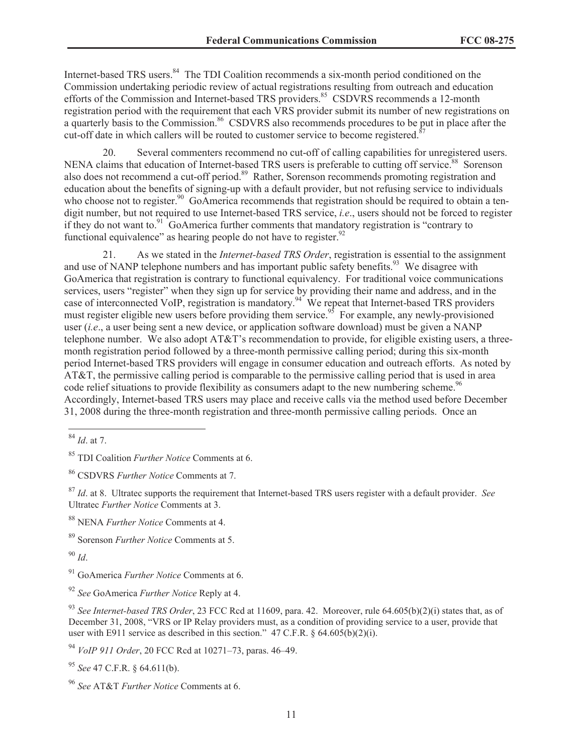Internet-based TRS users.[84] The TDI Coalition recommends a six-month period conditioned on the Commission undertaking periodic review of actual registrations resulting from outreach and education efforts of the Commission and Internet-based TRS providers.[85] CSDVRS recommends a 12-month registration period with the requirement that each VRS provider submit its number of new registrations on a quarterly basis to the Commission.[86] CSDVRS also recommends procedures to be put in place after the cut-off date in which callers will be routed to customer service to become registered.[87]

20. Several commenters recommend no cut-off of calling capabilities for unregistered users. NENA claims that education of Internet-based TRS users is preferable to cutting off service.[88] Sorenson also does not recommend a cut-off period.[89] Rather, Sorenson recommends promoting registration and education about the benefits of signing-up with a default provider, but not refusing service to individuals who choose not to register.[90] GoAmerica recommends that registration should be required to obtain a ten-digit number, but not required to use Internet-based TRS service, *i.e*., users should not be forced to register if they do not want to.[91] GoAmerica further comments that mandatory registration is "contrary to functional equivalence" as hearing people do not have to register.[92]

21. As we stated in the *Internet-based TRS Order*, registration is essential to the assignment and use of NANP telephone numbers and has important public safety benefits.[93] We disagree with GoAmerica that registration is contrary to functional equivalency. For traditional voice communications services, users "register" when they sign up for service by providing their name and address, and in the case of interconnected VoIP, registration is mandatory.[94] We repeat that Internet-based TRS providers must register eligible new users before providing them service.[95] For example, any newly-provisioned user (*i.e*., a user being sent a new device, or application software download) must be given a NANP telephone number. We also adopt AT&T's recommendation to provide, for eligible existing users, a three-month registration period followed by a three-month permissive calling period; during this six-month period Internet-based TRS providers will engage in consumer education and outreach efforts. As noted by AT&T, the permissive calling period is comparable to the permissive calling period that is used in area code relief situations to provide flexibility as consumers adapt to the new numbering scheme.[96] Accordingly, Internet-based TRS users may place and receive calls via the method used before December 31, 2008 during the three-month registration and three-month permissive calling periods. Once an

---

[84] *Id*. at 7.

[85] TDI Coalition *Further Notice* Comments at 6.

[86] CSDVRS *Further Notice* Comments at 7.

[87] *Id*. at 8. Ultratec supports the requirement that Internet-based TRS users register with a default provider. *See* Ultratec *Further Notice* Comments at 3.

[88] NENA *Further Notice* Comments at 4.

[89] Sorenson *Further Notice* Comments at 5.

[90] *Id*.

[91] GoAmerica *Further Notice* Comments at 6.

[92] *See* GoAmerica *Further Notice* Reply at 4.

[93] *See Internet-based TRS Order*, 23 FCC Rcd at 11609, para. 42. Moreover, rule 64.605(b)(2)(i) states that, as of December 31, 2008, "VRS or IP Relay providers must, as a condition of providing service to a user, provide that user with E911 service as described in this section." 47 C.F.R. § 64.605(b)(2)(i).

[94] *VoIP 911 Order*, 20 FCC Rcd at 10271–73, paras. 46–49.

[95] *See* 47 C.F.R. § 64.611(b).

[96] *See* AT&T *Further Notice* Comments at 6.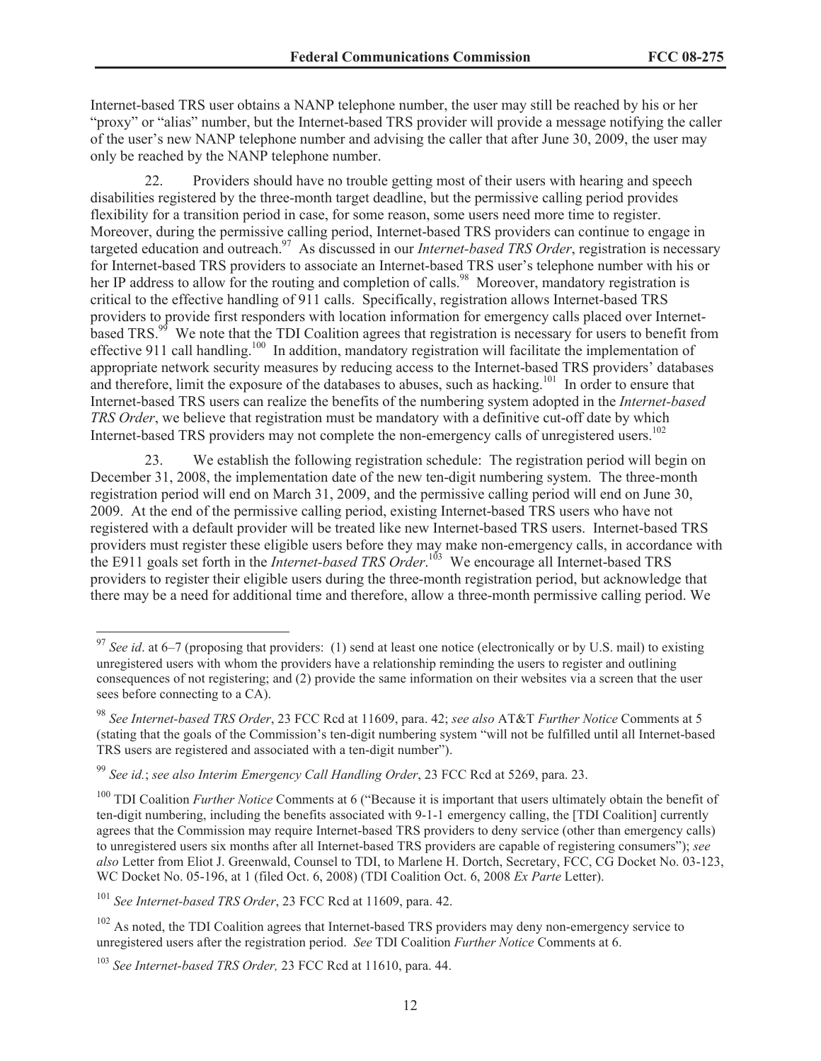Internet-based TRS user obtains a NANP telephone number, the user may still be reached by his or her "proxy" or "alias" number, but the Internet-based TRS provider will provide a message notifying the caller of the user's new NANP telephone number and advising the caller that after June 30, 2009, the user may only be reached by the NANP telephone number.

22. Providers should have no trouble getting most of their users with hearing and speech disabilities registered by the three-month target deadline, but the permissive calling period provides flexibility for a transition period in case, for some reason, some users need more time to register. Moreover, during the permissive calling period, Internet-based TRS providers can continue to engage in targeted education and outreach.[97] As discussed in our *Internet-based TRS Order*, registration is necessary for Internet-based TRS providers to associate an Internet-based TRS user's telephone number with his or her IP address to allow for the routing and completion of calls.[98] Moreover, mandatory registration is critical to the effective handling of 911 calls. Specifically, registration allows Internet-based TRS providers to provide first responders with location information for emergency calls placed over Internet-based TRS.[99] We note that the TDI Coalition agrees that registration is necessary for users to benefit from effective 911 call handling.[100] In addition, mandatory registration will facilitate the implementation of appropriate network security measures by reducing access to the Internet-based TRS providers' databases and therefore, limit the exposure of the databases to abuses, such as hacking.[101] In order to ensure that Internet-based TRS users can realize the benefits of the numbering system adopted in the *Internet-based TRS Order*, we believe that registration must be mandatory with a definitive cut-off date by which Internet-based TRS providers may not complete the non-emergency calls of unregistered users.[102]

23. We establish the following registration schedule: The registration period will begin on December 31, 2008, the implementation date of the new ten-digit numbering system. The three-month registration period will end on March 31, 2009, and the permissive calling period will end on June 30, 2009. At the end of the permissive calling period, existing Internet-based TRS users who have not registered with a default provider will be treated like new Internet-based TRS users. Internet-based TRS providers must register these eligible users before they may make non-emergency calls, in accordance with the E911 goals set forth in the *Internet-based TRS Order*.[103] We encourage all Internet-based TRS providers to register their eligible users during the three-month registration period, but acknowledge that there may be a need for additional time and therefore, allow a three-month permissive calling period. We

---

[97] *See id*. at 6–7 (proposing that providers: (1) send at least one notice (electronically or by U.S. mail) to existing unregistered users with whom the providers have a relationship reminding the users to register and outlining consequences of not registering; and (2) provide the same information on their websites via a screen that the user sees before connecting to a CA).

[98] *See Internet-based TRS Order*, 23 FCC Rcd at 11609, para. 42; *see also* AT&T *Further Notice* Comments at 5 (stating that the goals of the Commission's ten-digit numbering system "will not be fulfilled until all Internet-based TRS users are registered and associated with a ten-digit number").

[99] *See id.*; *see also Interim Emergency Call Handling Order*, 23 FCC Rcd at 5269, para. 23.

[100] TDI Coalition *Further Notice* Comments at 6 ("Because it is important that users ultimately obtain the benefit of ten-digit numbering, including the benefits associated with 9-1-1 emergency calling, the [TDI Coalition] currently agrees that the Commission may require Internet-based TRS providers to deny service (other than emergency calls) to unregistered users six months after all Internet-based TRS providers are capable of registering consumers"); *see also* Letter from Eliot J. Greenwald, Counsel to TDI, to Marlene H. Dortch, Secretary, FCC, CG Docket No. 03-123, WC Docket No. 05-196, at 1 (filed Oct. 6, 2008) (TDI Coalition Oct. 6, 2008 *Ex Parte* Letter).

[101] *See Internet-based TRS Order*, 23 FCC Rcd at 11609, para. 42.

[102] As noted, the TDI Coalition agrees that Internet-based TRS providers may deny non-emergency service to unregistered users after the registration period. *See* TDI Coalition *Further Notice* Comments at 6.

[103] *See Internet-based TRS Order,* 23 FCC Rcd at 11610, para. 44.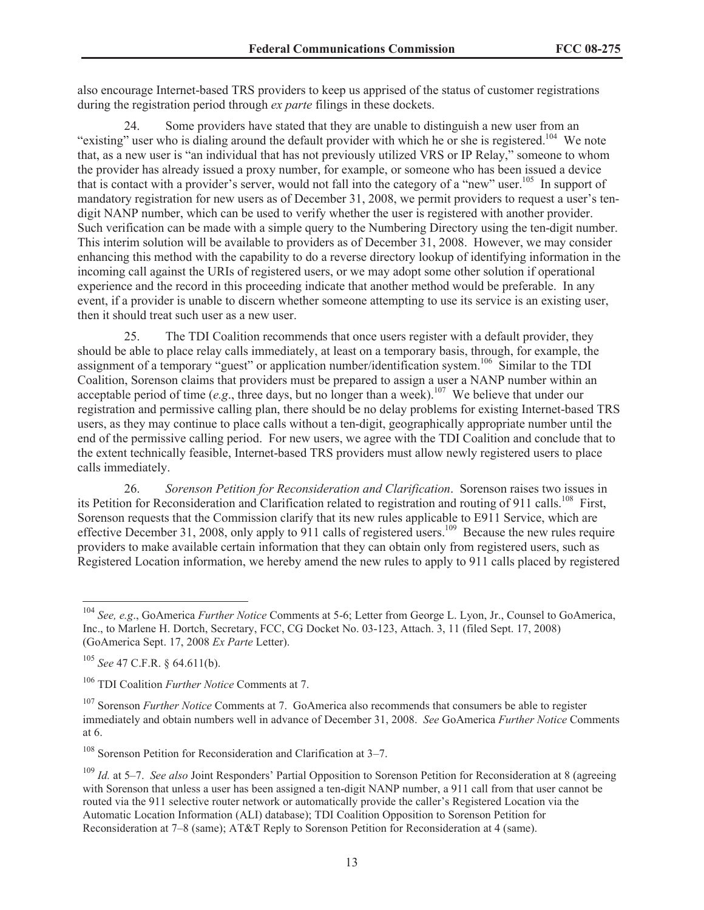also encourage Internet-based TRS providers to keep us apprised of the status of customer registrations during the registration period through *ex parte* filings in these dockets.

24. Some providers have stated that they are unable to distinguish a new user from an "existing" user who is dialing around the default provider with which he or she is registered.[104] We note that, as a new user is "an individual that has not previously utilized VRS or IP Relay," someone to whom the provider has already issued a proxy number, for example, or someone who has been issued a device that is contact with a provider's server, would not fall into the category of a "new" user.[105] In support of mandatory registration for new users as of December 31, 2008, we permit providers to request a user's ten-digit NANP number, which can be used to verify whether the user is registered with another provider. Such verification can be made with a simple query to the Numbering Directory using the ten-digit number. This interim solution will be available to providers as of December 31, 2008. However, we may consider enhancing this method with the capability to do a reverse directory lookup of identifying information in the incoming call against the URIs of registered users, or we may adopt some other solution if operational experience and the record in this proceeding indicate that another method would be preferable. In any event, if a provider is unable to discern whether someone attempting to use its service is an existing user, then it should treat such user as a new user.

25. The TDI Coalition recommends that once users register with a default provider, they should be able to place relay calls immediately, at least on a temporary basis, through, for example, the assignment of a temporary "guest" or application number/identification system.[106] Similar to the TDI Coalition, Sorenson claims that providers must be prepared to assign a user a NANP number within an acceptable period of time (*e.g*., three days, but no longer than a week).[107] We believe that under our registration and permissive calling plan, there should be no delay problems for existing Internet-based TRS users, as they may continue to place calls without a ten-digit, geographically appropriate number until the end of the permissive calling period. For new users, we agree with the TDI Coalition and conclude that to the extent technically feasible, Internet-based TRS providers must allow newly registered users to place calls immediately.

26. *Sorenson Petition for Reconsideration and Clarification*. Sorenson raises two issues in its Petition for Reconsideration and Clarification related to registration and routing of 911 calls.[108] First, Sorenson requests that the Commission clarify that its new rules applicable to E911 Service, which are effective December 31, 2008, only apply to 911 calls of registered users.[109] Because the new rules require providers to make available certain information that they can obtain only from registered users, such as Registered Location information, we hereby amend the new rules to apply to 911 calls placed by registered

---

[104] *See, e.g*., GoAmerica *Further Notice* Comments at 5-6; Letter from George L. Lyon, Jr., Counsel to GoAmerica, Inc., to Marlene H. Dortch, Secretary, FCC, CG Docket No. 03-123, Attach. 3, 11 (filed Sept. 17, 2008) (GoAmerica Sept. 17, 2008 *Ex Parte* Letter).

[105] *See* 47 C.F.R. § 64.611(b).

[106] TDI Coalition *Further Notice* Comments at 7.

[107] Sorenson *Further Notice* Comments at 7. GoAmerica also recommends that consumers be able to register immediately and obtain numbers well in advance of December 31, 2008. *See* GoAmerica *Further Notice* Comments at 6.

[108] Sorenson Petition for Reconsideration and Clarification at 3–7.

[109] *Id.* at 5–7. *See also* Joint Responders' Partial Opposition to Sorenson Petition for Reconsideration at 8 (agreeing with Sorenson that unless a user has been assigned a ten-digit NANP number, a 911 call from that user cannot be routed via the 911 selective router network or automatically provide the caller's Registered Location via the Automatic Location Information (ALI) database); TDI Coalition Opposition to Sorenson Petition for Reconsideration at 7–8 (same); AT&T Reply to Sorenson Petition for Reconsideration at 4 (same).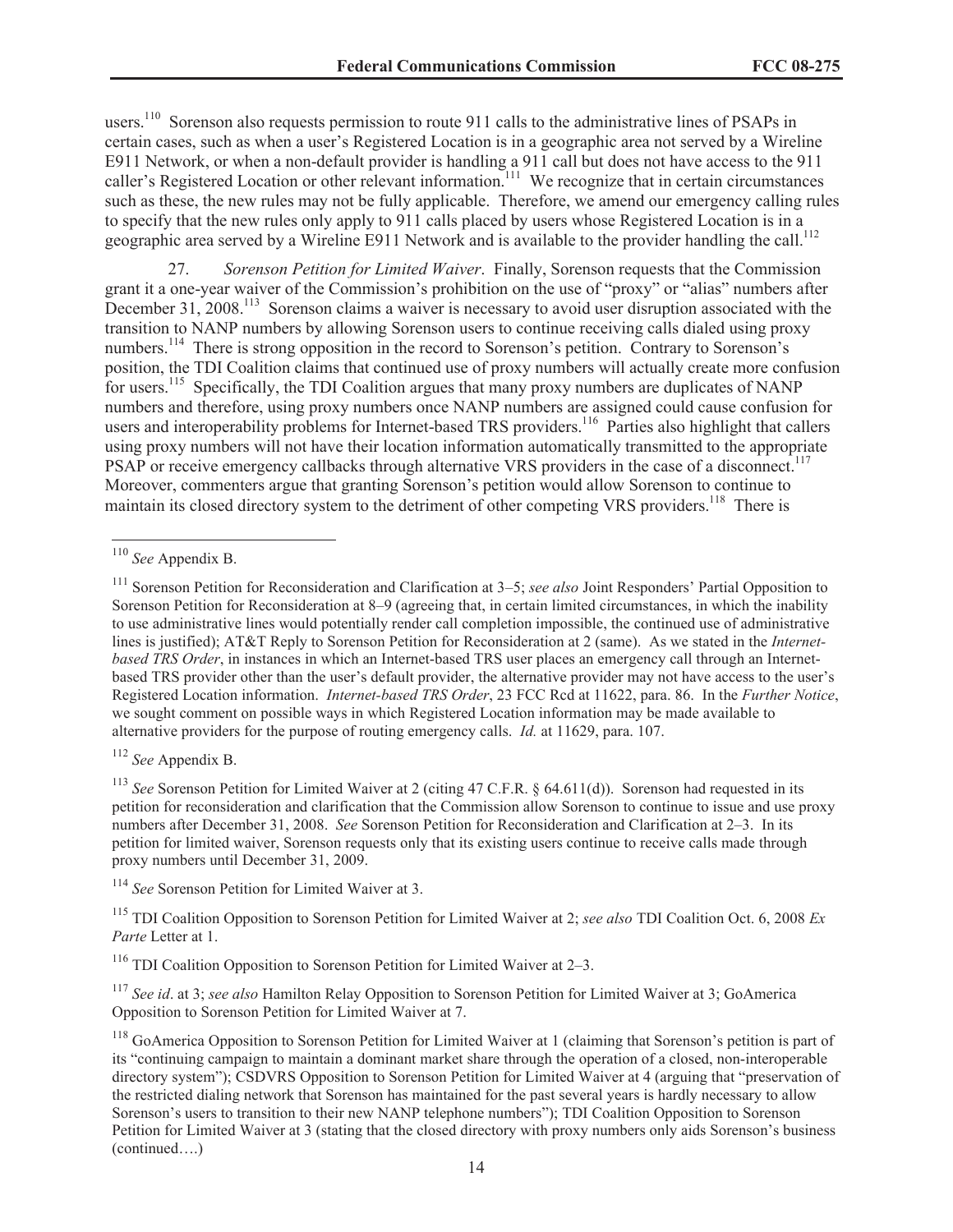users.[110] Sorenson also requests permission to route 911 calls to the administrative lines of PSAPs in certain cases, such as when a user's Registered Location is in a geographic area not served by a Wireline E911 Network, or when a non-default provider is handling a 911 call but does not have access to the 911 caller's Registered Location or other relevant information.[111] We recognize that in certain circumstances such as these, the new rules may not be fully applicable. Therefore, we amend our emergency calling rules to specify that the new rules only apply to 911 calls placed by users whose Registered Location is in a geographic area served by a Wireline E911 Network and is available to the provider handling the call.[112]

27. *Sorenson Petition for Limited Waiver*. Finally, Sorenson requests that the Commission grant it a one-year waiver of the Commission's prohibition on the use of "proxy" or "alias" numbers after December 31, 2008.[113] Sorenson claims a waiver is necessary to avoid user disruption associated with the transition to NANP numbers by allowing Sorenson users to continue receiving calls dialed using proxy numbers.[114] There is strong opposition in the record to Sorenson's petition. Contrary to Sorenson's position, the TDI Coalition claims that continued use of proxy numbers will actually create more confusion for users.[115] Specifically, the TDI Coalition argues that many proxy numbers are duplicates of NANP numbers and therefore, using proxy numbers once NANP numbers are assigned could cause confusion for users and interoperability problems for Internet-based TRS providers.[116] Parties also highlight that callers using proxy numbers will not have their location information automatically transmitted to the appropriate PSAP or receive emergency callbacks through alternative VRS providers in the case of a disconnect.[117] Moreover, commenters argue that granting Sorenson's petition would allow Sorenson to continue to maintain its closed directory system to the detriment of other competing VRS providers.[118] There is

---

[110] *See* Appendix B.

[111] Sorenson Petition for Reconsideration and Clarification at 3–5; *see also* Joint Responders' Partial Opposition to Sorenson Petition for Reconsideration at 8–9 (agreeing that, in certain limited circumstances, in which the inability to use administrative lines would potentially render call completion impossible, the continued use of administrative lines is justified); AT&T Reply to Sorenson Petition for Reconsideration at 2 (same). As we stated in the *Internet-based TRS Order*, in instances in which an Internet-based TRS user places an emergency call through an Internet-based TRS provider other than the user's default provider, the alternative provider may not have access to the user's Registered Location information. *Internet-based TRS Order*, 23 FCC Rcd at 11622, para. 86. In the *Further Notice*, we sought comment on possible ways in which Registered Location information may be made available to alternative providers for the purpose of routing emergency calls. *Id.* at 11629, para. 107.

[112] *See* Appendix B.

[113] *See* Sorenson Petition for Limited Waiver at 2 (citing 47 C.F.R. § 64.611(d)). Sorenson had requested in its petition for reconsideration and clarification that the Commission allow Sorenson to continue to issue and use proxy numbers after December 31, 2008. *See* Sorenson Petition for Reconsideration and Clarification at 2–3. In its petition for limited waiver, Sorenson requests only that its existing users continue to receive calls made through proxy numbers until December 31, 2009.

[114] *See* Sorenson Petition for Limited Waiver at 3.

[115] TDI Coalition Opposition to Sorenson Petition for Limited Waiver at 2; *see also* TDI Coalition Oct. 6, 2008 *Ex Parte* Letter at 1.

[116] TDI Coalition Opposition to Sorenson Petition for Limited Waiver at 2–3.

[117] *See id*. at 3; *see also* Hamilton Relay Opposition to Sorenson Petition for Limited Waiver at 3; GoAmerica Opposition to Sorenson Petition for Limited Waiver at 7.

[118] GoAmerica Opposition to Sorenson Petition for Limited Waiver at 1 (claiming that Sorenson's petition is part of its "continuing campaign to maintain a dominant market share through the operation of a closed, non-interoperable directory system"); CSDVRS Opposition to Sorenson Petition for Limited Waiver at 4 (arguing that "preservation of the restricted dialing network that Sorenson has maintained for the past several years is hardly necessary to allow Sorenson's users to transition to their new NANP telephone numbers"); TDI Coalition Opposition to Sorenson Petition for Limited Waiver at 3 (stating that the closed directory with proxy numbers only aids Sorenson's business (continued….)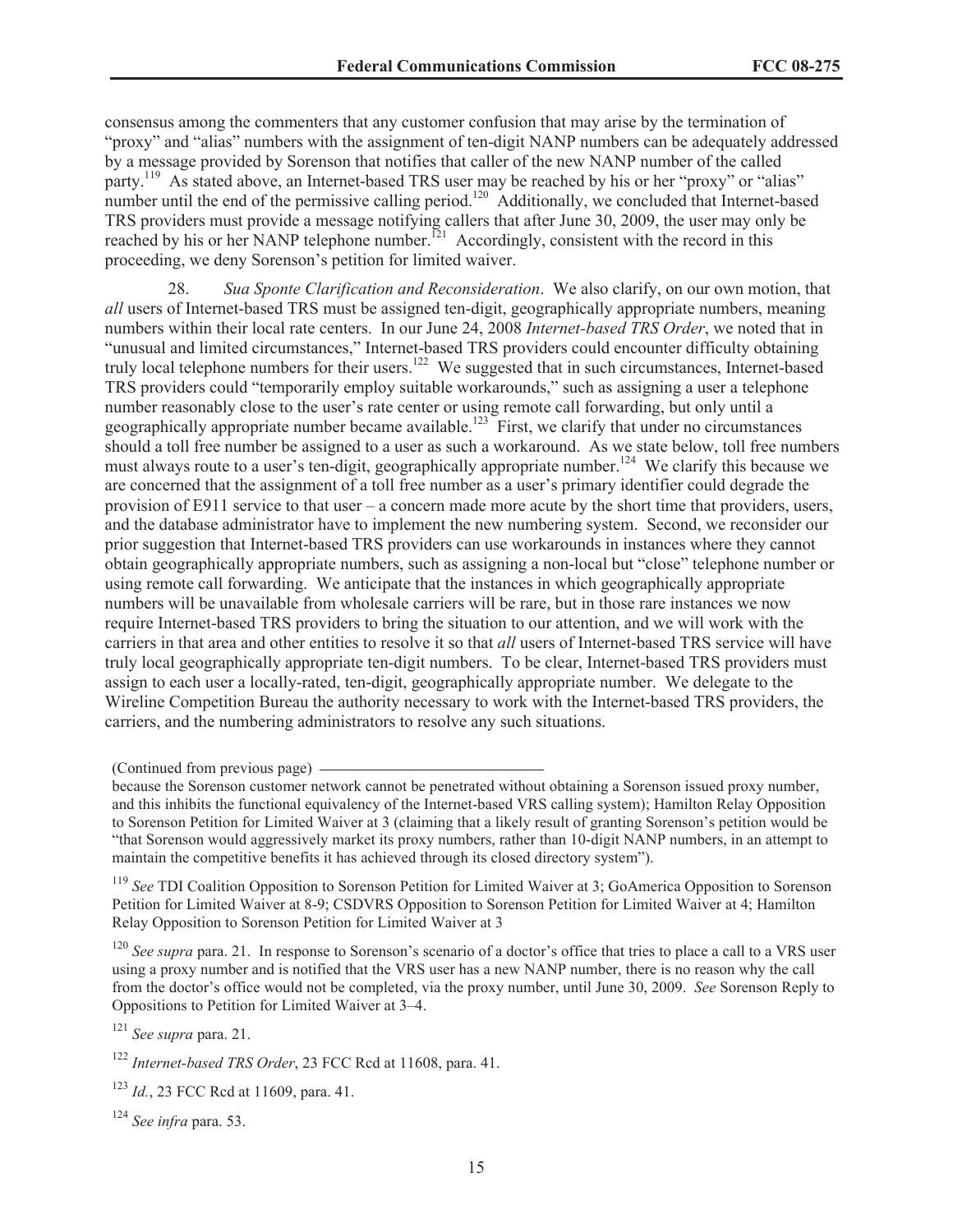consensus among the commenters that any customer confusion that may arise by the termination of "proxy" and "alias" numbers with the assignment of ten-digit NANP numbers can be adequately addressed by a message provided by Sorenson that notifies that caller of the new NANP number of the called party.[119] As stated above, an Internet-based TRS user may be reached by his or her "proxy" or "alias" number until the end of the permissive calling period.[120] Additionally, we concluded that Internet-based TRS providers must provide a message notifying callers that after June 30, 2009, the user may only be reached by his or her NANP telephone number.[121] Accordingly, consistent with the record in this proceeding, we deny Sorenson's petition for limited waiver.

28. *Sua Sponte Clarification and Reconsideration*. We also clarify, on our own motion, that *all* users of Internet-based TRS must be assigned ten-digit, geographically appropriate numbers, meaning numbers within their local rate centers. In our June 24, 2008 *Internet-based TRS Order*, we noted that in "unusual and limited circumstances," Internet-based TRS providers could encounter difficulty obtaining truly local telephone numbers for their users.[122] We suggested that in such circumstances, Internet-based TRS providers could "temporarily employ suitable workarounds," such as assigning a user a telephone number reasonably close to the user's rate center or using remote call forwarding, but only until a geographically appropriate number became available.[123] First, we clarify that under no circumstances should a toll free number be assigned to a user as such a workaround. As we state below, toll free numbers must always route to a user's ten-digit, geographically appropriate number.[124] We clarify this because we are concerned that the assignment of a toll free number as a user's primary identifier could degrade the provision of E911 service to that user – a concern made more acute by the short time that providers, users, and the database administrator have to implement the new numbering system. Second, we reconsider our prior suggestion that Internet-based TRS providers can use workarounds in instances where they cannot obtain geographically appropriate numbers, such as assigning a non-local but "close" telephone number or using remote call forwarding. We anticipate that the instances in which geographically appropriate numbers will be unavailable from wholesale carriers will be rare, but in those rare instances we now require Internet-based TRS providers to bring the situation to our attention, and we will work with the carriers in that area and other entities to resolve it so that *all* users of Internet-based TRS service will have truly local geographically appropriate ten-digit numbers. To be clear, Internet-based TRS providers must assign to each user a locally-rated, ten-digit, geographically appropriate number. We delegate to the Wireline Competition Bureau the authority necessary to work with the Internet-based TRS providers, the carriers, and the numbering administrators to resolve any such situations.

(Continued from previous page)

because the Sorenson customer network cannot be penetrated without obtaining a Sorenson issued proxy number, and this inhibits the functional equivalency of the Internet-based VRS calling system); Hamilton Relay Opposition to Sorenson Petition for Limited Waiver at 3 (claiming that a likely result of granting Sorenson's petition would be "that Sorenson would aggressively market its proxy numbers, rather than 10-digit NANP numbers, in an attempt to maintain the competitive benefits it has achieved through its closed directory system").

[119] *See* TDI Coalition Opposition to Sorenson Petition for Limited Waiver at 3; GoAmerica Opposition to Sorenson Petition for Limited Waiver at 8-9; CSDVRS Opposition to Sorenson Petition for Limited Waiver at 4; Hamilton Relay Opposition to Sorenson Petition for Limited Waiver at 3

[120] *See supra* para. 21. In response to Sorenson's scenario of a doctor's office that tries to place a call to a VRS user using a proxy number and is notified that the VRS user has a new NANP number, there is no reason why the call from the doctor's office would not be completed, via the proxy number, until June 30, 2009. *See* Sorenson Reply to Oppositions to Petition for Limited Waiver at 3–4.

[121] *See supra* para. 21.

[122] *Internet-based TRS Order*, 23 FCC Rcd at 11608, para. 41.

[123] *Id.*, 23 FCC Rcd at 11609, para. 41.

[124] *See infra* para. 53.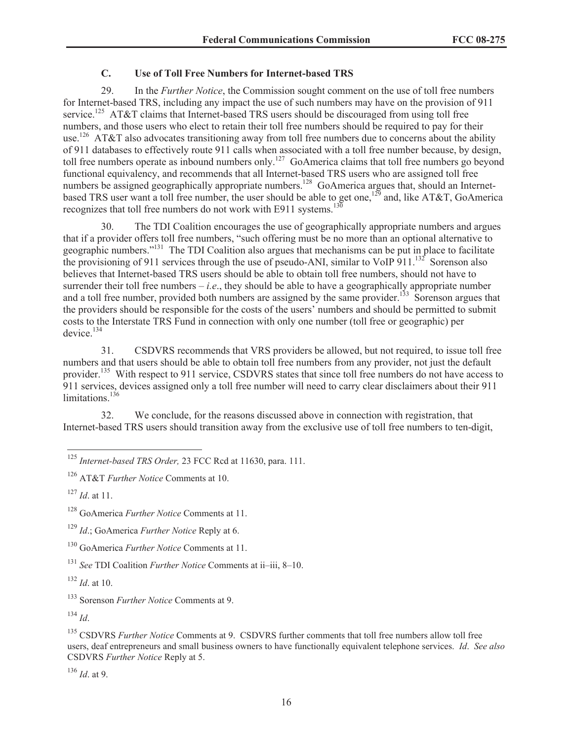### C. Use of Toll Free Numbers for Internet-based TRS

29. In the *Further Notice*, the Commission sought comment on the use of toll free numbers for Internet-based TRS, including any impact the use of such numbers may have on the provision of 911 service.[125] AT&T claims that Internet-based TRS users should be discouraged from using toll free numbers, and those users who elect to retain their toll free numbers should be required to pay for their use.[126] AT&T also advocates transitioning away from toll free numbers due to concerns about the ability of 911 databases to effectively route 911 calls when associated with a toll free number because, by design, toll free numbers operate as inbound numbers only.[127] GoAmerica claims that toll free numbers go beyond functional equivalency, and recommends that all Internet-based TRS users who are assigned toll free numbers be assigned geographically appropriate numbers.[128] GoAmerica argues that, should an Internet-based TRS user want a toll free number, the user should be able to get one,[129] and, like AT&T, GoAmerica recognizes that toll free numbers do not work with E911 systems.[130]

30. The TDI Coalition encourages the use of geographically appropriate numbers and argues that if a provider offers toll free numbers, "such offering must be no more than an optional alternative to geographic numbers."[131] The TDI Coalition also argues that mechanisms can be put in place to facilitate the provisioning of 911 services through the use of pseudo-ANI, similar to VoIP 911.[132] Sorenson also believes that Internet-based TRS users should be able to obtain toll free numbers, should not have to surrender their toll free numbers – *i.e*., they should be able to have a geographically appropriate number and a toll free number, provided both numbers are assigned by the same provider.[133] Sorenson argues that the providers should be responsible for the costs of the users' numbers and should be permitted to submit costs to the Interstate TRS Fund in connection with only one number (toll free or geographic) per device.[134]

31. CSDVRS recommends that VRS providers be allowed, but not required, to issue toll free numbers and that users should be able to obtain toll free numbers from any provider, not just the default provider.[135] With respect to 911 service, CSDVRS states that since toll free numbers do not have access to 911 services, devices assigned only a toll free number will need to carry clear disclaimers about their 911 limitations.[136]

32. We conclude, for the reasons discussed above in connection with registration, that Internet-based TRS users should transition away from the exclusive use of toll free numbers to ten-digit,

---

[125] *Internet-based TRS Order,* 23 FCC Rcd at 11630, para. 111.

[126] AT&T *Further Notice* Comments at 10.

[127] *Id*. at 11.

[128] GoAmerica *Further Notice* Comments at 11.

[129] *Id*.; GoAmerica *Further Notice* Reply at 6.

[130] GoAmerica *Further Notice* Comments at 11.

[131] *See* TDI Coalition *Further Notice* Comments at ii–iii, 8–10.

[132] *Id*. at 10.

[133] Sorenson *Further Notice* Comments at 9.

[134] *Id*.

[135] CSDVRS *Further Notice* Comments at 9. CSDVRS further comments that toll free numbers allow toll free users, deaf entrepreneurs and small business owners to have functionally equivalent telephone services. *Id*. *See also* CSDVRS *Further Notice* Reply at 5.

[136] *Id*. at 9.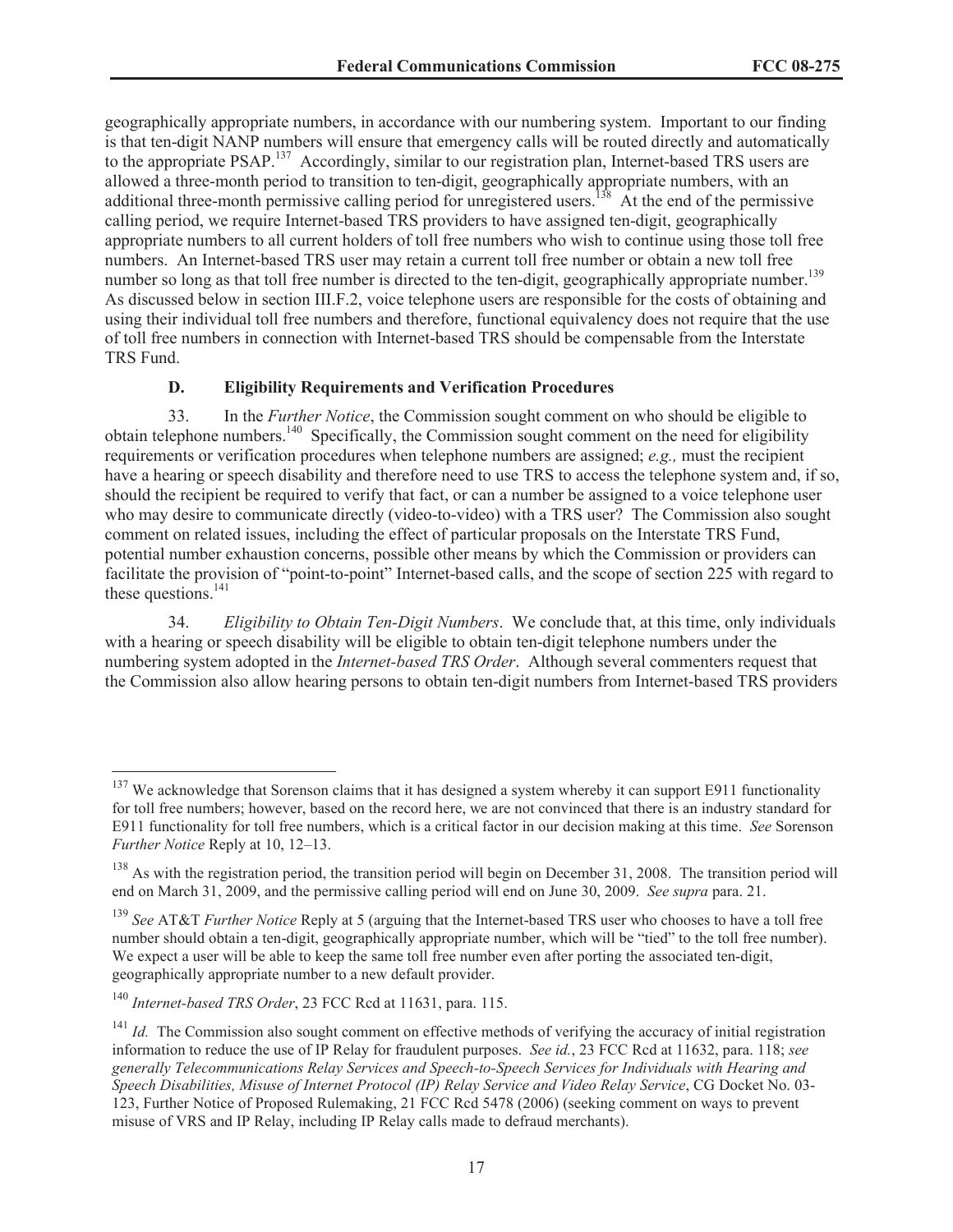geographically appropriate numbers, in accordance with our numbering system. Important to our finding is that ten-digit NANP numbers will ensure that emergency calls will be routed directly and automatically to the appropriate PSAP.[137] Accordingly, similar to our registration plan, Internet-based TRS users are allowed a three-month period to transition to ten-digit, geographically appropriate numbers, with an additional three-month permissive calling period for unregistered users.[138] At the end of the permissive calling period, we require Internet-based TRS providers to have assigned ten-digit, geographically appropriate numbers to all current holders of toll free numbers who wish to continue using those toll free numbers. An Internet-based TRS user may retain a current toll free number or obtain a new toll free number so long as that toll free number is directed to the ten-digit, geographically appropriate number.[139] As discussed below in section III.F.2, voice telephone users are responsible for the costs of obtaining and using their individual toll free numbers and therefore, functional equivalency does not require that the use of toll free numbers in connection with Internet-based TRS should be compensable from the Interstate TRS Fund.

### D. Eligibility Requirements and Verification Procedures

33. In the *Further Notice*, the Commission sought comment on who should be eligible to obtain telephone numbers.[140] Specifically, the Commission sought comment on the need for eligibility requirements or verification procedures when telephone numbers are assigned; *e.g.,* must the recipient have a hearing or speech disability and therefore need to use TRS to access the telephone system and, if so, should the recipient be required to verify that fact, or can a number be assigned to a voice telephone user who may desire to communicate directly (video-to-video) with a TRS user? The Commission also sought comment on related issues, including the effect of particular proposals on the Interstate TRS Fund, potential number exhaustion concerns, possible other means by which the Commission or providers can facilitate the provision of "point-to-point" Internet-based calls, and the scope of section 225 with regard to these questions.[141]

34. *Eligibility to Obtain Ten-Digit Numbers*. We conclude that, at this time, only individuals with a hearing or speech disability will be eligible to obtain ten-digit telephone numbers under the numbering system adopted in the *Internet-based TRS Order*. Although several commenters request that the Commission also allow hearing persons to obtain ten-digit numbers from Internet-based TRS providers

---

[137] We acknowledge that Sorenson claims that it has designed a system whereby it can support E911 functionality for toll free numbers; however, based on the record here, we are not convinced that there is an industry standard for E911 functionality for toll free numbers, which is a critical factor in our decision making at this time. *See* Sorenson *Further Notice* Reply at 10, 12–13.

[138] As with the registration period, the transition period will begin on December 31, 2008. The transition period will end on March 31, 2009, and the permissive calling period will end on June 30, 2009. *See supra* para. 21.

[139] *See* AT&T *Further Notice* Reply at 5 (arguing that the Internet-based TRS user who chooses to have a toll free number should obtain a ten-digit, geographically appropriate number, which will be "tied" to the toll free number). We expect a user will be able to keep the same toll free number even after porting the associated ten-digit, geographically appropriate number to a new default provider.

[140] *Internet-based TRS Order*, 23 FCC Rcd at 11631, para. 115.

[141] *Id.* The Commission also sought comment on effective methods of verifying the accuracy of initial registration information to reduce the use of IP Relay for fraudulent purposes. *See id.*, 23 FCC Rcd at 11632, para. 118; *see generally Telecommunications Relay Services and Speech-to-Speech Services for Individuals with Hearing and Speech Disabilities, Misuse of Internet Protocol (IP) Relay Service and Video Relay Service*, CG Docket No. 03-123, Further Notice of Proposed Rulemaking, 21 FCC Rcd 5478 (2006) (seeking comment on ways to prevent misuse of VRS and IP Relay, including IP Relay calls made to defraud merchants).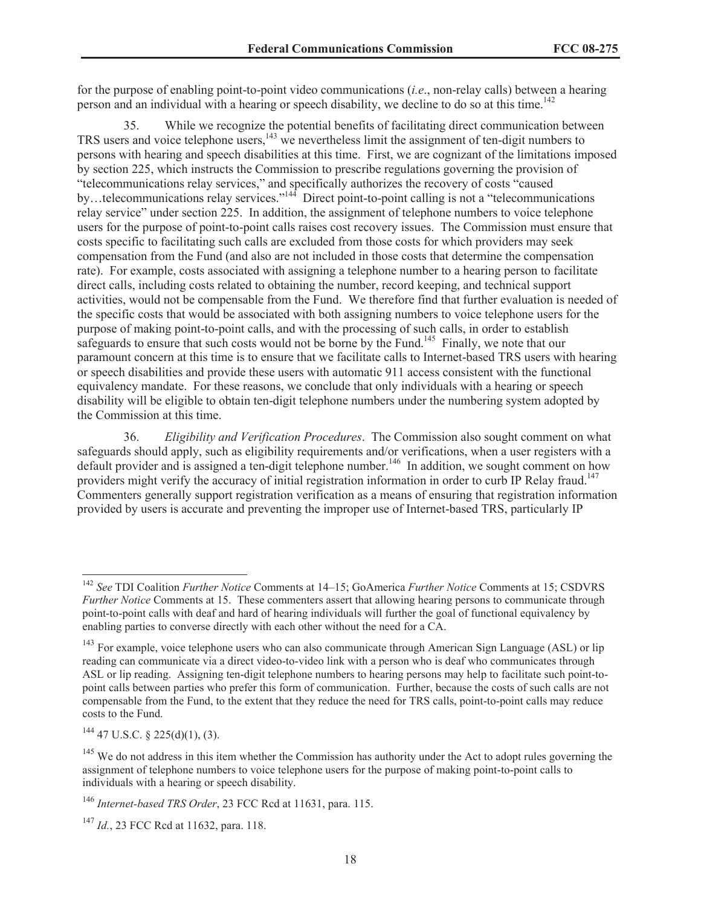for the purpose of enabling point-to-point video communications (*i.e*., non-relay calls) between a hearing person and an individual with a hearing or speech disability, we decline to do so at this time.[142]

35. While we recognize the potential benefits of facilitating direct communication between TRS users and voice telephone users,[143] we nevertheless limit the assignment of ten-digit numbers to persons with hearing and speech disabilities at this time. First, we are cognizant of the limitations imposed by section 225, which instructs the Commission to prescribe regulations governing the provision of "telecommunications relay services," and specifically authorizes the recovery of costs "caused by…telecommunications relay services."[144] Direct point-to-point calling is not a "telecommunications relay service" under section 225. In addition, the assignment of telephone numbers to voice telephone users for the purpose of point-to-point calls raises cost recovery issues. The Commission must ensure that costs specific to facilitating such calls are excluded from those costs for which providers may seek compensation from the Fund (and also are not included in those costs that determine the compensation rate). For example, costs associated with assigning a telephone number to a hearing person to facilitate direct calls, including costs related to obtaining the number, record keeping, and technical support activities, would not be compensable from the Fund. We therefore find that further evaluation is needed of the specific costs that would be associated with both assigning numbers to voice telephone users for the purpose of making point-to-point calls, and with the processing of such calls, in order to establish safeguards to ensure that such costs would not be borne by the Fund.[145] Finally, we note that our paramount concern at this time is to ensure that we facilitate calls to Internet-based TRS users with hearing or speech disabilities and provide these users with automatic 911 access consistent with the functional equivalency mandate. For these reasons, we conclude that only individuals with a hearing or speech disability will be eligible to obtain ten-digit telephone numbers under the numbering system adopted by the Commission at this time.

36. *Eligibility and Verification Procedures*. The Commission also sought comment on what safeguards should apply, such as eligibility requirements and/or verifications, when a user registers with a default provider and is assigned a ten-digit telephone number.[146] In addition, we sought comment on how providers might verify the accuracy of initial registration information in order to curb IP Relay fraud.[147] Commenters generally support registration verification as a means of ensuring that registration information provided by users is accurate and preventing the improper use of Internet-based TRS, particularly IP

---

[142] *See* TDI Coalition *Further Notice* Comments at 14–15; GoAmerica *Further Notice* Comments at 15; CSDVRS *Further Notice* Comments at 15. These commenters assert that allowing hearing persons to communicate through point-to-point calls with deaf and hard of hearing individuals will further the goal of functional equivalency by enabling parties to converse directly with each other without the need for a CA.

[143] For example, voice telephone users who can also communicate through American Sign Language (ASL) or lip reading can communicate via a direct video-to-video link with a person who is deaf who communicates through ASL or lip reading. Assigning ten-digit telephone numbers to hearing persons may help to facilitate such point-to-point calls between parties who prefer this form of communication. Further, because the costs of such calls are not compensable from the Fund, to the extent that they reduce the need for TRS calls, point-to-point calls may reduce costs to the Fund.

[144] 47 U.S.C. § 225(d)(1), (3).

[145] We do not address in this item whether the Commission has authority under the Act to adopt rules governing the assignment of telephone numbers to voice telephone users for the purpose of making point-to-point calls to individuals with a hearing or speech disability.

[146] *Internet-based TRS Order*, 23 FCC Rcd at 11631, para. 115.

[147] *Id.*, 23 FCC Rcd at 11632, para. 118.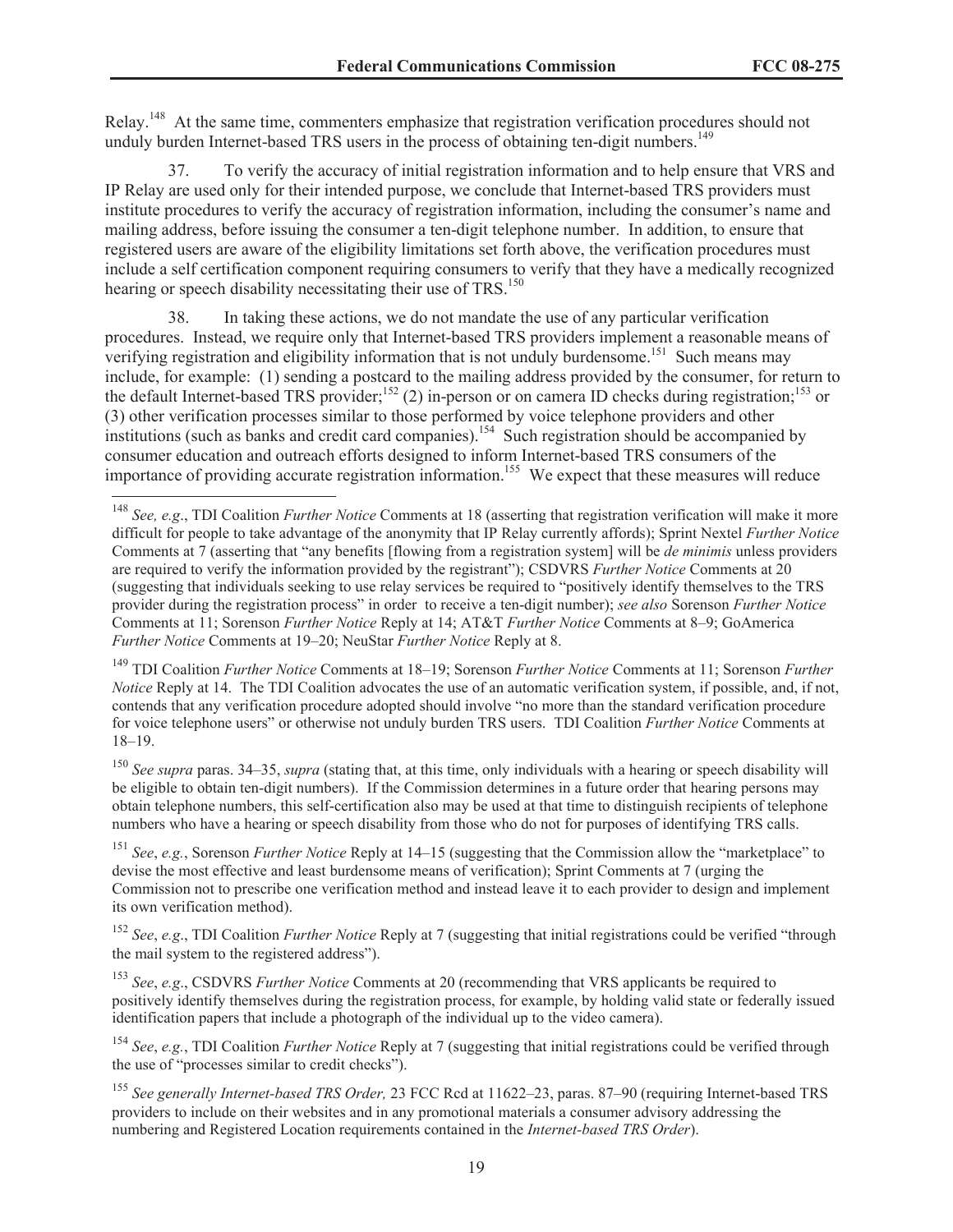Relay.[148] At the same time, commenters emphasize that registration verification procedures should not unduly burden Internet-based TRS users in the process of obtaining ten-digit numbers.[149]

37. To verify the accuracy of initial registration information and to help ensure that VRS and IP Relay are used only for their intended purpose, we conclude that Internet-based TRS providers must institute procedures to verify the accuracy of registration information, including the consumer's name and mailing address, before issuing the consumer a ten-digit telephone number. In addition, to ensure that registered users are aware of the eligibility limitations set forth above, the verification procedures must include a self certification component requiring consumers to verify that they have a medically recognized hearing or speech disability necessitating their use of TRS.[150]

38. In taking these actions, we do not mandate the use of any particular verification procedures. Instead, we require only that Internet-based TRS providers implement a reasonable means of verifying registration and eligibility information that is not unduly burdensome.[151] Such means may include, for example: (1) sending a postcard to the mailing address provided by the consumer, for return to the default Internet-based TRS provider;[152] (2) in-person or on camera ID checks during registration;[153] or (3) other verification processes similar to those performed by voice telephone providers and other institutions (such as banks and credit card companies).[154] Such registration should be accompanied by consumer education and outreach efforts designed to inform Internet-based TRS consumers of the importance of providing accurate registration information.[155] We expect that these measures will reduce

---

[148] *See, e.g*., TDI Coalition *Further Notice* Comments at 18 (asserting that registration verification will make it more difficult for people to take advantage of the anonymity that IP Relay currently affords); Sprint Nextel *Further Notice* Comments at 7 (asserting that "any benefits [flowing from a registration system] will be *de minimis* unless providers are required to verify the information provided by the registrant"); CSDVRS *Further Notice* Comments at 20 (suggesting that individuals seeking to use relay services be required to "positively identify themselves to the TRS provider during the registration process" in order to receive a ten-digit number); *see also* Sorenson *Further Notice* Comments at 11; Sorenson *Further Notice* Reply at 14; AT&T *Further Notice* Comments at 8–9; GoAmerica *Further Notice* Comments at 19–20; NeuStar *Further Notice* Reply at 8.

[149] TDI Coalition *Further Notice* Comments at 18–19; Sorenson *Further Notice* Comments at 11; Sorenson *Further Notice* Reply at 14. The TDI Coalition advocates the use of an automatic verification system, if possible, and, if not, contends that any verification procedure adopted should involve "no more than the standard verification procedure for voice telephone users" or otherwise not unduly burden TRS users. TDI Coalition *Further Notice* Comments at 18–19.

[150] *See supra* paras. 34–35, *supra* (stating that, at this time, only individuals with a hearing or speech disability will be eligible to obtain ten-digit numbers). If the Commission determines in a future order that hearing persons may obtain telephone numbers, this self-certification also may be used at that time to distinguish recipients of telephone numbers who have a hearing or speech disability from those who do not for purposes of identifying TRS calls.

[151] *See*, *e.g.*, Sorenson *Further Notice* Reply at 14–15 (suggesting that the Commission allow the "marketplace" to devise the most effective and least burdensome means of verification); Sprint Comments at 7 (urging the Commission not to prescribe one verification method and instead leave it to each provider to design and implement its own verification method).

[152] *See*, *e.g*., TDI Coalition *Further Notice* Reply at 7 (suggesting that initial registrations could be verified "through the mail system to the registered address").

[153] *See*, *e.g*., CSDVRS *Further Notice* Comments at 20 (recommending that VRS applicants be required to positively identify themselves during the registration process, for example, by holding valid state or federally issued identification papers that include a photograph of the individual up to the video camera).

[154] *See*, *e.g.*, TDI Coalition *Further Notice* Reply at 7 (suggesting that initial registrations could be verified through the use of "processes similar to credit checks").

[155] *See generally Internet-based TRS Order,* 23 FCC Rcd at 11622–23, paras. 87–90 (requiring Internet-based TRS providers to include on their websites and in any promotional materials a consumer advisory addressing the numbering and Registered Location requirements contained in the *Internet-based TRS Order*).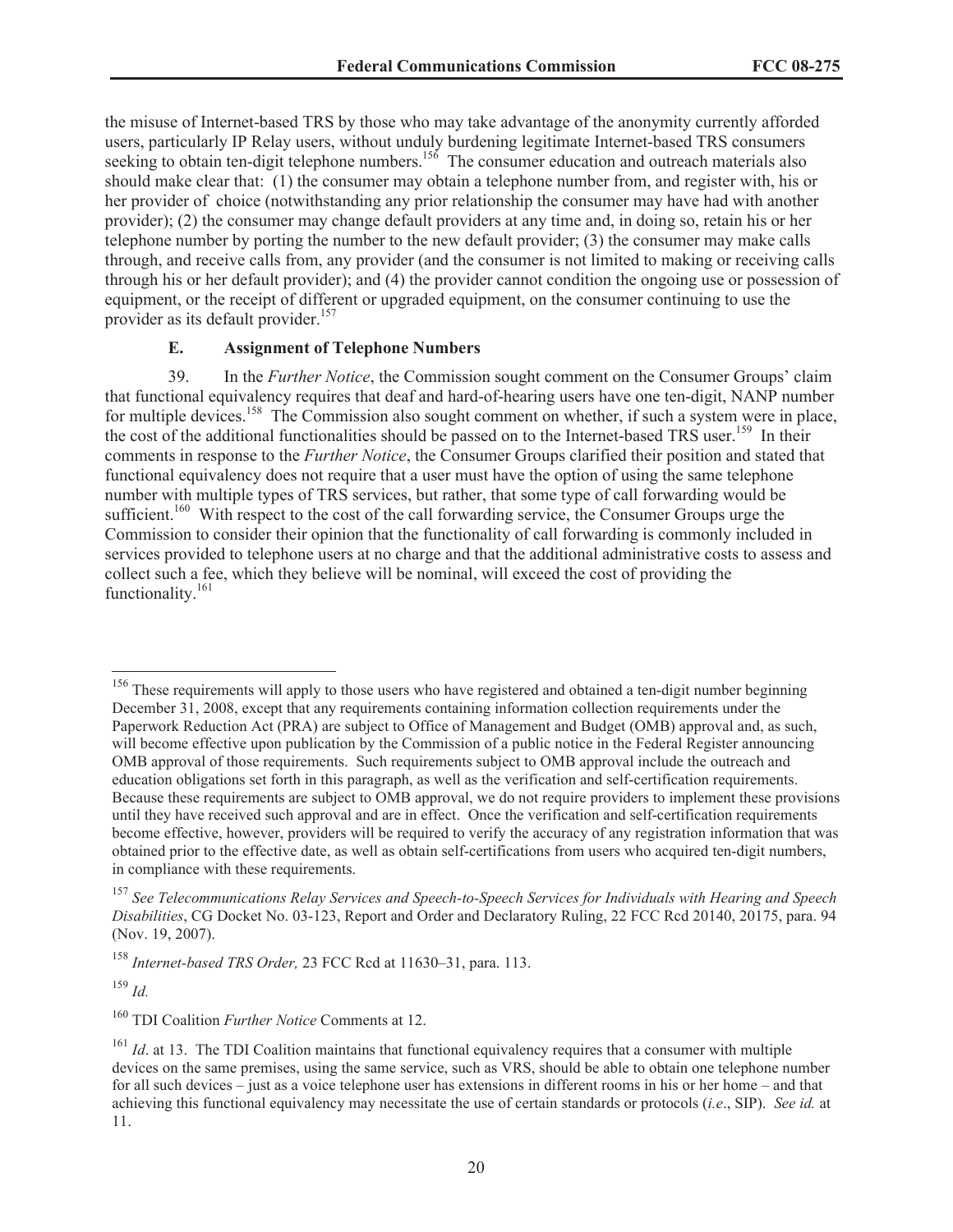the misuse of Internet-based TRS by those who may take advantage of the anonymity currently afforded users, particularly IP Relay users, without unduly burdening legitimate Internet-based TRS consumers seeking to obtain ten-digit telephone numbers.[156] The consumer education and outreach materials also should make clear that: (1) the consumer may obtain a telephone number from, and register with, his or her provider of choice (notwithstanding any prior relationship the consumer may have had with another provider); (2) the consumer may change default providers at any time and, in doing so, retain his or her telephone number by porting the number to the new default provider; (3) the consumer may make calls through, and receive calls from, any provider (and the consumer is not limited to making or receiving calls through his or her default provider); and (4) the provider cannot condition the ongoing use or possession of equipment, or the receipt of different or upgraded equipment, on the consumer continuing to use the provider as its default provider.[157]

### E. Assignment of Telephone Numbers

39. In the *Further Notice*, the Commission sought comment on the Consumer Groups' claim that functional equivalency requires that deaf and hard-of-hearing users have one ten-digit, NANP number for multiple devices.[158] The Commission also sought comment on whether, if such a system were in place, the cost of the additional functionalities should be passed on to the Internet-based TRS user.[159] In their comments in response to the *Further Notice*, the Consumer Groups clarified their position and stated that functional equivalency does not require that a user must have the option of using the same telephone number with multiple types of TRS services, but rather, that some type of call forwarding would be sufficient.[160] With respect to the cost of the call forwarding service, the Consumer Groups urge the Commission to consider their opinion that the functionality of call forwarding is commonly included in services provided to telephone users at no charge and that the additional administrative costs to assess and collect such a fee, which they believe will be nominal, will exceed the cost of providing the functionality.[161]

---

[156] These requirements will apply to those users who have registered and obtained a ten-digit number beginning December 31, 2008, except that any requirements containing information collection requirements under the Paperwork Reduction Act (PRA) are subject to Office of Management and Budget (OMB) approval and, as such, will become effective upon publication by the Commission of a public notice in the Federal Register announcing OMB approval of those requirements. Such requirements subject to OMB approval include the outreach and education obligations set forth in this paragraph, as well as the verification and self-certification requirements. Because these requirements are subject to OMB approval, we do not require providers to implement these provisions until they have received such approval and are in effect. Once the verification and self-certification requirements become effective, however, providers will be required to verify the accuracy of any registration information that was obtained prior to the effective date, as well as obtain self-certifications from users who acquired ten-digit numbers, in compliance with these requirements.

[157] *See Telecommunications Relay Services and Speech-to-Speech Services for Individuals with Hearing and Speech Disabilities*, CG Docket No. 03-123, Report and Order and Declaratory Ruling, 22 FCC Rcd 20140, 20175, para. 94 (Nov. 19, 2007).

[158] *Internet-based TRS Order,* 23 FCC Rcd at 11630–31, para. 113.

[159] *Id.*

[160] TDI Coalition *Further Notice* Comments at 12.

[161] *Id*. at 13. The TDI Coalition maintains that functional equivalency requires that a consumer with multiple devices on the same premises, using the same service, such as VRS, should be able to obtain one telephone number for all such devices – just as a voice telephone user has extensions in different rooms in his or her home – and that achieving this functional equivalency may necessitate the use of certain standards or protocols (*i.e*., SIP). *See id.* at 11.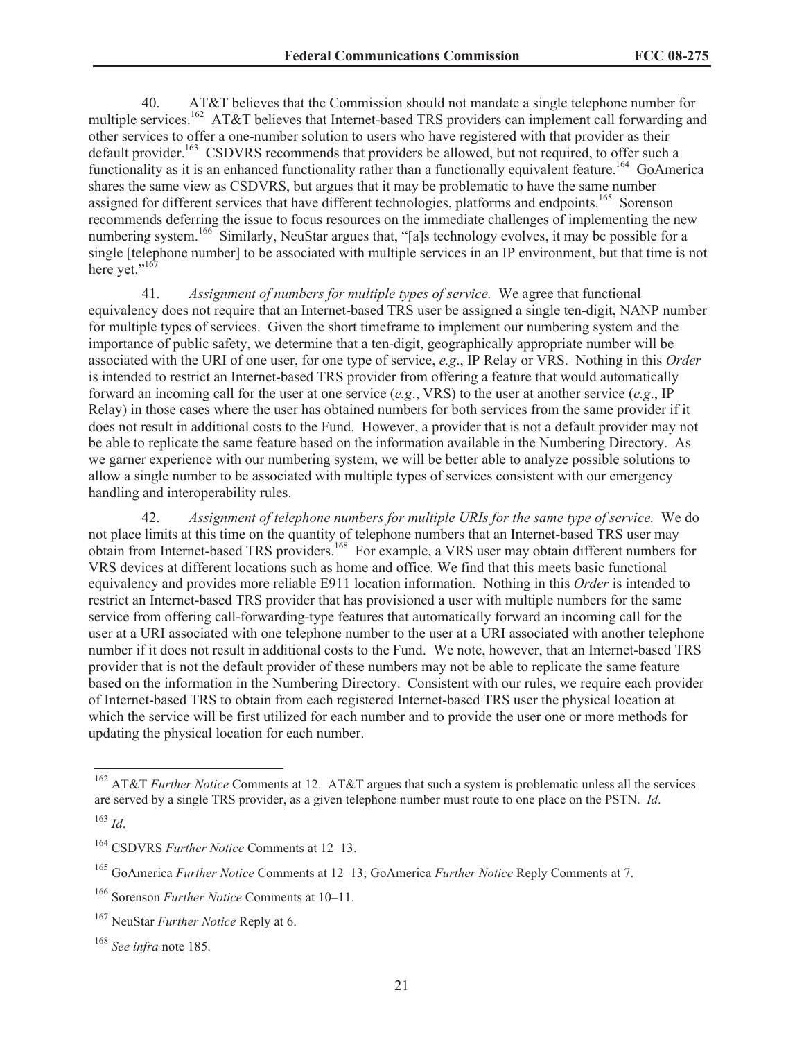40. AT&T believes that the Commission should not mandate a single telephone number for multiple services.[162] AT&T believes that Internet-based TRS providers can implement call forwarding and other services to offer a one-number solution to users who have registered with that provider as their default provider.[163] CSDVRS recommends that providers be allowed, but not required, to offer such a functionality as it is an enhanced functionality rather than a functionally equivalent feature.[164] GoAmerica shares the same view as CSDVRS, but argues that it may be problematic to have the same number assigned for different services that have different technologies, platforms and endpoints.[165] Sorenson recommends deferring the issue to focus resources on the immediate challenges of implementing the new numbering system.[166] Similarly, NeuStar argues that, "[a]s technology evolves, it may be possible for a single [telephone number] to be associated with multiple services in an IP environment, but that time is not here yet."[167]

41. *Assignment of numbers for multiple types of service.* We agree that functional equivalency does not require that an Internet-based TRS user be assigned a single ten-digit, NANP number for multiple types of services. Given the short timeframe to implement our numbering system and the importance of public safety, we determine that a ten-digit, geographically appropriate number will be associated with the URI of one user, for one type of service, *e.g*., IP Relay or VRS. Nothing in this *Order* is intended to restrict an Internet-based TRS provider from offering a feature that would automatically forward an incoming call for the user at one service (*e.g*., VRS) to the user at another service (*e.g*., IP Relay) in those cases where the user has obtained numbers for both services from the same provider if it does not result in additional costs to the Fund. However, a provider that is not a default provider may not be able to replicate the same feature based on the information available in the Numbering Directory. As we garner experience with our numbering system, we will be better able to analyze possible solutions to allow a single number to be associated with multiple types of services consistent with our emergency handling and interoperability rules.

42. *Assignment of telephone numbers for multiple URIs for the same type of service.* We do not place limits at this time on the quantity of telephone numbers that an Internet-based TRS user may obtain from Internet-based TRS providers.[168] For example, a VRS user may obtain different numbers for VRS devices at different locations such as home and office. We find that this meets basic functional equivalency and provides more reliable E911 location information. Nothing in this *Order* is intended to restrict an Internet-based TRS provider that has provisioned a user with multiple numbers for the same service from offering call-forwarding-type features that automatically forward an incoming call for the user at a URI associated with one telephone number to the user at a URI associated with another telephone number if it does not result in additional costs to the Fund. We note, however, that an Internet-based TRS provider that is not the default provider of these numbers may not be able to replicate the same feature based on the information in the Numbering Directory. Consistent with our rules, we require each provider of Internet-based TRS to obtain from each registered Internet-based TRS user the physical location at which the service will be first utilized for each number and to provide the user one or more methods for updating the physical location for each number.

---

[162] AT&T *Further Notice* Comments at 12. AT&T argues that such a system is problematic unless all the services are served by a single TRS provider, as a given telephone number must route to one place on the PSTN. *Id*.

[163] *Id*.

[164] CSDVRS *Further Notice* Comments at 12–13.

[165] GoAmerica *Further Notice* Comments at 12–13; GoAmerica *Further Notice* Reply Comments at 7.

[166] Sorenson *Further Notice* Comments at 10–11.

[167] NeuStar *Further Notice* Reply at 6.

[168] *See infra* note 185.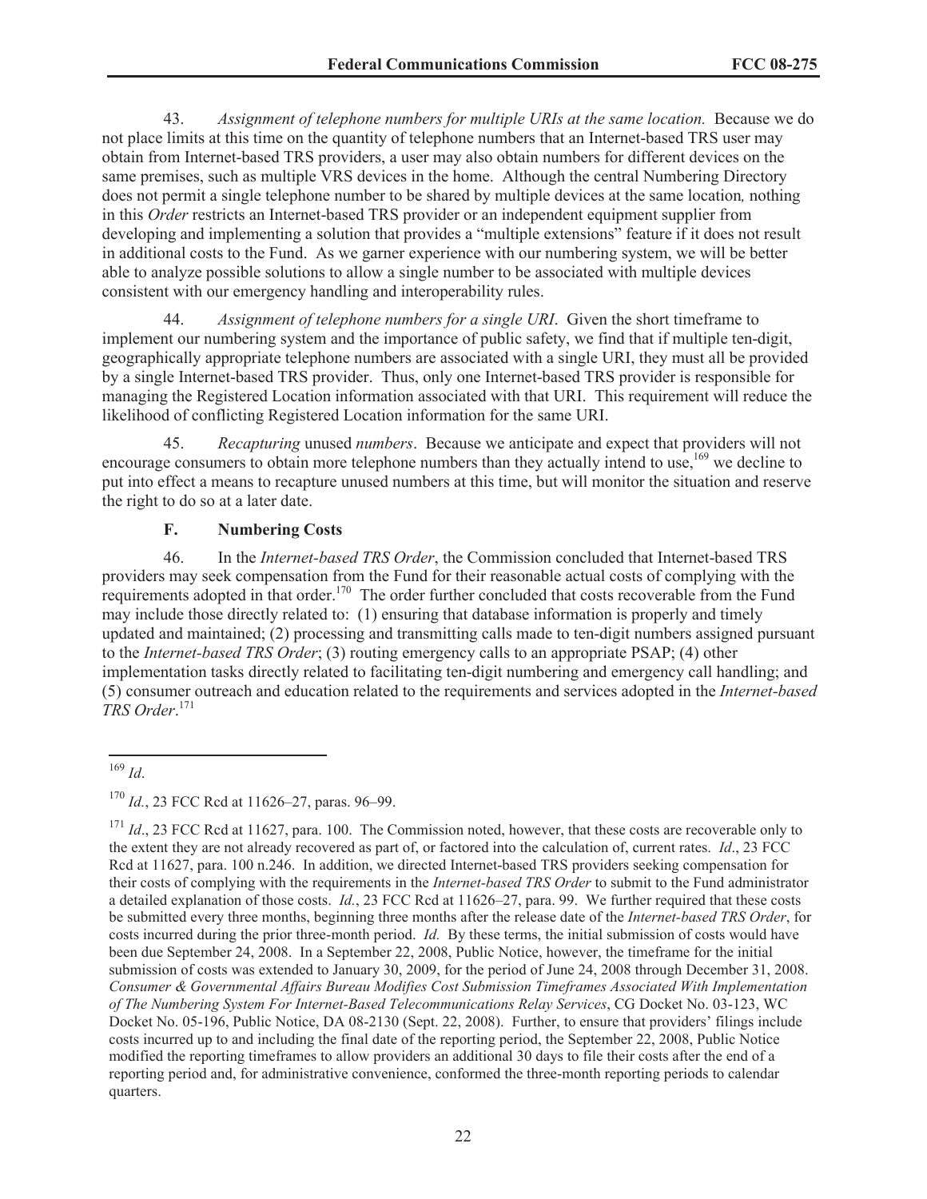43. *Assignment of telephone numbers for multiple URIs at the same location.* Because we do not place limits at this time on the quantity of telephone numbers that an Internet-based TRS user may obtain from Internet-based TRS providers, a user may also obtain numbers for different devices on the same premises, such as multiple VRS devices in the home. Although the central Numbering Directory does not permit a single telephone number to be shared by multiple devices at the same location*,* nothing in this *Order* restricts an Internet-based TRS provider or an independent equipment supplier from developing and implementing a solution that provides a "multiple extensions" feature if it does not result in additional costs to the Fund. As we garner experience with our numbering system, we will be better able to analyze possible solutions to allow a single number to be associated with multiple devices consistent with our emergency handling and interoperability rules.

44. *Assignment of telephone numbers for a single URI*. Given the short timeframe to implement our numbering system and the importance of public safety, we find that if multiple ten-digit, geographically appropriate telephone numbers are associated with a single URI, they must all be provided by a single Internet-based TRS provider. Thus, only one Internet-based TRS provider is responsible for managing the Registered Location information associated with that URI. This requirement will reduce the likelihood of conflicting Registered Location information for the same URI.

45. *Recapturing* unused *numbers*. Because we anticipate and expect that providers will not encourage consumers to obtain more telephone numbers than they actually intend to use,[169] we decline to put into effect a means to recapture unused numbers at this time, but will monitor the situation and reserve the right to do so at a later date.

### F. Numbering Costs

46. In the *Internet-based TRS Order*, the Commission concluded that Internet-based TRS providers may seek compensation from the Fund for their reasonable actual costs of complying with the requirements adopted in that order.[170] The order further concluded that costs recoverable from the Fund may include those directly related to: (1) ensuring that database information is properly and timely updated and maintained; (2) processing and transmitting calls made to ten-digit numbers assigned pursuant to the *Internet-based TRS Order*; (3) routing emergency calls to an appropriate PSAP; (4) other implementation tasks directly related to facilitating ten-digit numbering and emergency call handling; and (5) consumer outreach and education related to the requirements and services adopted in the *Internet-based TRS Order*.[171]

---

[169] *Id*.

[170] *Id.*, 23 FCC Rcd at 11626–27, paras. 96–99.

[171] *Id*., 23 FCC Rcd at 11627, para. 100. The Commission noted, however, that these costs are recoverable only to the extent they are not already recovered as part of, or factored into the calculation of, current rates. *Id*., 23 FCC Rcd at 11627, para. 100 n.246. In addition, we directed Internet-based TRS providers seeking compensation for their costs of complying with the requirements in the *Internet-based TRS Order* to submit to the Fund administrator a detailed explanation of those costs. *Id.*, 23 FCC Rcd at 11626–27, para. 99. We further required that these costs be submitted every three months, beginning three months after the release date of the *Internet-based TRS Order*, for costs incurred during the prior three-month period. *Id.* By these terms, the initial submission of costs would have been due September 24, 2008. In a September 22, 2008, Public Notice, however, the timeframe for the initial submission of costs was extended to January 30, 2009, for the period of June 24, 2008 through December 31, 2008. *Consumer & Governmental Affairs Bureau Modifies Cost Submission Timeframes Associated With Implementation of The Numbering System For Internet-Based Telecommunications Relay Services*, CG Docket No. 03-123, WC Docket No. 05-196, Public Notice, DA 08-2130 (Sept. 22, 2008). Further, to ensure that providers' filings include costs incurred up to and including the final date of the reporting period, the September 22, 2008, Public Notice modified the reporting timeframes to allow providers an additional 30 days to file their costs after the end of a reporting period and, for administrative convenience, conformed the three-month reporting periods to calendar quarters.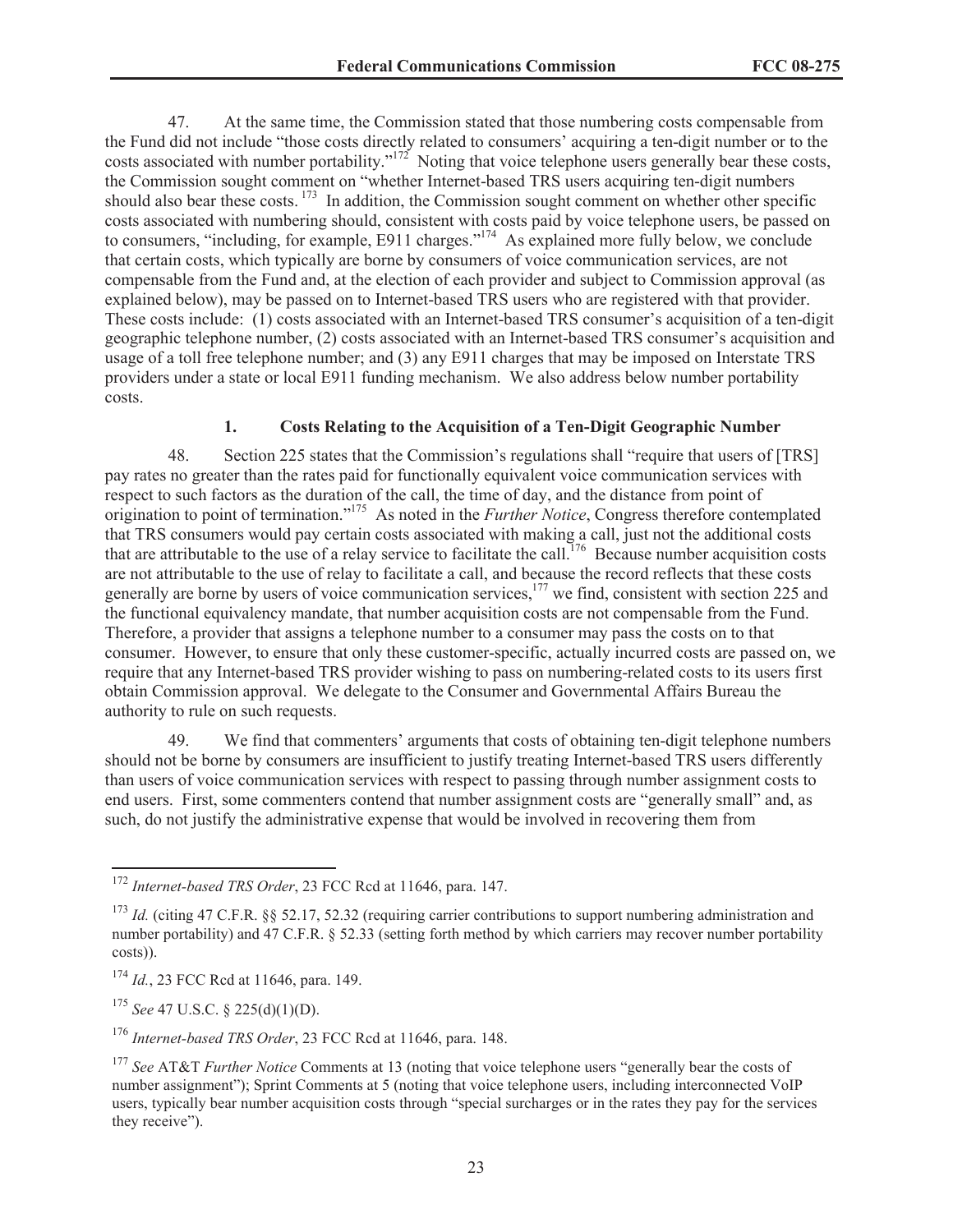47. At the same time, the Commission stated that those numbering costs compensable from the Fund did not include "those costs directly related to consumers' acquiring a ten-digit number or to the costs associated with number portability."[172] Noting that voice telephone users generally bear these costs, the Commission sought comment on "whether Internet-based TRS users acquiring ten-digit numbers should also bear these costs.[173] In addition, the Commission sought comment on whether other specific costs associated with numbering should, consistent with costs paid by voice telephone users, be passed on to consumers, "including, for example, E911 charges."[174] As explained more fully below, we conclude that certain costs, which typically are borne by consumers of voice communication services, are not compensable from the Fund and, at the election of each provider and subject to Commission approval (as explained below), may be passed on to Internet-based TRS users who are registered with that provider. These costs include: (1) costs associated with an Internet-based TRS consumer's acquisition of a ten-digit geographic telephone number, (2) costs associated with an Internet-based TRS consumer's acquisition and usage of a toll free telephone number; and (3) any E911 charges that may be imposed on Interstate TRS providers under a state or local E911 funding mechanism. We also address below number portability costs.

### 1. Costs Relating to the Acquisition of a Ten-Digit Geographic Number

48. Section 225 states that the Commission's regulations shall "require that users of [TRS] pay rates no greater than the rates paid for functionally equivalent voice communication services with respect to such factors as the duration of the call, the time of day, and the distance from point of origination to point of termination."[175] As noted in the *Further Notice*, Congress therefore contemplated that TRS consumers would pay certain costs associated with making a call, just not the additional costs that are attributable to the use of a relay service to facilitate the call.[176] Because number acquisition costs are not attributable to the use of relay to facilitate a call, and because the record reflects that these costs generally are borne by users of voice communication services,[177] we find, consistent with section 225 and the functional equivalency mandate, that number acquisition costs are not compensable from the Fund. Therefore, a provider that assigns a telephone number to a consumer may pass the costs on to that consumer. However, to ensure that only these customer-specific, actually incurred costs are passed on, we require that any Internet-based TRS provider wishing to pass on numbering-related costs to its users first obtain Commission approval. We delegate to the Consumer and Governmental Affairs Bureau the authority to rule on such requests.

49. We find that commenters' arguments that costs of obtaining ten-digit telephone numbers should not be borne by consumers are insufficient to justify treating Internet-based TRS users differently than users of voice communication services with respect to passing through number assignment costs to end users. First, some commenters contend that number assignment costs are "generally small" and, as such, do not justify the administrative expense that would be involved in recovering them from

---

[172] *Internet-based TRS Order*, 23 FCC Rcd at 11646, para. 147.

[173] *Id.* (citing 47 C.F.R. §§ 52.17, 52.32 (requiring carrier contributions to support numbering administration and number portability) and 47 C.F.R. § 52.33 (setting forth method by which carriers may recover number portability costs)).

[174] *Id.*, 23 FCC Rcd at 11646, para. 149.

[175] *See* 47 U.S.C. § 225(d)(1)(D).

[176] *Internet-based TRS Order*, 23 FCC Rcd at 11646, para. 148.

[177] *See* AT&T *Further Notice* Comments at 13 (noting that voice telephone users "generally bear the costs of number assignment"); Sprint Comments at 5 (noting that voice telephone users, including interconnected VoIP users, typically bear number acquisition costs through "special surcharges or in the rates they pay for the services they receive").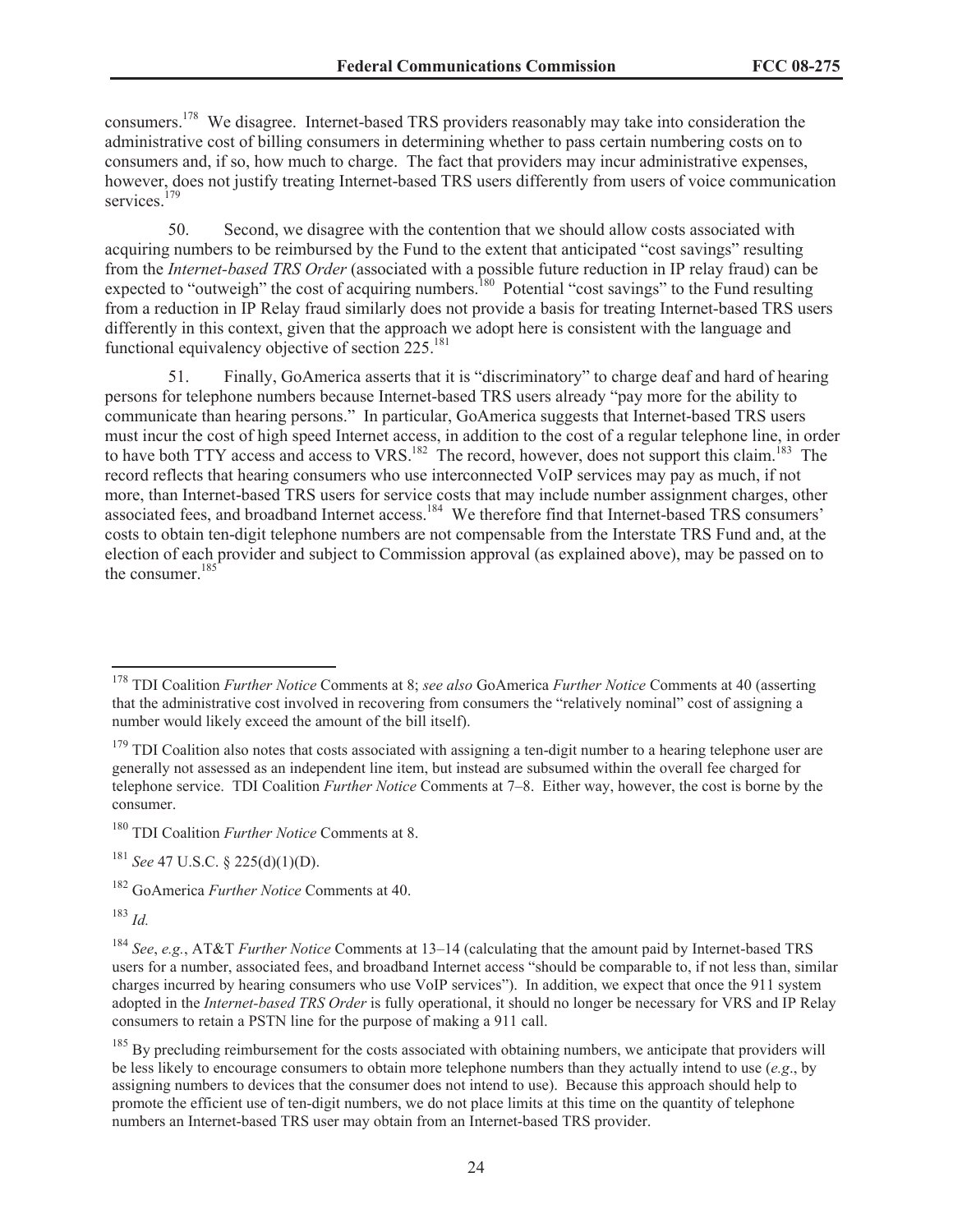consumers.[178] We disagree. Internet-based TRS providers reasonably may take into consideration the administrative cost of billing consumers in determining whether to pass certain numbering costs on to consumers and, if so, how much to charge. The fact that providers may incur administrative expenses, however, does not justify treating Internet-based TRS users differently from users of voice communication services.[179]

50. Second, we disagree with the contention that we should allow costs associated with acquiring numbers to be reimbursed by the Fund to the extent that anticipated "cost savings" resulting from the *Internet-based TRS Order* (associated with a possible future reduction in IP relay fraud) can be expected to "outweigh" the cost of acquiring numbers.[180] Potential "cost savings" to the Fund resulting from a reduction in IP Relay fraud similarly does not provide a basis for treating Internet-based TRS users differently in this context, given that the approach we adopt here is consistent with the language and functional equivalency objective of section 225.[181]

51. Finally, GoAmerica asserts that it is "discriminatory" to charge deaf and hard of hearing persons for telephone numbers because Internet-based TRS users already "pay more for the ability to communicate than hearing persons." In particular, GoAmerica suggests that Internet-based TRS users must incur the cost of high speed Internet access, in addition to the cost of a regular telephone line, in order to have both TTY access and access to VRS.[182] The record, however, does not support this claim.[183] The record reflects that hearing consumers who use interconnected VoIP services may pay as much, if not more, than Internet-based TRS users for service costs that may include number assignment charges, other associated fees, and broadband Internet access.[184] We therefore find that Internet-based TRS consumers' costs to obtain ten-digit telephone numbers are not compensable from the Interstate TRS Fund and, at the election of each provider and subject to Commission approval (as explained above), may be passed on to the consumer.[185]

---

[178] TDI Coalition *Further Notice* Comments at 8; *see also* GoAmerica *Further Notice* Comments at 40 (asserting that the administrative cost involved in recovering from consumers the "relatively nominal" cost of assigning a number would likely exceed the amount of the bill itself).

[179] TDI Coalition also notes that costs associated with assigning a ten-digit number to a hearing telephone user are generally not assessed as an independent line item, but instead are subsumed within the overall fee charged for telephone service. TDI Coalition *Further Notice* Comments at 7–8. Either way, however, the cost is borne by the consumer.

[180] TDI Coalition *Further Notice* Comments at 8.

[181] *See* 47 U.S.C. § 225(d)(1)(D).

[182] GoAmerica *Further Notice* Comments at 40.

[183] *Id.*

[184] *See*, *e.g.*, AT&T *Further Notice* Comments at 13–14 (calculating that the amount paid by Internet-based TRS users for a number, associated fees, and broadband Internet access "should be comparable to, if not less than, similar charges incurred by hearing consumers who use VoIP services"). In addition, we expect that once the 911 system adopted in the *Internet-based TRS Order* is fully operational, it should no longer be necessary for VRS and IP Relay consumers to retain a PSTN line for the purpose of making a 911 call.

[185] By precluding reimbursement for the costs associated with obtaining numbers, we anticipate that providers will be less likely to encourage consumers to obtain more telephone numbers than they actually intend to use (*e.g*., by assigning numbers to devices that the consumer does not intend to use). Because this approach should help to promote the efficient use of ten-digit numbers, we do not place limits at this time on the quantity of telephone numbers an Internet-based TRS user may obtain from an Internet-based TRS provider.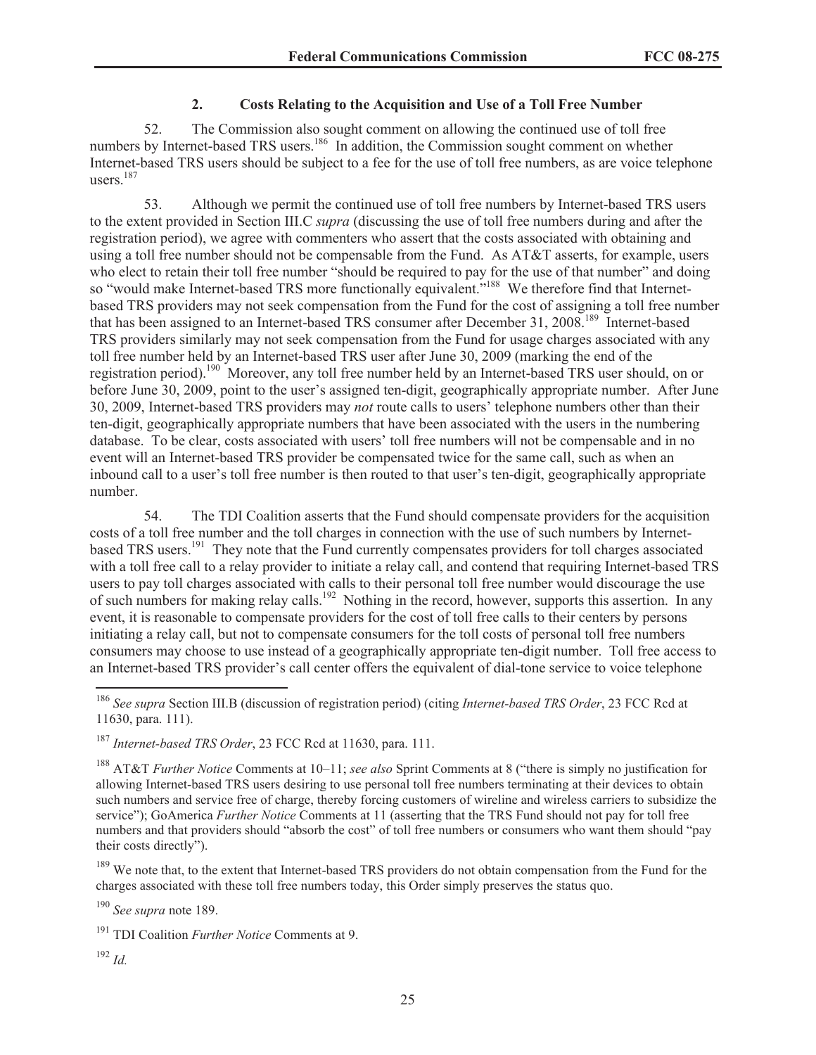### 2. Costs Relating to the Acquisition and Use of a Toll Free Number

52. The Commission also sought comment on allowing the continued use of toll free numbers by Internet-based TRS users.[186] In addition, the Commission sought comment on whether Internet-based TRS users should be subject to a fee for the use of toll free numbers, as are voice telephone users.[187]

53. Although we permit the continued use of toll free numbers by Internet-based TRS users to the extent provided in Section III.C *supra* (discussing the use of toll free numbers during and after the registration period), we agree with commenters who assert that the costs associated with obtaining and using a toll free number should not be compensable from the Fund. As AT&T asserts, for example, users who elect to retain their toll free number "should be required to pay for the use of that number" and doing so "would make Internet-based TRS more functionally equivalent."[188] We therefore find that Internet-based TRS providers may not seek compensation from the Fund for the cost of assigning a toll free number that has been assigned to an Internet-based TRS consumer after December 31, 2008.[189] Internet-based TRS providers similarly may not seek compensation from the Fund for usage charges associated with any toll free number held by an Internet-based TRS user after June 30, 2009 (marking the end of the registration period).[190] Moreover, any toll free number held by an Internet-based TRS user should, on or before June 30, 2009, point to the user's assigned ten-digit, geographically appropriate number. After June 30, 2009, Internet-based TRS providers may *not* route calls to users' telephone numbers other than their ten-digit, geographically appropriate numbers that have been associated with the users in the numbering database. To be clear, costs associated with users' toll free numbers will not be compensable and in no event will an Internet-based TRS provider be compensated twice for the same call, such as when an inbound call to a user's toll free number is then routed to that user's ten-digit, geographically appropriate number.

54. The TDI Coalition asserts that the Fund should compensate providers for the acquisition costs of a toll free number and the toll charges in connection with the use of such numbers by Internet-based TRS users.[191] They note that the Fund currently compensates providers for toll charges associated with a toll free call to a relay provider to initiate a relay call, and contend that requiring Internet-based TRS users to pay toll charges associated with calls to their personal toll free number would discourage the use of such numbers for making relay calls.[192] Nothing in the record, however, supports this assertion. In any event, it is reasonable to compensate providers for the cost of toll free calls to their centers by persons initiating a relay call, but not to compensate consumers for the toll costs of personal toll free numbers consumers may choose to use instead of a geographically appropriate ten-digit number. Toll free access to an Internet-based TRS provider's call center offers the equivalent of dial-tone service to voice telephone

---

[186] *See supra* Section III.B (discussion of registration period) (citing *Internet-based TRS Order*, 23 FCC Rcd at 11630, para. 111).

[187] *Internet-based TRS Order*, 23 FCC Rcd at 11630, para. 111.

[188] AT&T *Further Notice* Comments at 10–11; *see also* Sprint Comments at 8 ("there is simply no justification for allowing Internet-based TRS users desiring to use personal toll free numbers terminating at their devices to obtain such numbers and service free of charge, thereby forcing customers of wireline and wireless carriers to subsidize the service"); GoAmerica *Further Notice* Comments at 11 (asserting that the TRS Fund should not pay for toll free numbers and that providers should "absorb the cost" of toll free numbers or consumers who want them should "pay their costs directly").

[189] We note that, to the extent that Internet-based TRS providers do not obtain compensation from the Fund for the charges associated with these toll free numbers today, this Order simply preserves the status quo.

[190] *See supra* note 189.

[191] TDI Coalition *Further Notice* Comments at 9.

[192] *Id.*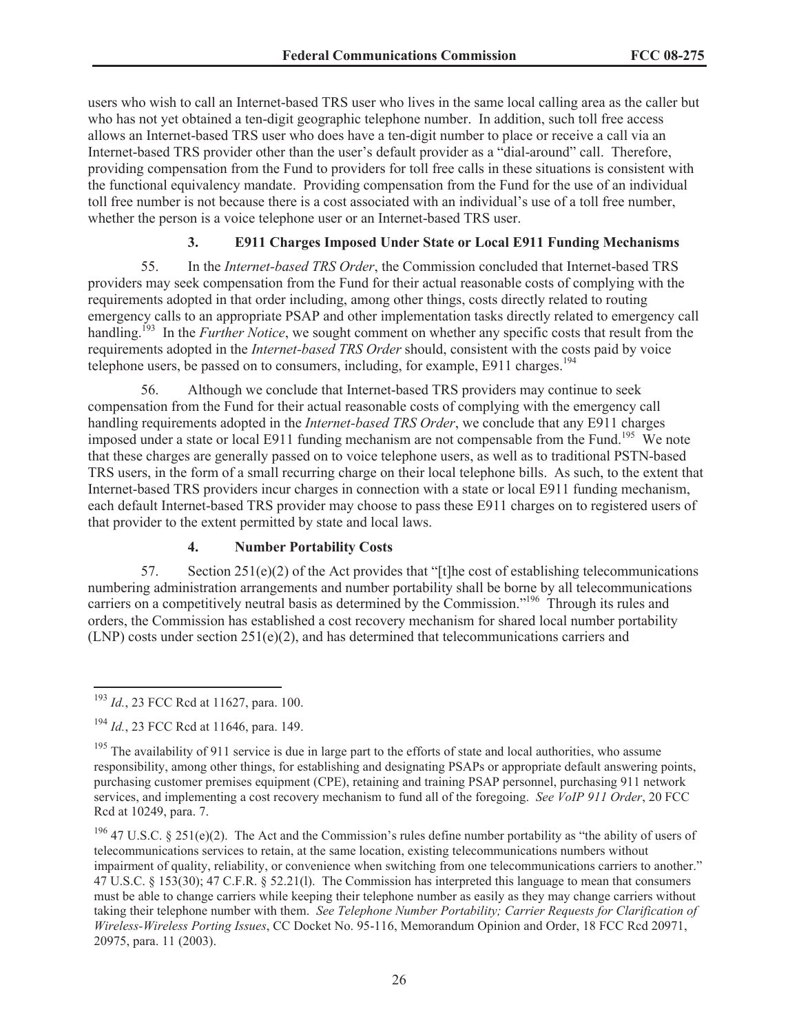users who wish to call an Internet-based TRS user who lives in the same local calling area as the caller but who has not yet obtained a ten-digit geographic telephone number. In addition, such toll free access allows an Internet-based TRS user who does have a ten-digit number to place or receive a call via an Internet-based TRS provider other than the user's default provider as a "dial-around" call. Therefore, providing compensation from the Fund to providers for toll free calls in these situations is consistent with the functional equivalency mandate. Providing compensation from the Fund for the use of an individual toll free number is not because there is a cost associated with an individual's use of a toll free number, whether the person is a voice telephone user or an Internet-based TRS user.

### 3. E911 Charges Imposed Under State or Local E911 Funding Mechanisms

55. In the *Internet-based TRS Order*, the Commission concluded that Internet-based TRS providers may seek compensation from the Fund for their actual reasonable costs of complying with the requirements adopted in that order including, among other things, costs directly related to routing emergency calls to an appropriate PSAP and other implementation tasks directly related to emergency call handling.[193] In the *Further Notice*, we sought comment on whether any specific costs that result from the requirements adopted in the *Internet-based TRS Order* should, consistent with the costs paid by voice telephone users, be passed on to consumers, including, for example, E911 charges.[194]

56. Although we conclude that Internet-based TRS providers may continue to seek compensation from the Fund for their actual reasonable costs of complying with the emergency call handling requirements adopted in the *Internet-based TRS Order*, we conclude that any E911 charges imposed under a state or local E911 funding mechanism are not compensable from the Fund.[195] We note that these charges are generally passed on to voice telephone users, as well as to traditional PSTN-based TRS users, in the form of a small recurring charge on their local telephone bills. As such, to the extent that Internet-based TRS providers incur charges in connection with a state or local E911 funding mechanism, each default Internet-based TRS provider may choose to pass these E911 charges on to registered users of that provider to the extent permitted by state and local laws.

### 4. Number Portability Costs

57. Section 251(e)(2) of the Act provides that "[t]he cost of establishing telecommunications numbering administration arrangements and number portability shall be borne by all telecommunications carriers on a competitively neutral basis as determined by the Commission."[196] Through its rules and orders, the Commission has established a cost recovery mechanism for shared local number portability (LNP) costs under section 251(e)(2), and has determined that telecommunications carriers and

---

[193] *Id.*, 23 FCC Rcd at 11627, para. 100.

[194] *Id.*, 23 FCC Rcd at 11646, para. 149.

[195] The availability of 911 service is due in large part to the efforts of state and local authorities, who assume responsibility, among other things, for establishing and designating PSAPs or appropriate default answering points, purchasing customer premises equipment (CPE), retaining and training PSAP personnel, purchasing 911 network services, and implementing a cost recovery mechanism to fund all of the foregoing. *See VoIP 911 Order*, 20 FCC Rcd at 10249, para. 7.

[196] 47 U.S.C. § 251(e)(2). The Act and the Commission's rules define number portability as "the ability of users of telecommunications services to retain, at the same location, existing telecommunications numbers without impairment of quality, reliability, or convenience when switching from one telecommunications carriers to another." 47 U.S.C. § 153(30); 47 C.F.R. § 52.21(l). The Commission has interpreted this language to mean that consumers must be able to change carriers while keeping their telephone number as easily as they may change carriers without taking their telephone number with them. *See Telephone Number Portability; Carrier Requests for Clarification of Wireless-Wireless Porting Issues*, CC Docket No. 95-116, Memorandum Opinion and Order, 18 FCC Rcd 20971, 20975, para. 11 (2003).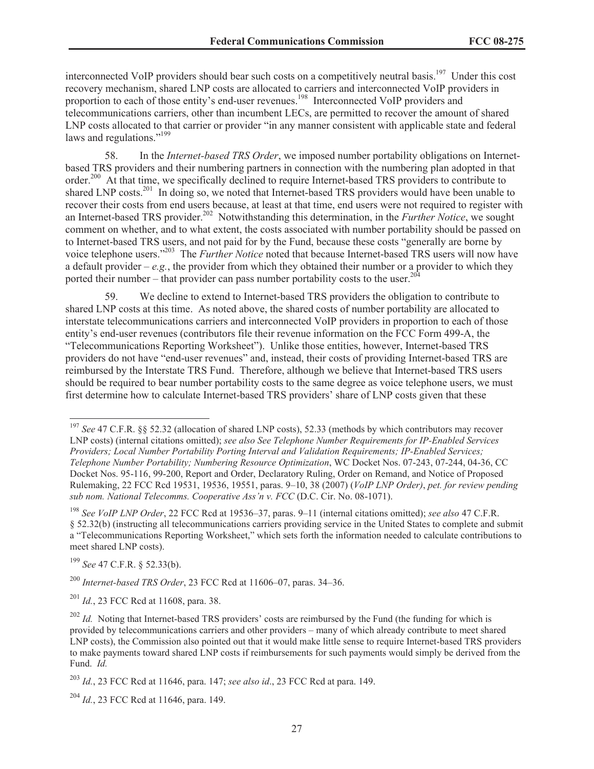interconnected VoIP providers should bear such costs on a competitively neutral basis.[197] Under this cost recovery mechanism, shared LNP costs are allocated to carriers and interconnected VoIP providers in proportion to each of those entity's end-user revenues.[198] Interconnected VoIP providers and telecommunications carriers, other than incumbent LECs, are permitted to recover the amount of shared LNP costs allocated to that carrier or provider "in any manner consistent with applicable state and federal laws and regulations."[199]

58. In the *Internet-based TRS Order*, we imposed number portability obligations on Internet-based TRS providers and their numbering partners in connection with the numbering plan adopted in that order.[200] At that time, we specifically declined to require Internet-based TRS providers to contribute to shared LNP costs.[201] In doing so, we noted that Internet-based TRS providers would have been unable to recover their costs from end users because, at least at that time, end users were not required to register with an Internet-based TRS provider.[202] Notwithstanding this determination, in the *Further Notice*, we sought comment on whether, and to what extent, the costs associated with number portability should be passed on to Internet-based TRS users, and not paid for by the Fund, because these costs "generally are borne by voice telephone users."[203] The *Further Notice* noted that because Internet-based TRS users will now have a default provider – *e.g.*, the provider from which they obtained their number or a provider to which they ported their number – that provider can pass number portability costs to the user.[204]

59. We decline to extend to Internet-based TRS providers the obligation to contribute to shared LNP costs at this time. As noted above, the shared costs of number portability are allocated to interstate telecommunications carriers and interconnected VoIP providers in proportion to each of those entity's end-user revenues (contributors file their revenue information on the FCC Form 499-A, the "Telecommunications Reporting Worksheet"). Unlike those entities, however, Internet-based TRS providers do not have "end-user revenues" and, instead, their costs of providing Internet-based TRS are reimbursed by the Interstate TRS Fund. Therefore, although we believe that Internet-based TRS users should be required to bear number portability costs to the same degree as voice telephone users, we must first determine how to calculate Internet-based TRS providers' share of LNP costs given that these

---

[197] *See* 47 C.F.R. §§ 52.32 (allocation of shared LNP costs), 52.33 (methods by which contributors may recover LNP costs) (internal citations omitted); *see also See Telephone Number Requirements for IP-Enabled Services Providers; Local Number Portability Porting Interval and Validation Requirements; IP-Enabled Services; Telephone Number Portability; Numbering Resource Optimization*, WC Docket Nos. 07-243, 07-244, 04-36, CC Docket Nos. 95-116, 99-200, Report and Order, Declaratory Ruling, Order on Remand, and Notice of Proposed Rulemaking, 22 FCC Rcd 19531, 19536, 19551, paras. 9–10, 38 (2007) (*VoIP LNP Order*), *pet. for review pending sub nom. National Telecomms. Cooperative Ass'n v. FCC* (D.C. Cir. No. 08-1071).

[198] *See VoIP LNP Order*, 22 FCC Rcd at 19536–37, paras. 9–11 (internal citations omitted); *see also* 47 C.F.R. § 52.32(b) (instructing all telecommunications carriers providing service in the United States to complete and submit a "Telecommunications Reporting Worksheet," which sets forth the information needed to calculate contributions to meet shared LNP costs).

[199] *See* 47 C.F.R. § 52.33(b).

[200] *Internet-based TRS Order*, 23 FCC Rcd at 11606–07, paras. 34–36.

[201] *Id.*, 23 FCC Rcd at 11608, para. 38.

[202] *Id.* Noting that Internet-based TRS providers' costs are reimbursed by the Fund (the funding for which is provided by telecommunications carriers and other providers – many of which already contribute to meet shared LNP costs), the Commission also pointed out that it would make little sense to require Internet-based TRS providers to make payments toward shared LNP costs if reimbursements for such payments would simply be derived from the Fund. *Id.*

[203] *Id.*, 23 FCC Rcd at 11646, para. 147; *see also id*., 23 FCC Rcd at para. 149.

[204] *Id.*, 23 FCC Rcd at 11646, para. 149.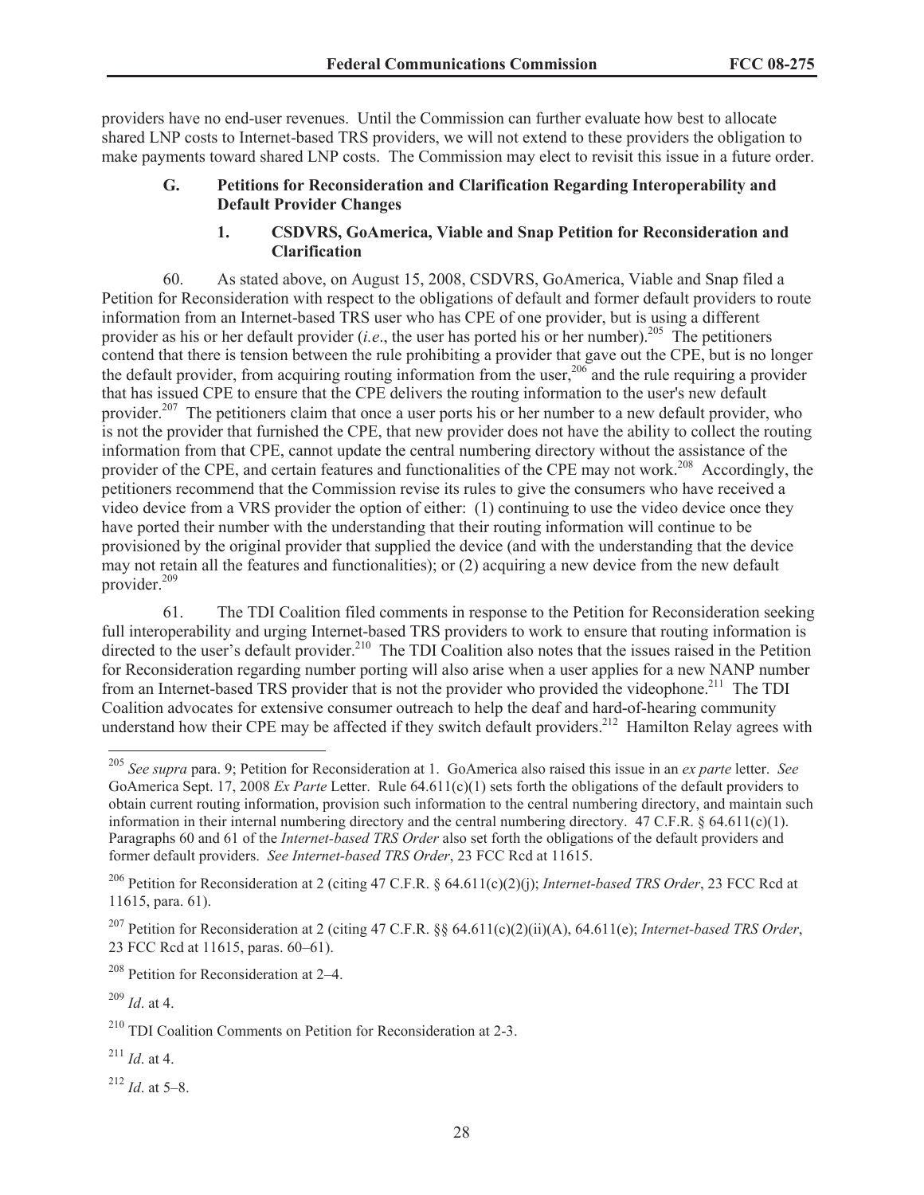providers have no end-user revenues. Until the Commission can further evaluate how best to allocate shared LNP costs to Internet-based TRS providers, we will not extend to these providers the obligation to make payments toward shared LNP costs. The Commission may elect to revisit this issue in a future order.

### G. Petitions for Reconsideration and Clarification Regarding Interoperability and Default Provider Changes

#### 1. CSDVRS, GoAmerica, Viable and Snap Petition for Reconsideration and Clarification

60. As stated above, on August 15, 2008, CSDVRS, GoAmerica, Viable and Snap filed a Petition for Reconsideration with respect to the obligations of default and former default providers to route information from an Internet-based TRS user who has CPE of one provider, but is using a different provider as his or her default provider (*i.e*., the user has ported his or her number).[205] The petitioners contend that there is tension between the rule prohibiting a provider that gave out the CPE, but is no longer the default provider, from acquiring routing information from the user,[206] and the rule requiring a provider that has issued CPE to ensure that the CPE delivers the routing information to the user's new default provider.[207] The petitioners claim that once a user ports his or her number to a new default provider, who is not the provider that furnished the CPE, that new provider does not have the ability to collect the routing information from that CPE, cannot update the central numbering directory without the assistance of the provider of the CPE, and certain features and functionalities of the CPE may not work.[208] Accordingly, the petitioners recommend that the Commission revise its rules to give the consumers who have received a video device from a VRS provider the option of either: (1) continuing to use the video device once they have ported their number with the understanding that their routing information will continue to be provisioned by the original provider that supplied the device (and with the understanding that the device may not retain all the features and functionalities); or (2) acquiring a new device from the new default provider.[209]

61. The TDI Coalition filed comments in response to the Petition for Reconsideration seeking full interoperability and urging Internet-based TRS providers to work to ensure that routing information is directed to the user's default provider.[210] The TDI Coalition also notes that the issues raised in the Petition for Reconsideration regarding number porting will also arise when a user applies for a new NANP number from an Internet-based TRS provider that is not the provider who provided the videophone.[211] The TDI Coalition advocates for extensive consumer outreach to help the deaf and hard-of-hearing community understand how their CPE may be affected if they switch default providers.[212] Hamilton Relay agrees with

---

[205] *See supra* para. 9; Petition for Reconsideration at 1. GoAmerica also raised this issue in an *ex parte* letter. *See* GoAmerica Sept. 17, 2008 *Ex Parte* Letter. Rule 64.611(c)(1) sets forth the obligations of the default providers to obtain current routing information, provision such information to the central numbering directory, and maintain such information in their internal numbering directory and the central numbering directory. 47 C.F.R. § 64.611(c)(1). Paragraphs 60 and 61 of the *Internet-based TRS Order* also set forth the obligations of the default providers and former default providers. *See Internet-based TRS Order*, 23 FCC Rcd at 11615.

[206] Petition for Reconsideration at 2 (citing 47 C.F.R. § 64.611(c)(2)(j); *Internet-based TRS Order*, 23 FCC Rcd at 11615, para. 61).

[207] Petition for Reconsideration at 2 (citing 47 C.F.R. §§ 64.611(c)(2)(ii)(A), 64.611(e); *Internet-based TRS Order*, 23 FCC Rcd at 11615, paras. 60–61).

[208] Petition for Reconsideration at 2–4.

[209] *Id*. at 4.

[210] TDI Coalition Comments on Petition for Reconsideration at 2-3.

[211] *Id*. at 4.

[212] *Id*. at 5–8.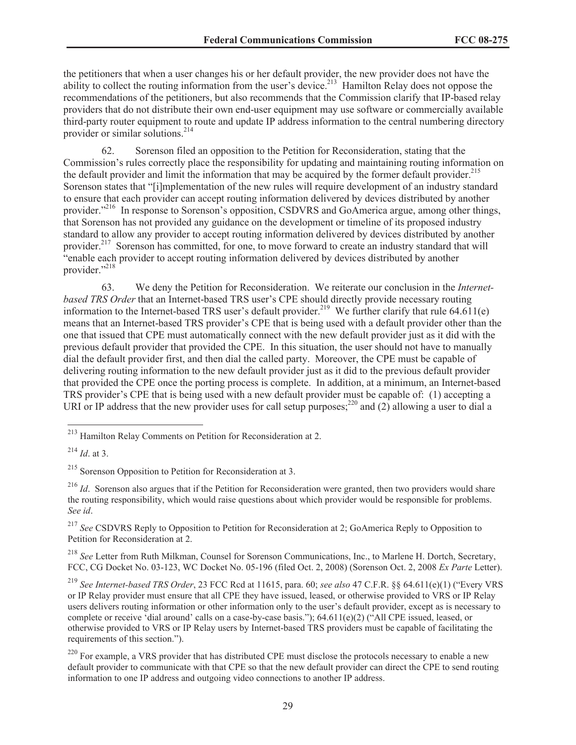the petitioners that when a user changes his or her default provider, the new provider does not have the ability to collect the routing information from the user's device.[213] Hamilton Relay does not oppose the recommendations of the petitioners, but also recommends that the Commission clarify that IP-based relay providers that do not distribute their own end-user equipment may use software or commercially available third-party router equipment to route and update IP address information to the central numbering directory provider or similar solutions.[214]

62. Sorenson filed an opposition to the Petition for Reconsideration, stating that the Commission's rules correctly place the responsibility for updating and maintaining routing information on the default provider and limit the information that may be acquired by the former default provider.[215] Sorenson states that "[i]mplementation of the new rules will require development of an industry standard to ensure that each provider can accept routing information delivered by devices distributed by another provider."[216] In response to Sorenson's opposition, CSDVRS and GoAmerica argue, among other things, that Sorenson has not provided any guidance on the development or timeline of its proposed industry standard to allow any provider to accept routing information delivered by devices distributed by another provider.[217] Sorenson has committed, for one, to move forward to create an industry standard that will "enable each provider to accept routing information delivered by devices distributed by another provider."[218]

63. We deny the Petition for Reconsideration. We reiterate our conclusion in the *Internet-based TRS Order* that an Internet-based TRS user's CPE should directly provide necessary routing information to the Internet-based TRS user's default provider.[219] We further clarify that rule 64.611(e) means that an Internet-based TRS provider's CPE that is being used with a default provider other than the one that issued that CPE must automatically connect with the new default provider just as it did with the previous default provider that provided the CPE. In this situation, the user should not have to manually dial the default provider first, and then dial the called party. Moreover, the CPE must be capable of delivering routing information to the new default provider just as it did to the previous default provider that provided the CPE once the porting process is complete. In addition, at a minimum, an Internet-based TRS provider's CPE that is being used with a new default provider must be capable of: (1) accepting a URI or IP address that the new provider uses for call setup purposes;[220] and (2) allowing a user to dial a

---

[213] Hamilton Relay Comments on Petition for Reconsideration at 2.

[214] *Id*. at 3.

[215] Sorenson Opposition to Petition for Reconsideration at 3.

[216] *Id*. Sorenson also argues that if the Petition for Reconsideration were granted, then two providers would share the routing responsibility, which would raise questions about which provider would be responsible for problems. *See id*.

[217] *See* CSDVRS Reply to Opposition to Petition for Reconsideration at 2; GoAmerica Reply to Opposition to Petition for Reconsideration at 2.

[218] *See* Letter from Ruth Milkman, Counsel for Sorenson Communications, Inc., to Marlene H. Dortch, Secretary, FCC, CG Docket No. 03-123, WC Docket No. 05-196 (filed Oct. 2, 2008) (Sorenson Oct. 2, 2008 *Ex Parte* Letter).

[219] *See Internet-based TRS Order*, 23 FCC Rcd at 11615, para. 60; *see also* 47 C.F.R. §§ 64.611(e)(1) ("Every VRS or IP Relay provider must ensure that all CPE they have issued, leased, or otherwise provided to VRS or IP Relay users delivers routing information or other information only to the user's default provider, except as is necessary to complete or receive 'dial around' calls on a case-by-case basis."); 64.611(e)(2) ("All CPE issued, leased, or otherwise provided to VRS or IP Relay users by Internet-based TRS providers must be capable of facilitating the requirements of this section.").

[220] For example, a VRS provider that has distributed CPE must disclose the protocols necessary to enable a new default provider to communicate with that CPE so that the new default provider can direct the CPE to send routing information to one IP address and outgoing video connections to another IP address.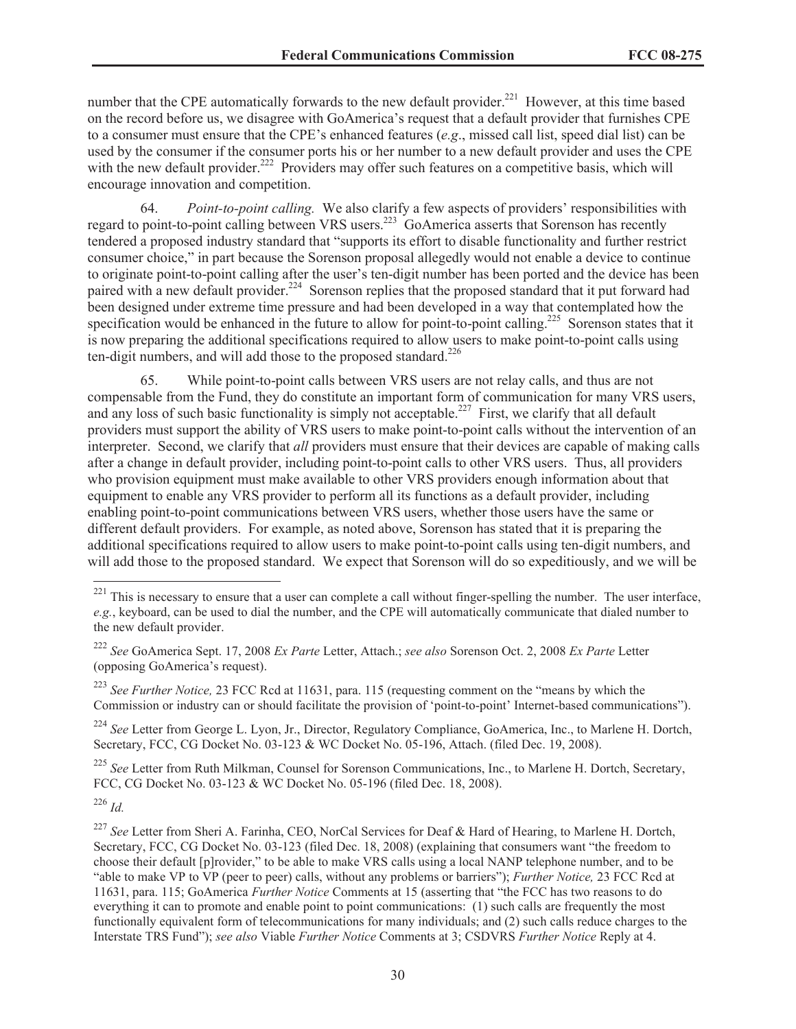number that the CPE automatically forwards to the new default provider.[221] However, at this time based on the record before us, we disagree with GoAmerica's request that a default provider that furnishes CPE to a consumer must ensure that the CPE's enhanced features (*e.g*., missed call list, speed dial list) can be used by the consumer if the consumer ports his or her number to a new default provider and uses the CPE with the new default provider.[222] Providers may offer such features on a competitive basis, which will encourage innovation and competition.

64. *Point-to-point calling.* We also clarify a few aspects of providers' responsibilities with regard to point-to-point calling between VRS users.[223] GoAmerica asserts that Sorenson has recently tendered a proposed industry standard that "supports its effort to disable functionality and further restrict consumer choice," in part because the Sorenson proposal allegedly would not enable a device to continue to originate point-to-point calling after the user's ten-digit number has been ported and the device has been paired with a new default provider.[224] Sorenson replies that the proposed standard that it put forward had been designed under extreme time pressure and had been developed in a way that contemplated how the specification would be enhanced in the future to allow for point-to-point calling.[225] Sorenson states that it is now preparing the additional specifications required to allow users to make point-to-point calls using ten-digit numbers, and will add those to the proposed standard.[226]

65. While point-to-point calls between VRS users are not relay calls, and thus are not compensable from the Fund, they do constitute an important form of communication for many VRS users, and any loss of such basic functionality is simply not acceptable.[227] First, we clarify that all default providers must support the ability of VRS users to make point-to-point calls without the intervention of an interpreter. Second, we clarify that *all* providers must ensure that their devices are capable of making calls after a change in default provider, including point-to-point calls to other VRS users. Thus, all providers who provision equipment must make available to other VRS providers enough information about that equipment to enable any VRS provider to perform all its functions as a default provider, including enabling point-to-point communications between VRS users, whether those users have the same or different default providers. For example, as noted above, Sorenson has stated that it is preparing the additional specifications required to allow users to make point-to-point calls using ten-digit numbers, and will add those to the proposed standard. We expect that Sorenson will do so expeditiously, and we will be

---

[221] This is necessary to ensure that a user can complete a call without finger-spelling the number. The user interface, *e.g.*, keyboard, can be used to dial the number, and the CPE will automatically communicate that dialed number to the new default provider.

[222] *See* GoAmerica Sept. 17, 2008 *Ex Parte* Letter, Attach.; *see also* Sorenson Oct. 2, 2008 *Ex Parte* Letter (opposing GoAmerica's request).

[223] *See Further Notice,* 23 FCC Rcd at 11631, para. 115 (requesting comment on the "means by which the Commission or industry can or should facilitate the provision of 'point-to-point' Internet-based communications").

[224] *See* Letter from George L. Lyon, Jr., Director, Regulatory Compliance, GoAmerica, Inc., to Marlene H. Dortch, Secretary, FCC, CG Docket No. 03-123 & WC Docket No. 05-196, Attach. (filed Dec. 19, 2008).

[225] *See* Letter from Ruth Milkman, Counsel for Sorenson Communications, Inc., to Marlene H. Dortch, Secretary, FCC, CG Docket No. 03-123 & WC Docket No. 05-196 (filed Dec. 18, 2008).

[226] *Id.*

[227] *See* Letter from Sheri A. Farinha, CEO, NorCal Services for Deaf & Hard of Hearing, to Marlene H. Dortch, Secretary, FCC, CG Docket No. 03-123 (filed Dec. 18, 2008) (explaining that consumers want "the freedom to choose their default [p]rovider," to be able to make VRS calls using a local NANP telephone number, and to be "able to make VP to VP (peer to peer) calls, without any problems or barriers"); *Further Notice,* 23 FCC Rcd at 11631, para. 115; GoAmerica *Further Notice* Comments at 15 (asserting that "the FCC has two reasons to do everything it can to promote and enable point to point communications: (1) such calls are frequently the most functionally equivalent form of telecommunications for many individuals; and (2) such calls reduce charges to the Interstate TRS Fund"); *see also* Viable *Further Notice* Comments at 3; CSDVRS *Further Notice* Reply at 4.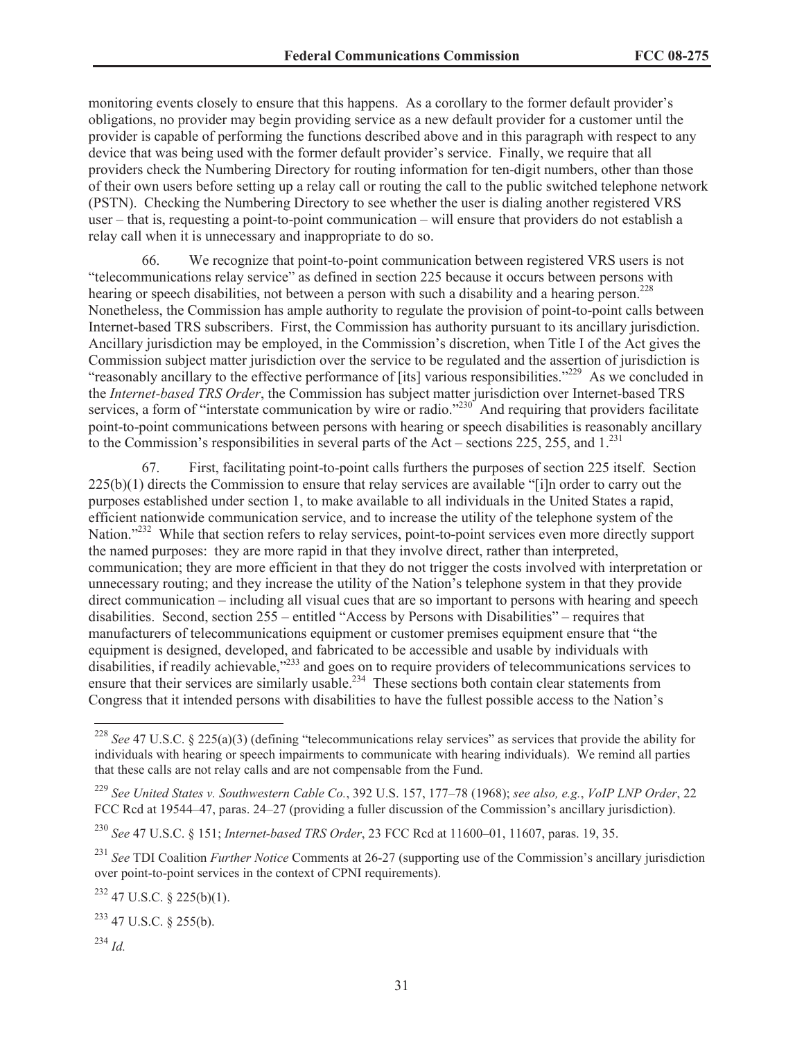monitoring events closely to ensure that this happens. As a corollary to the former default provider's obligations, no provider may begin providing service as a new default provider for a customer until the provider is capable of performing the functions described above and in this paragraph with respect to any device that was being used with the former default provider's service. Finally, we require that all providers check the Numbering Directory for routing information for ten-digit numbers, other than those of their own users before setting up a relay call or routing the call to the public switched telephone network (PSTN). Checking the Numbering Directory to see whether the user is dialing another registered VRS user – that is, requesting a point-to-point communication – will ensure that providers do not establish a relay call when it is unnecessary and inappropriate to do so.

66. We recognize that point-to-point communication between registered VRS users is not "telecommunications relay service" as defined in section 225 because it occurs between persons with hearing or speech disabilities, not between a person with such a disability and a hearing person.[228] Nonetheless, the Commission has ample authority to regulate the provision of point-to-point calls between Internet-based TRS subscribers. First, the Commission has authority pursuant to its ancillary jurisdiction. Ancillary jurisdiction may be employed, in the Commission's discretion, when Title I of the Act gives the Commission subject matter jurisdiction over the service to be regulated and the assertion of jurisdiction is "reasonably ancillary to the effective performance of [its] various responsibilities."[229] As we concluded in the *Internet-based TRS Order*, the Commission has subject matter jurisdiction over Internet-based TRS services, a form of "interstate communication by wire or radio."[230] And requiring that providers facilitate point-to-point communications between persons with hearing or speech disabilities is reasonably ancillary to the Commission's responsibilities in several parts of the Act – sections 225, 255, and 1.[231]

67. First, facilitating point-to-point calls furthers the purposes of section 225 itself. Section 225(b)(1) directs the Commission to ensure that relay services are available "[i]n order to carry out the purposes established under section 1, to make available to all individuals in the United States a rapid, efficient nationwide communication service, and to increase the utility of the telephone system of the Nation."[232] While that section refers to relay services, point-to-point services even more directly support the named purposes: they are more rapid in that they involve direct, rather than interpreted, communication; they are more efficient in that they do not trigger the costs involved with interpretation or unnecessary routing; and they increase the utility of the Nation's telephone system in that they provide direct communication – including all visual cues that are so important to persons with hearing and speech disabilities. Second, section 255 – entitled "Access by Persons with Disabilities" – requires that manufacturers of telecommunications equipment or customer premises equipment ensure that "the equipment is designed, developed, and fabricated to be accessible and usable by individuals with disabilities, if readily achievable,"[233] and goes on to require providers of telecommunications services to ensure that their services are similarly usable.[234] These sections both contain clear statements from Congress that it intended persons with disabilities to have the fullest possible access to the Nation's

---

[228] *See* 47 U.S.C. § 225(a)(3) (defining "telecommunications relay services" as services that provide the ability for individuals with hearing or speech impairments to communicate with hearing individuals). We remind all parties that these calls are not relay calls and are not compensable from the Fund.

[229] *See United States v. Southwestern Cable Co.*, 392 U.S. 157, 177–78 (1968); *see also, e.g.*, *VoIP LNP Order*, 22 FCC Rcd at 19544–47, paras. 24–27 (providing a fuller discussion of the Commission's ancillary jurisdiction).

[230] *See* 47 U.S.C. § 151; *Internet-based TRS Order*, 23 FCC Rcd at 11600–01, 11607, paras. 19, 35.

[231] *See* TDI Coalition *Further Notice* Comments at 26-27 (supporting use of the Commission's ancillary jurisdiction over point-to-point services in the context of CPNI requirements).

[232] 47 U.S.C. § 225(b)(1).

[233] 47 U.S.C. § 255(b).

[234] *Id.*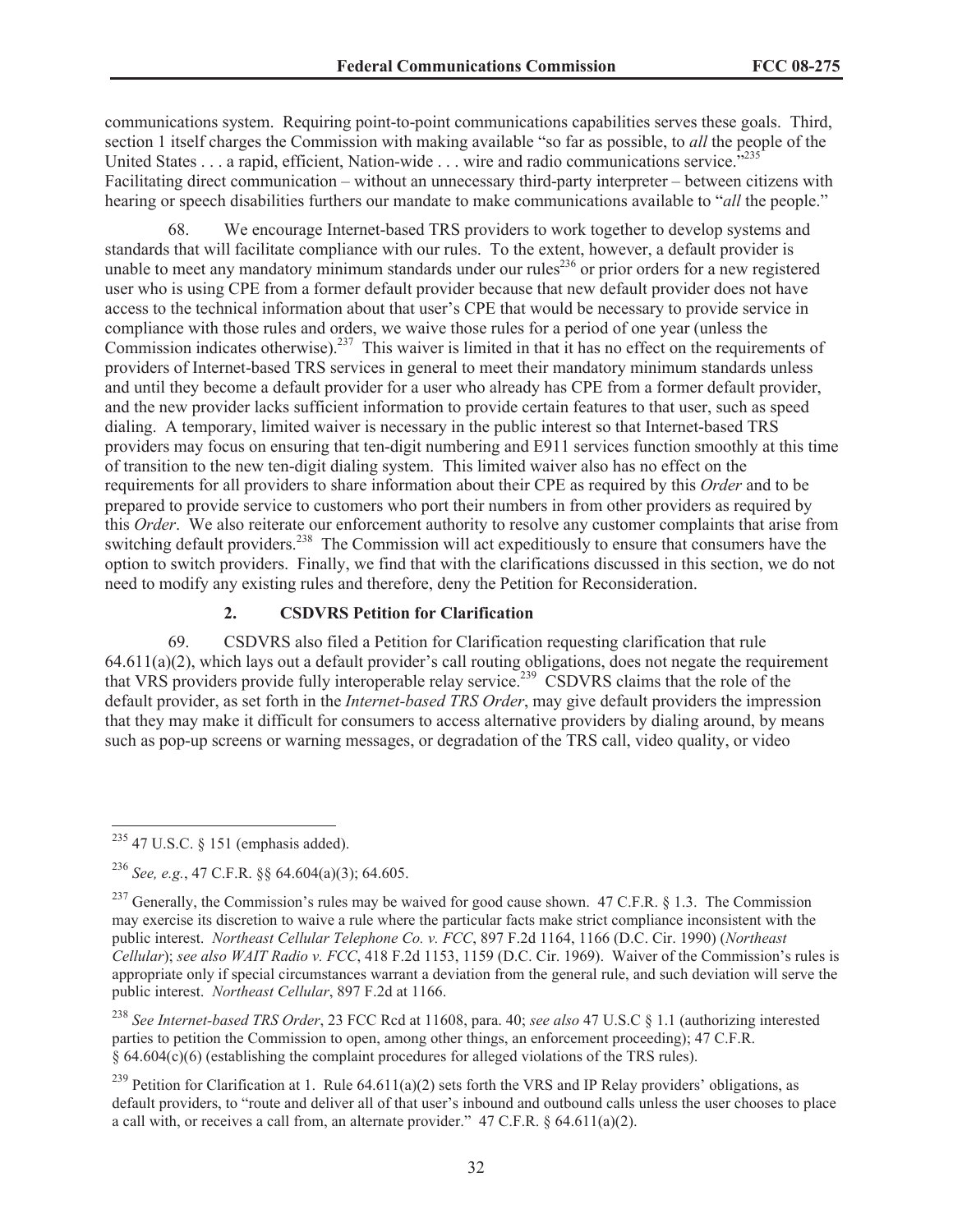communications system. Requiring point-to-point communications capabilities serves these goals. Third, section 1 itself charges the Commission with making available "so far as possible, to *all* the people of the United States . . . a rapid, efficient, Nation-wide . . . wire and radio communications service."[235] Facilitating direct communication – without an unnecessary third-party interpreter – between citizens with hearing or speech disabilities furthers our mandate to make communications available to "*all* the people."

68. We encourage Internet-based TRS providers to work together to develop systems and standards that will facilitate compliance with our rules. To the extent, however, a default provider is unable to meet any mandatory minimum standards under our rules[236] or prior orders for a new registered user who is using CPE from a former default provider because that new default provider does not have access to the technical information about that user's CPE that would be necessary to provide service in compliance with those rules and orders, we waive those rules for a period of one year (unless the Commission indicates otherwise).[237] This waiver is limited in that it has no effect on the requirements of providers of Internet-based TRS services in general to meet their mandatory minimum standards unless and until they become a default provider for a user who already has CPE from a former default provider, and the new provider lacks sufficient information to provide certain features to that user, such as speed dialing. A temporary, limited waiver is necessary in the public interest so that Internet-based TRS providers may focus on ensuring that ten-digit numbering and E911 services function smoothly at this time of transition to the new ten-digit dialing system. This limited waiver also has no effect on the requirements for all providers to share information about their CPE as required by this *Order* and to be prepared to provide service to customers who port their numbers in from other providers as required by this *Order*. We also reiterate our enforcement authority to resolve any customer complaints that arise from switching default providers.[238] The Commission will act expeditiously to ensure that consumers have the option to switch providers. Finally, we find that with the clarifications discussed in this section, we do not need to modify any existing rules and therefore, deny the Petition for Reconsideration.

### 2. CSDVRS Petition for Clarification

69. CSDVRS also filed a Petition for Clarification requesting clarification that rule 64.611(a)(2), which lays out a default provider's call routing obligations, does not negate the requirement that VRS providers provide fully interoperable relay service.[239] CSDVRS claims that the role of the default provider, as set forth in the *Internet-based TRS Order*, may give default providers the impression that they may make it difficult for consumers to access alternative providers by dialing around, by means such as pop-up screens or warning messages, or degradation of the TRS call, video quality, or video

---

[235] 47 U.S.C. § 151 (emphasis added).

[236] *See, e.g.*, 47 C.F.R. §§ 64.604(a)(3); 64.605.

[237] Generally, the Commission's rules may be waived for good cause shown. 47 C.F.R. § 1.3. The Commission may exercise its discretion to waive a rule where the particular facts make strict compliance inconsistent with the public interest. *Northeast Cellular Telephone Co. v. FCC*, 897 F.2d 1164, 1166 (D.C. Cir. 1990) (*Northeast Cellular*); *see also WAIT Radio v. FCC*, 418 F.2d 1153, 1159 (D.C. Cir. 1969). Waiver of the Commission's rules is appropriate only if special circumstances warrant a deviation from the general rule, and such deviation will serve the public interest. *Northeast Cellular*, 897 F.2d at 1166.

[238] *See Internet-based TRS Order*, 23 FCC Rcd at 11608, para. 40; *see also* 47 U.S.C § 1.1 (authorizing interested parties to petition the Commission to open, among other things, an enforcement proceeding); 47 C.F.R. § 64.604(c)(6) (establishing the complaint procedures for alleged violations of the TRS rules).

[239] Petition for Clarification at 1. Rule 64.611(a)(2) sets forth the VRS and IP Relay providers' obligations, as default providers, to "route and deliver all of that user's inbound and outbound calls unless the user chooses to place a call with, or receives a call from, an alternate provider." 47 C.F.R. § 64.611(a)(2).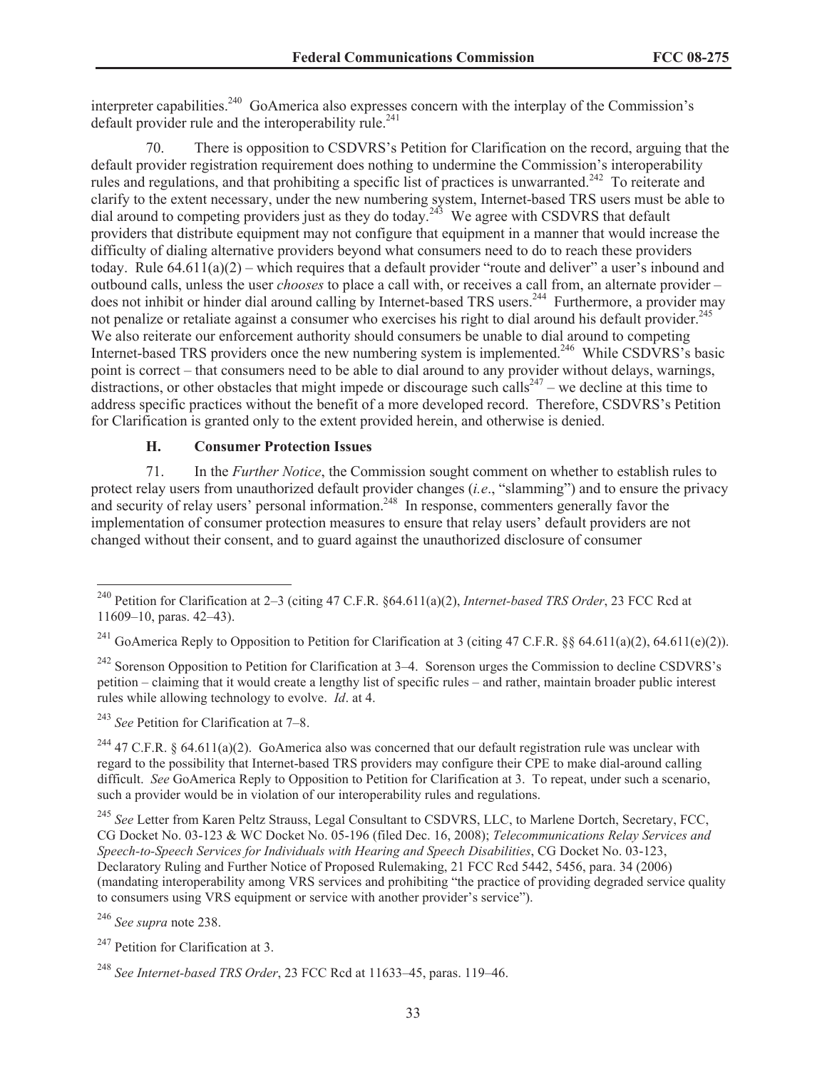interpreter capabilities.[240] GoAmerica also expresses concern with the interplay of the Commission's default provider rule and the interoperability rule.[241]

70. There is opposition to CSDVRS's Petition for Clarification on the record, arguing that the default provider registration requirement does nothing to undermine the Commission's interoperability rules and regulations, and that prohibiting a specific list of practices is unwarranted.[242] To reiterate and clarify to the extent necessary, under the new numbering system, Internet-based TRS users must be able to dial around to competing providers just as they do today.[243] We agree with CSDVRS that default providers that distribute equipment may not configure that equipment in a manner that would increase the difficulty of dialing alternative providers beyond what consumers need to do to reach these providers today. Rule 64.611(a)(2) – which requires that a default provider "route and deliver" a user's inbound and outbound calls, unless the user *chooses* to place a call with, or receives a call from, an alternate provider – does not inhibit or hinder dial around calling by Internet-based TRS users.[244] Furthermore, a provider may not penalize or retaliate against a consumer who exercises his right to dial around his default provider.[245] We also reiterate our enforcement authority should consumers be unable to dial around to competing Internet-based TRS providers once the new numbering system is implemented.[246] While CSDVRS's basic point is correct – that consumers need to be able to dial around to any provider without delays, warnings, distractions, or other obstacles that might impede or discourage such calls[247] – we decline at this time to address specific practices without the benefit of a more developed record. Therefore, CSDVRS's Petition for Clarification is granted only to the extent provided herein, and otherwise is denied.

### H. Consumer Protection Issues

71. In the *Further Notice*, the Commission sought comment on whether to establish rules to protect relay users from unauthorized default provider changes (*i.e*., "slamming") and to ensure the privacy and security of relay users' personal information.[248] In response, commenters generally favor the implementation of consumer protection measures to ensure that relay users' default providers are not changed without their consent, and to guard against the unauthorized disclosure of consumer

---

[240] Petition for Clarification at 2–3 (citing 47 C.F.R. §64.611(a)(2), *Internet-based TRS Order*, 23 FCC Rcd at 11609–10, paras. 42–43).

[241] GoAmerica Reply to Opposition to Petition for Clarification at 3 (citing 47 C.F.R. §§ 64.611(a)(2), 64.611(e)(2)).

[242] Sorenson Opposition to Petition for Clarification at 3–4. Sorenson urges the Commission to decline CSDVRS's petition – claiming that it would create a lengthy list of specific rules – and rather, maintain broader public interest rules while allowing technology to evolve. *Id*. at 4.

[243] *See* Petition for Clarification at 7–8.

[244] 47 C.F.R. § 64.611(a)(2). GoAmerica also was concerned that our default registration rule was unclear with regard to the possibility that Internet-based TRS providers may configure their CPE to make dial-around calling difficult. *See* GoAmerica Reply to Opposition to Petition for Clarification at 3. To repeat, under such a scenario, such a provider would be in violation of our interoperability rules and regulations.

[245] *See* Letter from Karen Peltz Strauss, Legal Consultant to CSDVRS, LLC, to Marlene Dortch, Secretary, FCC, CG Docket No. 03-123 & WC Docket No. 05-196 (filed Dec. 16, 2008); *Telecommunications Relay Services and Speech-to-Speech Services for Individuals with Hearing and Speech Disabilities*, CG Docket No. 03-123, Declaratory Ruling and Further Notice of Proposed Rulemaking, 21 FCC Rcd 5442, 5456, para. 34 (2006) (mandating interoperability among VRS services and prohibiting "the practice of providing degraded service quality to consumers using VRS equipment or service with another provider's service").

[246] *See supra* note 238.

[247] Petition for Clarification at 3.

[248] *See Internet-based TRS Order*, 23 FCC Rcd at 11633–45, paras. 119–46.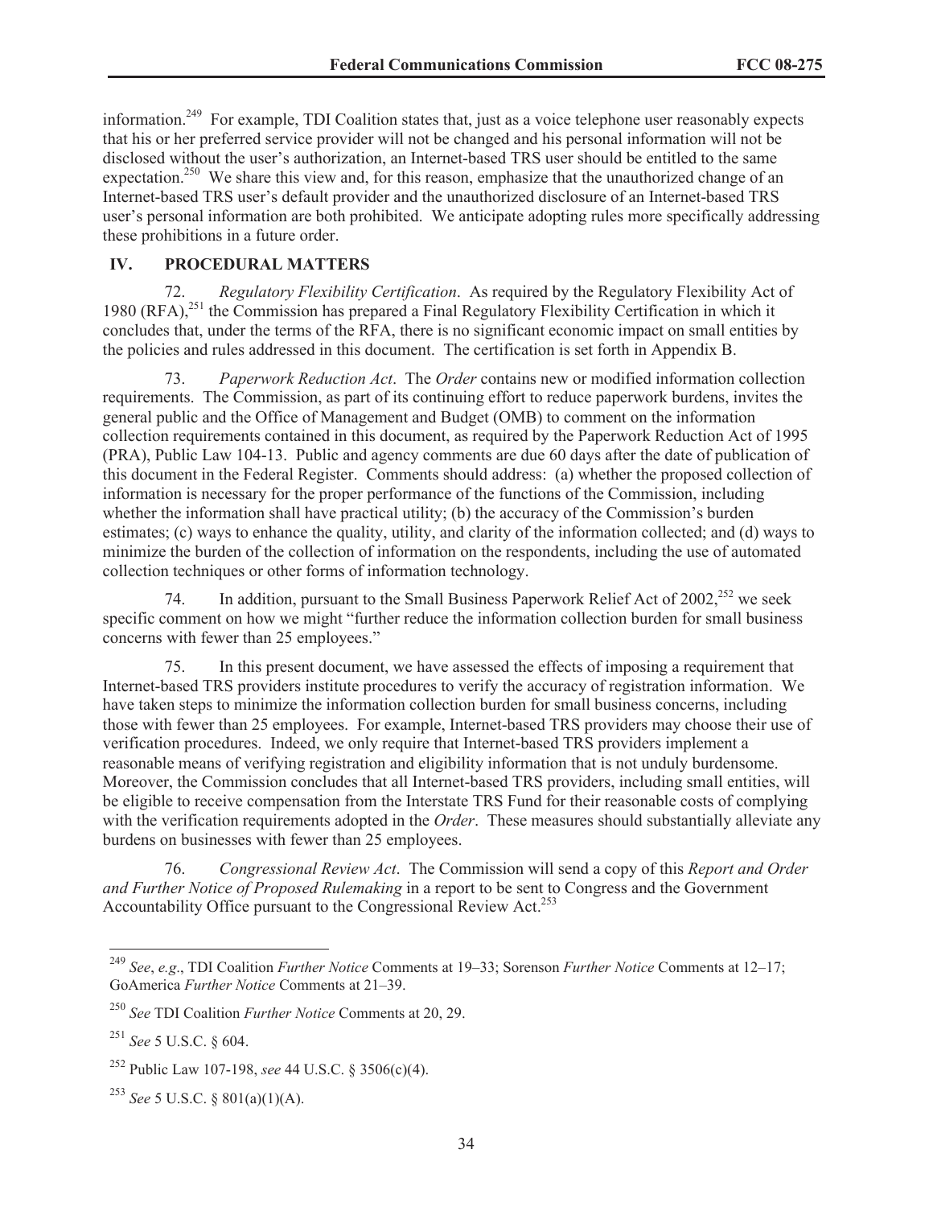information.[249] For example, TDI Coalition states that, just as a voice telephone user reasonably expects that his or her preferred service provider will not be changed and his personal information will not be disclosed without the user's authorization, an Internet-based TRS user should be entitled to the same expectation.[250] We share this view and, for this reason, emphasize that the unauthorized change of an Internet-based TRS user's default provider and the unauthorized disclosure of an Internet-based TRS user's personal information are both prohibited. We anticipate adopting rules more specifically addressing these prohibitions in a future order.

## IV. PROCEDURAL MATTERS

72. *Regulatory Flexibility Certification*. As required by the Regulatory Flexibility Act of 1980 (RFA),[251] the Commission has prepared a Final Regulatory Flexibility Certification in which it concludes that, under the terms of the RFA, there is no significant economic impact on small entities by the policies and rules addressed in this document. The certification is set forth in Appendix B.

73. *Paperwork Reduction Act*. The *Order* contains new or modified information collection requirements. The Commission, as part of its continuing effort to reduce paperwork burdens, invites the general public and the Office of Management and Budget (OMB) to comment on the information collection requirements contained in this document, as required by the Paperwork Reduction Act of 1995 (PRA), Public Law 104-13. Public and agency comments are due 60 days after the date of publication of this document in the Federal Register. Comments should address: (a) whether the proposed collection of information is necessary for the proper performance of the functions of the Commission, including whether the information shall have practical utility; (b) the accuracy of the Commission's burden estimates; (c) ways to enhance the quality, utility, and clarity of the information collected; and (d) ways to minimize the burden of the collection of information on the respondents, including the use of automated collection techniques or other forms of information technology.

74. In addition, pursuant to the Small Business Paperwork Relief Act of 2002,[252] we seek specific comment on how we might "further reduce the information collection burden for small business concerns with fewer than 25 employees."

75. In this present document, we have assessed the effects of imposing a requirement that Internet-based TRS providers institute procedures to verify the accuracy of registration information. We have taken steps to minimize the information collection burden for small business concerns, including those with fewer than 25 employees. For example, Internet-based TRS providers may choose their use of verification procedures. Indeed, we only require that Internet-based TRS providers implement a reasonable means of verifying registration and eligibility information that is not unduly burdensome. Moreover, the Commission concludes that all Internet-based TRS providers, including small entities, will be eligible to receive compensation from the Interstate TRS Fund for their reasonable costs of complying with the verification requirements adopted in the *Order*. These measures should substantially alleviate any burdens on businesses with fewer than 25 employees.

76. *Congressional Review Act*. The Commission will send a copy of this *Report and Order and Further Notice of Proposed Rulemaking* in a report to be sent to Congress and the Government Accountability Office pursuant to the Congressional Review Act.[253]

---

[249] *See*, *e.g*., TDI Coalition *Further Notice* Comments at 19–33; Sorenson *Further Notice* Comments at 12–17; GoAmerica *Further Notice* Comments at 21–39.

[250] *See* TDI Coalition *Further Notice* Comments at 20, 29.

[251] *See* 5 U.S.C. § 604.

[252] Public Law 107-198, *see* 44 U.S.C. § 3506(c)(4).

[253] *See* 5 U.S.C. § 801(a)(1)(A).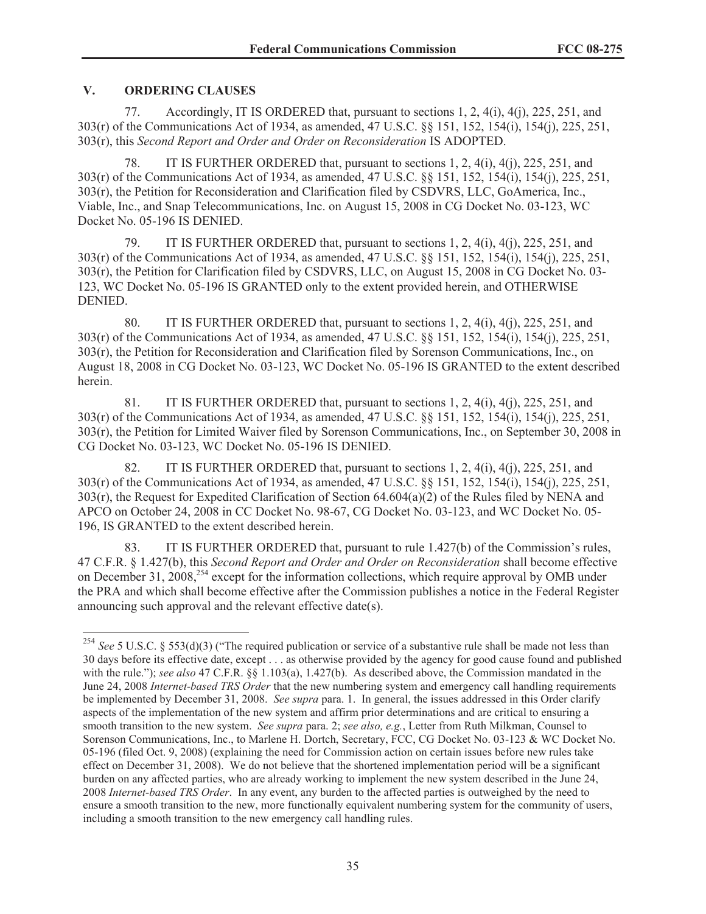## V. ORDERING CLAUSES

77. Accordingly, IT IS ORDERED that, pursuant to sections 1, 2, 4(i), 4(j), 225, 251, and 303(r) of the Communications Act of 1934, as amended, 47 U.S.C. §§ 151, 152, 154(i), 154(j), 225, 251, 303(r), this *Second Report and Order and Order on Reconsideration* IS ADOPTED.

78. IT IS FURTHER ORDERED that, pursuant to sections 1, 2, 4(i), 4(j), 225, 251, and 303(r) of the Communications Act of 1934, as amended, 47 U.S.C. §§ 151, 152, 154(i), 154(j), 225, 251, 303(r), the Petition for Reconsideration and Clarification filed by CSDVRS, LLC, GoAmerica, Inc., Viable, Inc., and Snap Telecommunications, Inc. on August 15, 2008 in CG Docket No. 03-123, WC Docket No. 05-196 IS DENIED.

79. IT IS FURTHER ORDERED that, pursuant to sections 1, 2, 4(i), 4(j), 225, 251, and 303(r) of the Communications Act of 1934, as amended, 47 U.S.C. §§ 151, 152, 154(i), 154(j), 225, 251, 303(r), the Petition for Clarification filed by CSDVRS, LLC, on August 15, 2008 in CG Docket No. 03-123, WC Docket No. 05-196 IS GRANTED only to the extent provided herein, and OTHERWISE DENIED.

80. IT IS FURTHER ORDERED that, pursuant to sections 1, 2, 4(i), 4(j), 225, 251, and 303(r) of the Communications Act of 1934, as amended, 47 U.S.C. §§ 151, 152, 154(i), 154(j), 225, 251, 303(r), the Petition for Reconsideration and Clarification filed by Sorenson Communications, Inc., on August 18, 2008 in CG Docket No. 03-123, WC Docket No. 05-196 IS GRANTED to the extent described herein.

81. IT IS FURTHER ORDERED that, pursuant to sections 1, 2, 4(i), 4(j), 225, 251, and 303(r) of the Communications Act of 1934, as amended, 47 U.S.C. §§ 151, 152, 154(i), 154(j), 225, 251, 303(r), the Petition for Limited Waiver filed by Sorenson Communications, Inc., on September 30, 2008 in CG Docket No. 03-123, WC Docket No. 05-196 IS DENIED.

82. IT IS FURTHER ORDERED that, pursuant to sections 1, 2, 4(i), 4(j), 225, 251, and 303(r) of the Communications Act of 1934, as amended, 47 U.S.C. §§ 151, 152, 154(i), 154(j), 225, 251, 303(r), the Request for Expedited Clarification of Section 64.604(a)(2) of the Rules filed by NENA and APCO on October 24, 2008 in CC Docket No. 98-67, CG Docket No. 03-123, and WC Docket No. 05-196, IS GRANTED to the extent described herein.

83. IT IS FURTHER ORDERED that, pursuant to rule 1.427(b) of the Commission's rules, 47 C.F.R. § 1.427(b), this *Second Report and Order and Order on Reconsideration* shall become effective on December 31, 2008,[254] except for the information collections, which require approval by OMB under the PRA and which shall become effective after the Commission publishes a notice in the Federal Register announcing such approval and the relevant effective date(s).

---

[254] *See* 5 U.S.C. § 553(d)(3) ("The required publication or service of a substantive rule shall be made not less than 30 days before its effective date, except . . . as otherwise provided by the agency for good cause found and published with the rule."); *see also* 47 C.F.R. §§ 1.103(a), 1.427(b). As described above, the Commission mandated in the June 24, 2008 *Internet-based TRS Order* that the new numbering system and emergency call handling requirements be implemented by December 31, 2008. *See supra* para. 1. In general, the issues addressed in this Order clarify aspects of the implementation of the new system and affirm prior determinations and are critical to ensuring a smooth transition to the new system. *See supra* para. 2; *see also, e.g.*, Letter from Ruth Milkman, Counsel to Sorenson Communications, Inc., to Marlene H. Dortch, Secretary, FCC, CG Docket No. 03-123 & WC Docket No. 05-196 (filed Oct. 9, 2008) (explaining the need for Commission action on certain issues before new rules take effect on December 31, 2008). We do not believe that the shortened implementation period will be a significant burden on any affected parties, who are already working to implement the new system described in the June 24, 2008 *Internet-based TRS Order*. In any event, any burden to the affected parties is outweighed by the need to ensure a smooth transition to the new, more functionally equivalent numbering system for the community of users, including a smooth transition to the new emergency call handling rules.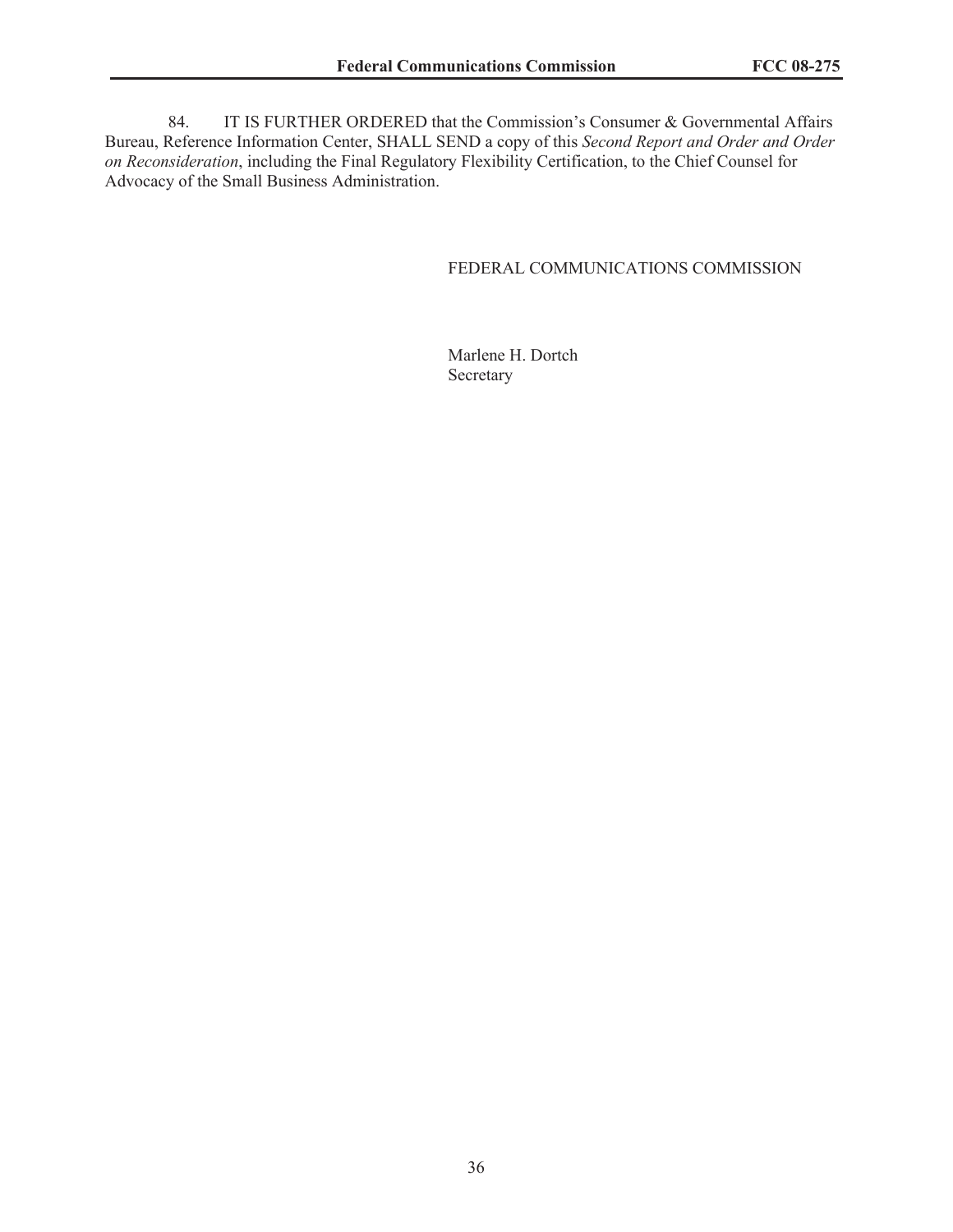84. IT IS FURTHER ORDERED that the Commission's Consumer & Governmental Affairs Bureau, Reference Information Center, SHALL SEND a copy of this *Second Report and Order and Order on Reconsideration*, including the Final Regulatory Flexibility Certification, to the Chief Counsel for Advocacy of the Small Business Administration.

FEDERAL COMMUNICATIONS COMMISSION

Marlene H. Dortch
Secretary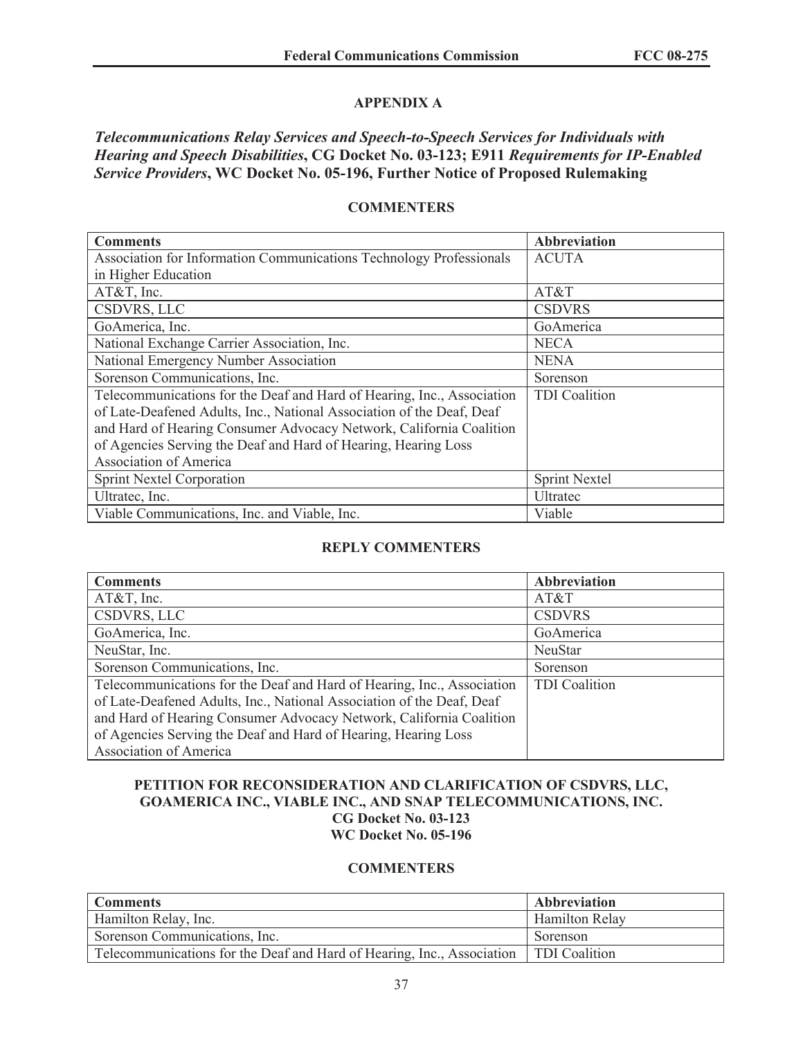## APPENDIX A

***Telecommunications Relay Services and Speech-to-Speech Services for Individuals with Hearing and Speech Disabilities*, CG Docket No. 03-123; E911 *Requirements for IP-Enabled Service Providers*, WC Docket No. 05-196, Further Notice of Proposed Rulemaking**

### COMMENTERS

| Comments | Abbreviation |
|---|---|
| Association for Information Communications Technology Professionals in Higher Education | ACUTA |
| AT&T, Inc. | AT&T |
| CSDVRS, LLC | CSDVRS |
| GoAmerica, Inc. | GoAmerica |
| National Exchange Carrier Association, Inc. | NECA |
| National Emergency Number Association | NENA |
| Sorenson Communications, Inc. | Sorenson |
| Telecommunications for the Deaf and Hard of Hearing, Inc., Association of Late-Deafened Adults, Inc., National Association of the Deaf, Deaf and Hard of Hearing Consumer Advocacy Network, California Coalition of Agencies Serving the Deaf and Hard of Hearing, Hearing Loss Association of America | TDI Coalition |
| Sprint Nextel Corporation | Sprint Nextel |
| Ultratec, Inc. | Ultratec |
| Viable Communications, Inc. and Viable, Inc. | Viable |

### REPLY COMMENTERS

| Comments | Abbreviation |
|---|---|
| AT&T, Inc. | AT&T |
| CSDVRS, LLC | CSDVRS |
| GoAmerica, Inc. | GoAmerica |
| NeuStar, Inc. | NeuStar |
| Sorenson Communications, Inc. | Sorenson |
| Telecommunications for the Deaf and Hard of Hearing, Inc., Association of Late-Deafened Adults, Inc., National Association of the Deaf, Deaf and Hard of Hearing Consumer Advocacy Network, California Coalition of Agencies Serving the Deaf and Hard of Hearing, Hearing Loss Association of America | TDI Coalition |

### PETITION FOR RECONSIDERATION AND CLARIFICATION OF CSDVRS, LLC, GOAMERICA INC., VIABLE INC., AND SNAP TELECOMMUNICATIONS, INC.
### CG Docket No. 03-123
### WC Docket No. 05-196

### COMMENTERS

| Comments | Abbreviation |
|---|---|
| Hamilton Relay, Inc. | Hamilton Relay |
| Sorenson Communications, Inc. | Sorenson |
| Telecommunications for the Deaf and Hard of Hearing, Inc., Association | TDI Coalition |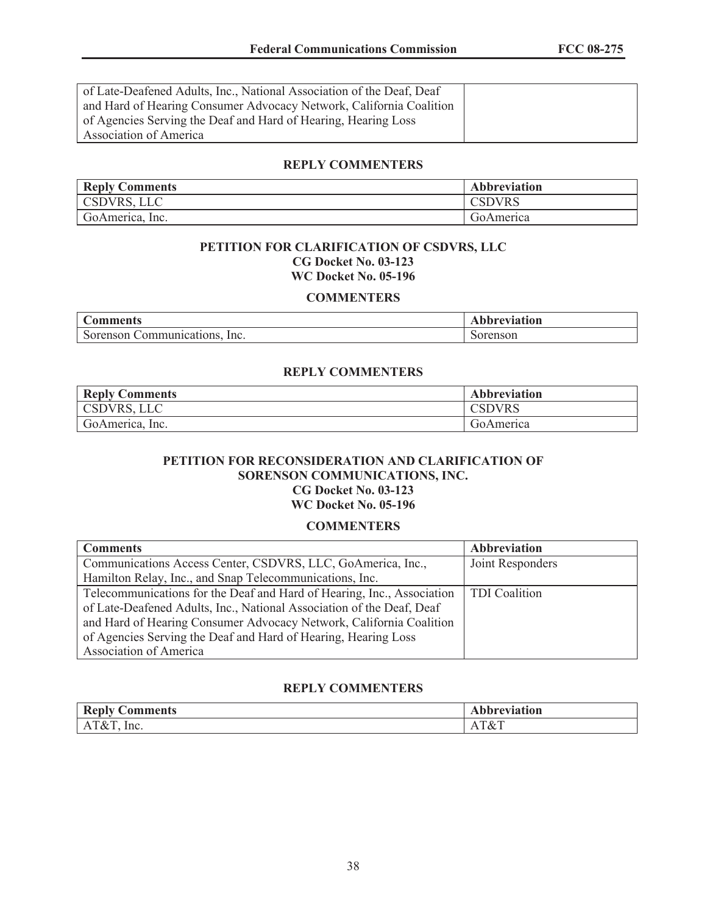| | |
|---|---|
| of Late-Deafened Adults, Inc., National Association of the Deaf, Deaf and Hard of Hearing Consumer Advocacy Network, California Coalition of Agencies Serving the Deaf and Hard of Hearing, Hearing Loss Association of America | |

**REPLY COMMENTERS**

| Reply Comments | Abbreviation |
|---|---|
| CSDVRS, LLC | CSDVRS |
| GoAmerica, Inc. | GoAmerica |

**PETITION FOR CLARIFICATION OF CSDVRS, LLC**
**CG Docket No. 03-123**
**WC Docket No. 05-196**

**COMMENTERS**

| Comments | Abbreviation |
|---|---|
| Sorenson Communications, Inc. | Sorenson |

**REPLY COMMENTERS**

| Reply Comments | Abbreviation |
|---|---|
| CSDVRS, LLC | CSDVRS |
| GoAmerica, Inc. | GoAmerica |

**PETITION FOR RECONSIDERATION AND CLARIFICATION OF SORENSON COMMUNICATIONS, INC.**
**CG Docket No. 03-123**
**WC Docket No. 05-196**

**COMMENTERS**

| Comments | Abbreviation |
|---|---|
| Communications Access Center, CSDVRS, LLC, GoAmerica, Inc., Hamilton Relay, Inc., and Snap Telecommunications, Inc. | Joint Responders |
| Telecommunications for the Deaf and Hard of Hearing, Inc., Association of Late-Deafened Adults, Inc., National Association of the Deaf, Deaf and Hard of Hearing Consumer Advocacy Network, California Coalition of Agencies Serving the Deaf and Hard of Hearing, Hearing Loss Association of America | TDI Coalition |

**REPLY COMMENTERS**

| Reply Comments | Abbreviation |
|---|---|
| AT&T, Inc. | AT&T |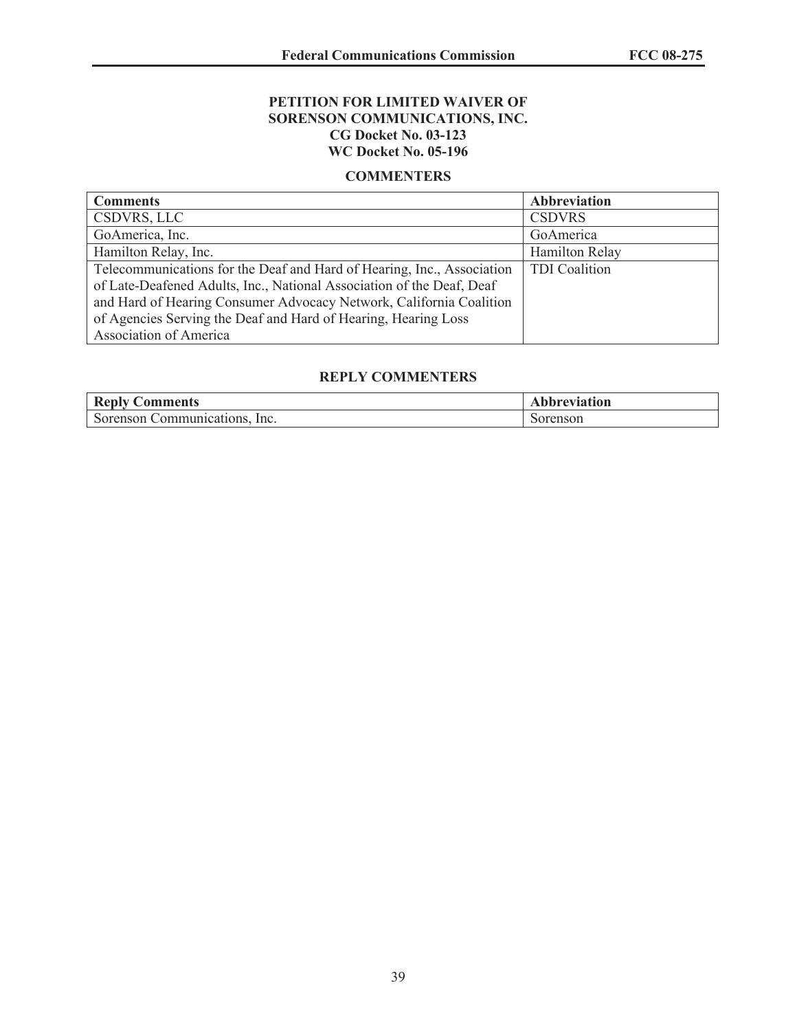**PETITION FOR LIMITED WAIVER OF**
**SORENSON COMMUNICATIONS, INC.**
**CG Docket No. 03-123**
**WC Docket No. 05-196**

**COMMENTERS**

| **Comments** | **Abbreviation** |
|---|---|
| CSDVRS, LLC | CSDVRS |
| GoAmerica, Inc. | GoAmerica |
| Hamilton Relay, Inc. | Hamilton Relay |
| Telecommunications for the Deaf and Hard of Hearing, Inc., Association of Late-Deafened Adults, Inc., National Association of the Deaf, Deaf and Hard of Hearing Consumer Advocacy Network, California Coalition of Agencies Serving the Deaf and Hard of Hearing, Hearing Loss Association of America | TDI Coalition |

**REPLY COMMENTERS**

| **Reply Comments** | **Abbreviation** |
|---|---|
| Sorenson Communications, Inc. | Sorenson |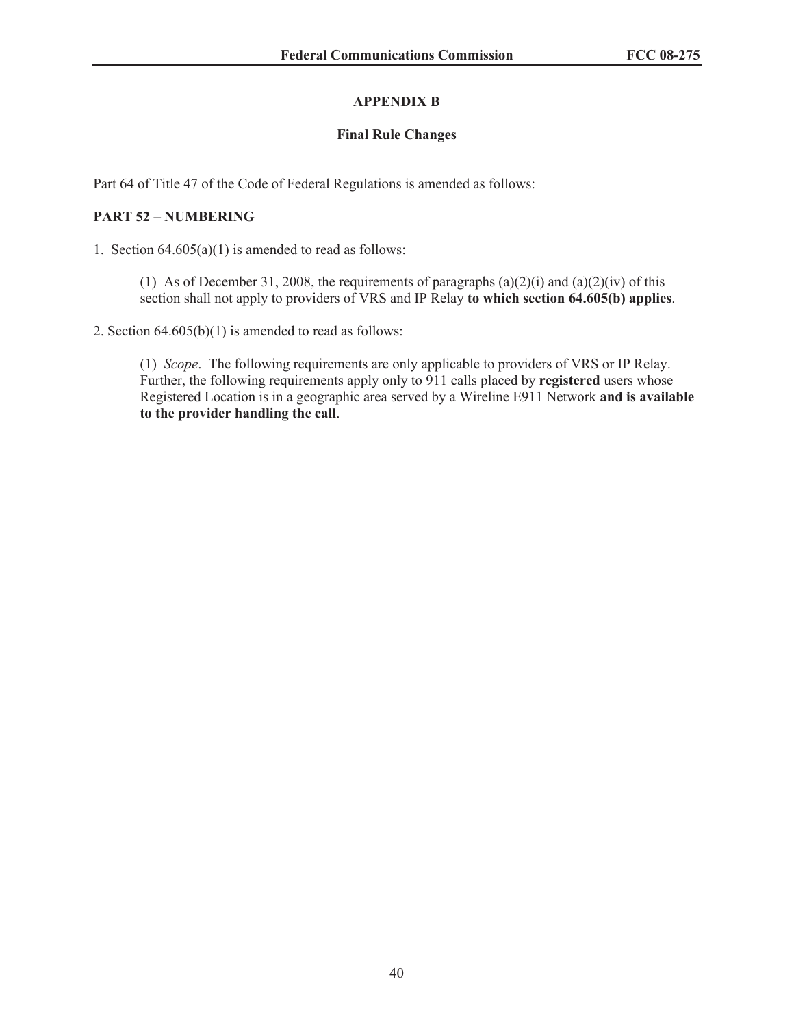## APPENDIX B

### Final Rule Changes

Part 64 of Title 47 of the Code of Federal Regulations is amended as follows:

**PART 52 – NUMBERING**

1. Section 64.605(a)(1) is amended to read as follows:

> (1) As of December 31, 2008, the requirements of paragraphs (a)(2)(i) and (a)(2)(iv) of this section shall not apply to providers of VRS and IP Relay **to which section 64.605(b) applies**.

2. Section 64.605(b)(1) is amended to read as follows:

> (1) *Scope*. The following requirements are only applicable to providers of VRS or IP Relay. Further, the following requirements apply only to 911 calls placed by **registered** users whose Registered Location is in a geographic area served by a Wireline E911 Network **and is available to the provider handling the call**.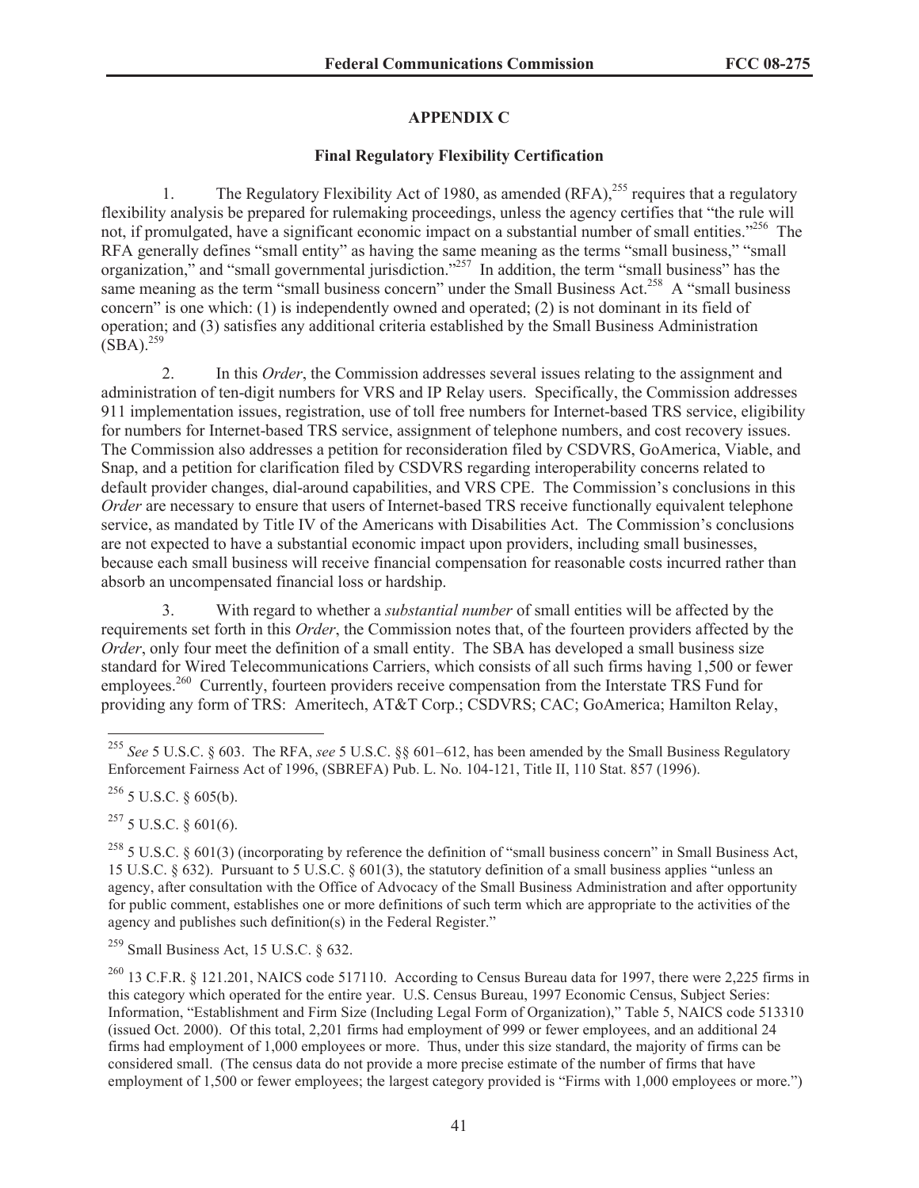## APPENDIX C

### Final Regulatory Flexibility Certification

1. The Regulatory Flexibility Act of 1980, as amended (RFA),[255] requires that a regulatory flexibility analysis be prepared for rulemaking proceedings, unless the agency certifies that "the rule will not, if promulgated, have a significant economic impact on a substantial number of small entities."[256] The RFA generally defines "small entity" as having the same meaning as the terms "small business," "small organization," and "small governmental jurisdiction."[257] In addition, the term "small business" has the same meaning as the term "small business concern" under the Small Business Act.[258] A "small business concern" is one which: (1) is independently owned and operated; (2) is not dominant in its field of operation; and (3) satisfies any additional criteria established by the Small Business Administration (SBA).[259]

2. In this *Order*, the Commission addresses several issues relating to the assignment and administration of ten-digit numbers for VRS and IP Relay users. Specifically, the Commission addresses 911 implementation issues, registration, use of toll free numbers for Internet-based TRS service, eligibility for numbers for Internet-based TRS service, assignment of telephone numbers, and cost recovery issues. The Commission also addresses a petition for reconsideration filed by CSDVRS, GoAmerica, Viable, and Snap, and a petition for clarification filed by CSDVRS regarding interoperability concerns related to default provider changes, dial-around capabilities, and VRS CPE. The Commission's conclusions in this *Order* are necessary to ensure that users of Internet-based TRS receive functionally equivalent telephone service, as mandated by Title IV of the Americans with Disabilities Act. The Commission's conclusions are not expected to have a substantial economic impact upon providers, including small businesses, because each small business will receive financial compensation for reasonable costs incurred rather than absorb an uncompensated financial loss or hardship.

3. With regard to whether a *substantial number* of small entities will be affected by the requirements set forth in this *Order*, the Commission notes that, of the fourteen providers affected by the *Order*, only four meet the definition of a small entity. The SBA has developed a small business size standard for Wired Telecommunications Carriers, which consists of all such firms having 1,500 or fewer employees.[260] Currently, fourteen providers receive compensation from the Interstate TRS Fund for providing any form of TRS: Ameritech, AT&T Corp.; CSDVRS; CAC; GoAmerica; Hamilton Relay,

---

[255] *See* 5 U.S.C. § 603. The RFA, *see* 5 U.S.C. §§ 601–612, has been amended by the Small Business Regulatory Enforcement Fairness Act of 1996, (SBREFA) Pub. L. No. 104-121, Title II, 110 Stat. 857 (1996).

[256] 5 U.S.C. § 605(b).

[257] 5 U.S.C. § 601(6).

[258] 5 U.S.C. § 601(3) (incorporating by reference the definition of "small business concern" in Small Business Act, 15 U.S.C. § 632). Pursuant to 5 U.S.C. § 601(3), the statutory definition of a small business applies "unless an agency, after consultation with the Office of Advocacy of the Small Business Administration and after opportunity for public comment, establishes one or more definitions of such term which are appropriate to the activities of the agency and publishes such definition(s) in the Federal Register."

[259] Small Business Act, 15 U.S.C. § 632.

[260] 13 C.F.R. § 121.201, NAICS code 517110. According to Census Bureau data for 1997, there were 2,225 firms in this category which operated for the entire year. U.S. Census Bureau, 1997 Economic Census, Subject Series: Information, "Establishment and Firm Size (Including Legal Form of Organization)," Table 5, NAICS code 513310 (issued Oct. 2000). Of this total, 2,201 firms had employment of 999 or fewer employees, and an additional 24 firms had employment of 1,000 employees or more. Thus, under this size standard, the majority of firms can be considered small. (The census data do not provide a more precise estimate of the number of firms that have employment of 1,500 or fewer employees; the largest category provided is "Firms with 1,000 employees or more.")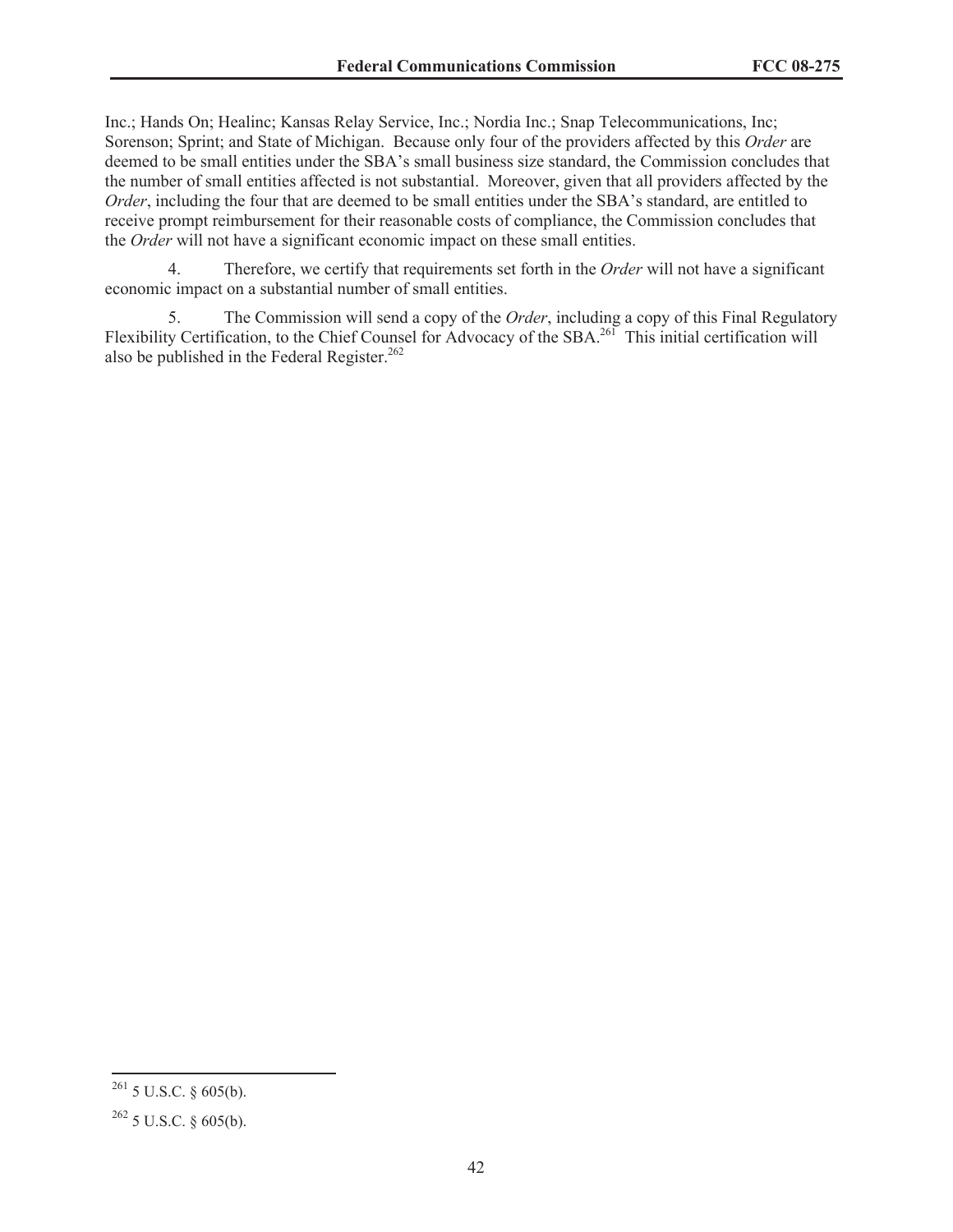Inc.; Hands On; Healinc; Kansas Relay Service, Inc.; Nordia Inc.; Snap Telecommunications, Inc; Sorenson; Sprint; and State of Michigan. Because only four of the providers affected by this *Order* are deemed to be small entities under the SBA's small business size standard, the Commission concludes that the number of small entities affected is not substantial. Moreover, given that all providers affected by the *Order*, including the four that are deemed to be small entities under the SBA's standard, are entitled to receive prompt reimbursement for their reasonable costs of compliance, the Commission concludes that the *Order* will not have a significant economic impact on these small entities.

4. Therefore, we certify that requirements set forth in the *Order* will not have a significant economic impact on a substantial number of small entities.

5. The Commission will send a copy of the *Order*, including a copy of this Final Regulatory Flexibility Certification, to the Chief Counsel for Advocacy of the SBA.[261] This initial certification will also be published in the Federal Register.[262]

---

[261] 5 U.S.C. § 605(b).

[262] 5 U.S.C. § 605(b).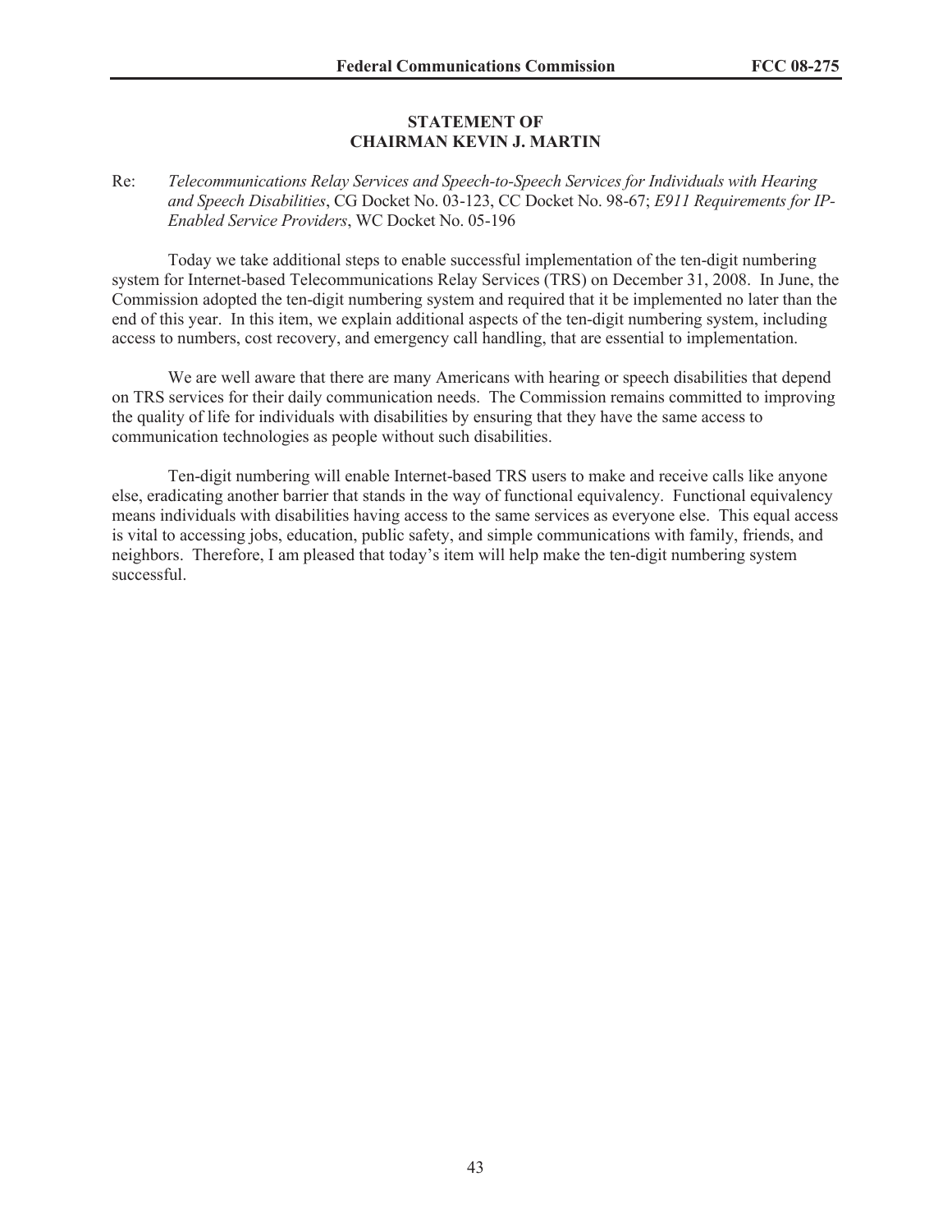## STATEMENT OF CHAIRMAN KEVIN J. MARTIN

Re: *Telecommunications Relay Services and Speech-to-Speech Services for Individuals with Hearing and Speech Disabilities*, CG Docket No. 03-123, CC Docket No. 98-67; *E911 Requirements for IP-Enabled Service Providers*, WC Docket No. 05-196

Today we take additional steps to enable successful implementation of the ten-digit numbering system for Internet-based Telecommunications Relay Services (TRS) on December 31, 2008. In June, the Commission adopted the ten-digit numbering system and required that it be implemented no later than the end of this year. In this item, we explain additional aspects of the ten-digit numbering system, including access to numbers, cost recovery, and emergency call handling, that are essential to implementation.

We are well aware that there are many Americans with hearing or speech disabilities that depend on TRS services for their daily communication needs. The Commission remains committed to improving the quality of life for individuals with disabilities by ensuring that they have the same access to communication technologies as people without such disabilities.

Ten-digit numbering will enable Internet-based TRS users to make and receive calls like anyone else, eradicating another barrier that stands in the way of functional equivalency. Functional equivalency means individuals with disabilities having access to the same services as everyone else. This equal access is vital to accessing jobs, education, public safety, and simple communications with family, friends, and neighbors. Therefore, I am pleased that today's item will help make the ten-digit numbering system successful.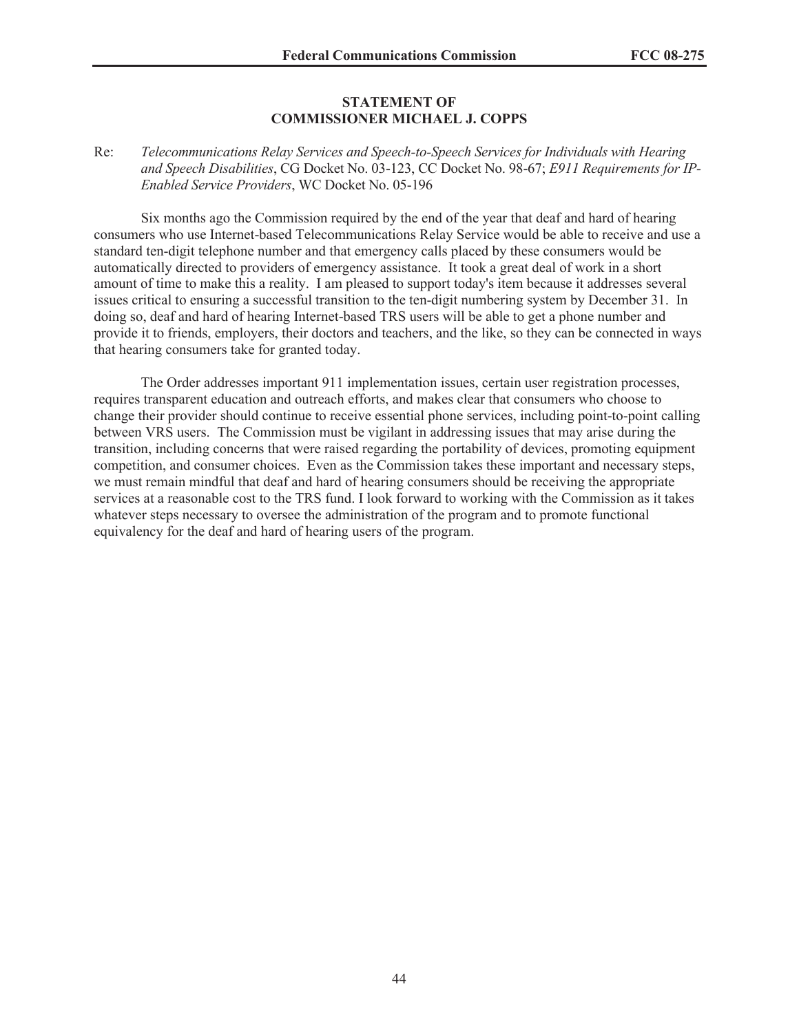**STATEMENT OF**
**COMMISSIONER MICHAEL J. COPPS**

Re: *Telecommunications Relay Services and Speech-to-Speech Services for Individuals with Hearing and Speech Disabilities*, CG Docket No. 03-123, CC Docket No. 98-67; *E911 Requirements for IP-Enabled Service Providers*, WC Docket No. 05-196

Six months ago the Commission required by the end of the year that deaf and hard of hearing consumers who use Internet-based Telecommunications Relay Service would be able to receive and use a standard ten-digit telephone number and that emergency calls placed by these consumers would be automatically directed to providers of emergency assistance. It took a great deal of work in a short amount of time to make this a reality. I am pleased to support today's item because it addresses several issues critical to ensuring a successful transition to the ten-digit numbering system by December 31. In doing so, deaf and hard of hearing Internet-based TRS users will be able to get a phone number and provide it to friends, employers, their doctors and teachers, and the like, so they can be connected in ways that hearing consumers take for granted today.

The Order addresses important 911 implementation issues, certain user registration processes, requires transparent education and outreach efforts, and makes clear that consumers who choose to change their provider should continue to receive essential phone services, including point-to-point calling between VRS users. The Commission must be vigilant in addressing issues that may arise during the transition, including concerns that were raised regarding the portability of devices, promoting equipment competition, and consumer choices. Even as the Commission takes these important and necessary steps, we must remain mindful that deaf and hard of hearing consumers should be receiving the appropriate services at a reasonable cost to the TRS fund. I look forward to working with the Commission as it takes whatever steps necessary to oversee the administration of the program and to promote functional equivalency for the deaf and hard of hearing users of the program.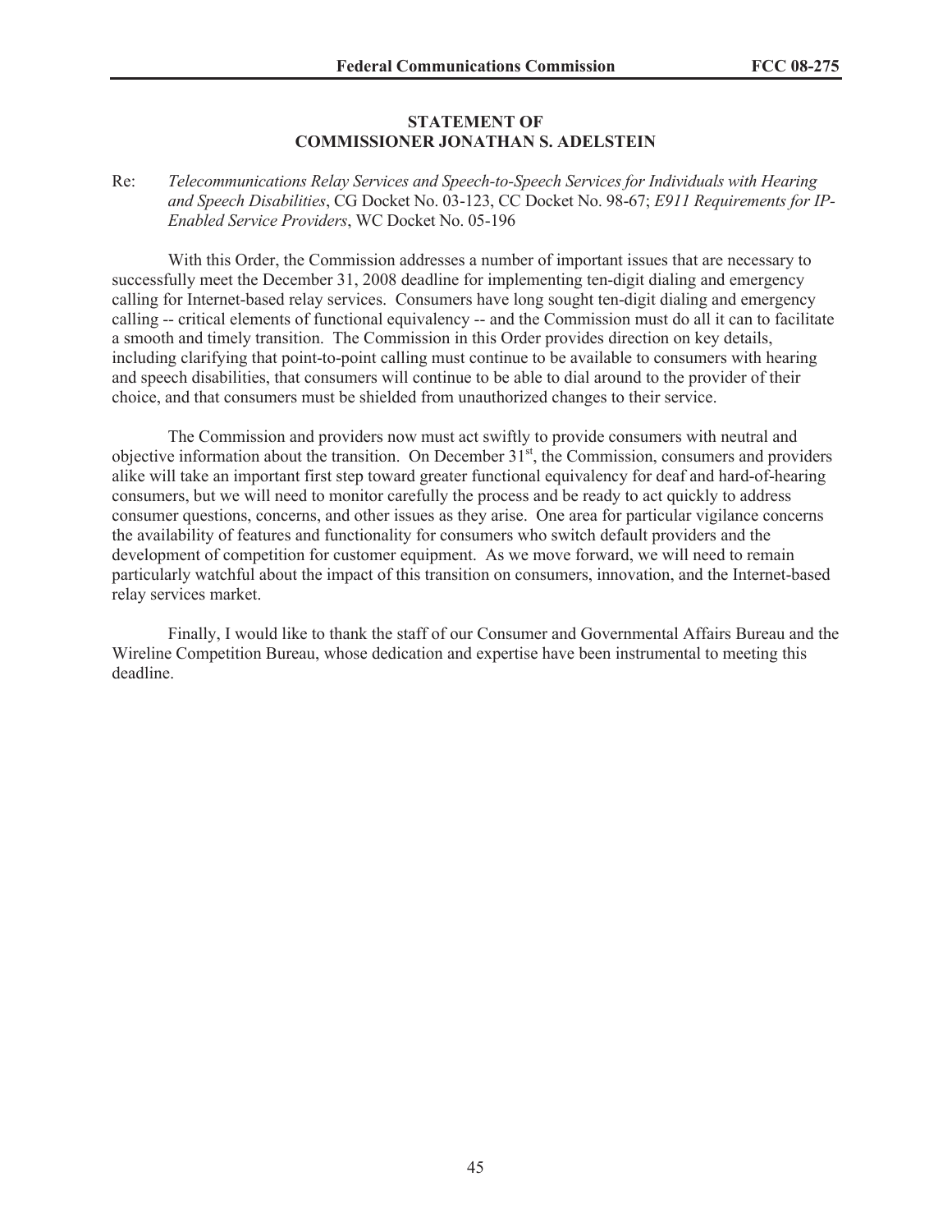**STATEMENT OF**
**COMMISSIONER JONATHAN S. ADELSTEIN**

Re: *Telecommunications Relay Services and Speech-to-Speech Services for Individuals with Hearing and Speech Disabilities*, CG Docket No. 03-123, CC Docket No. 98-67; *E911 Requirements for IP-Enabled Service Providers*, WC Docket No. 05-196

With this Order, the Commission addresses a number of important issues that are necessary to successfully meet the December 31, 2008 deadline for implementing ten-digit dialing and emergency calling for Internet-based relay services. Consumers have long sought ten-digit dialing and emergency calling -- critical elements of functional equivalency -- and the Commission must do all it can to facilitate a smooth and timely transition. The Commission in this Order provides direction on key details, including clarifying that point-to-point calling must continue to be available to consumers with hearing and speech disabilities, that consumers will continue to be able to dial around to the provider of their choice, and that consumers must be shielded from unauthorized changes to their service.

The Commission and providers now must act swiftly to provide consumers with neutral and objective information about the transition. On December 31st, the Commission, consumers and providers alike will take an important first step toward greater functional equivalency for deaf and hard-of-hearing consumers, but we will need to monitor carefully the process and be ready to act quickly to address consumer questions, concerns, and other issues as they arise. One area for particular vigilance concerns the availability of features and functionality for consumers who switch default providers and the development of competition for customer equipment. As we move forward, we will need to remain particularly watchful about the impact of this transition on consumers, innovation, and the Internet-based relay services market.

Finally, I would like to thank the staff of our Consumer and Governmental Affairs Bureau and the Wireline Competition Bureau, whose dedication and expertise have been instrumental to meeting this deadline.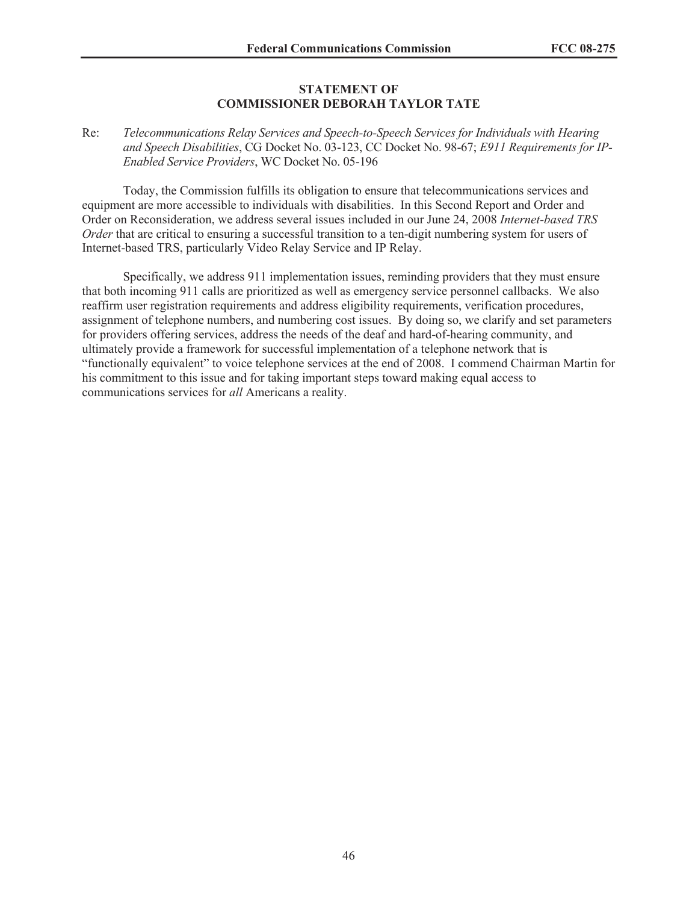## STATEMENT OF
## COMMISSIONER DEBORAH TAYLOR TATE

Re: *Telecommunications Relay Services and Speech-to-Speech Services for Individuals with Hearing and Speech Disabilities*, CG Docket No. 03-123, CC Docket No. 98-67; *E911 Requirements for IP-Enabled Service Providers*, WC Docket No. 05-196

Today, the Commission fulfills its obligation to ensure that telecommunications services and equipment are more accessible to individuals with disabilities. In this Second Report and Order and Order on Reconsideration, we address several issues included in our June 24, 2008 *Internet-based TRS Order* that are critical to ensuring a successful transition to a ten-digit numbering system for users of Internet-based TRS, particularly Video Relay Service and IP Relay.

Specifically, we address 911 implementation issues, reminding providers that they must ensure that both incoming 911 calls are prioritized as well as emergency service personnel callbacks. We also reaffirm user registration requirements and address eligibility requirements, verification procedures, assignment of telephone numbers, and numbering cost issues. By doing so, we clarify and set parameters for providers offering services, address the needs of the deaf and hard-of-hearing community, and ultimately provide a framework for successful implementation of a telephone network that is "functionally equivalent" to voice telephone services at the end of 2008. I commend Chairman Martin for his commitment to this issue and for taking important steps toward making equal access to communications services for *all* Americans a reality.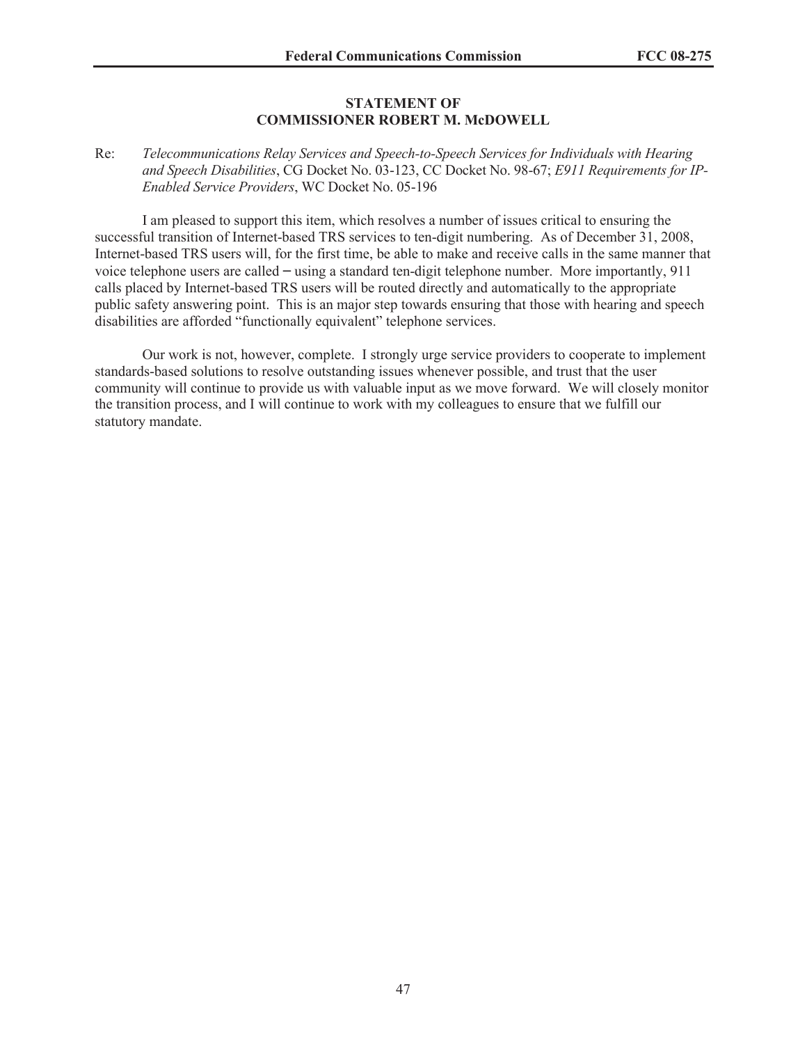**STATEMENT OF**
**COMMISSIONER ROBERT M. McDOWELL**

Re: *Telecommunications Relay Services and Speech-to-Speech Services for Individuals with Hearing and Speech Disabilities*, CG Docket No. 03-123, CC Docket No. 98-67; *E911 Requirements for IP-Enabled Service Providers*, WC Docket No. 05-196

I am pleased to support this item, which resolves a number of issues critical to ensuring the successful transition of Internet-based TRS services to ten-digit numbering. As of December 31, 2008, Internet-based TRS users will, for the first time, be able to make and receive calls in the same manner that voice telephone users are called – using a standard ten-digit telephone number. More importantly, 911 calls placed by Internet-based TRS users will be routed directly and automatically to the appropriate public safety answering point. This is an major step towards ensuring that those with hearing and speech disabilities are afforded "functionally equivalent" telephone services.

Our work is not, however, complete. I strongly urge service providers to cooperate to implement standards-based solutions to resolve outstanding issues whenever possible, and trust that the user community will continue to provide us with valuable input as we move forward. We will closely monitor the transition process, and I will continue to work with my colleagues to ensure that we fulfill our statutory mandate.